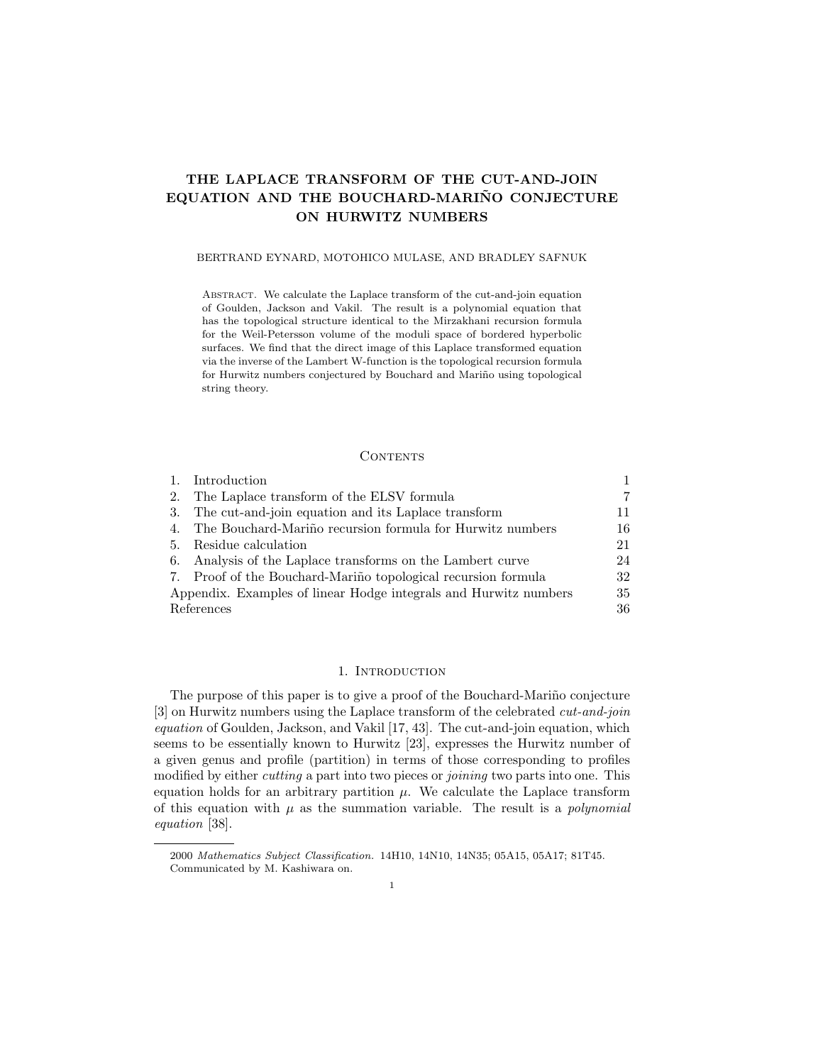# THE LAPLACE TRANSFORM OF THE CUT-AND-JOIN EQUATION AND THE BOUCHARD-MARIÑO CONJECTURE ON HURWITZ NUMBERS

BERTRAND EYNARD, MOTOHICO MULASE, AND BRADLEY SAFNUK

Abstract. We calculate the Laplace transform of the cut-and-join equation of Goulden, Jackson and Vakil. The result is a polynomial equation that has the topological structure identical to the Mirzakhani recursion formula for the Weil-Petersson volume of the moduli space of bordered hyperbolic surfaces. We find that the direct image of this Laplace transformed equation via the inverse of the Lambert W-function is the topological recursion formula for Hurwitz numbers conjectured by Bouchard and Mariño using topological string theory.

## Contents

| | |
|---|---|
| 1. Introduction | 1 |
| 2. The Laplace transform of the ELSV formula | 7 |
| 3. The cut-and-join equation and its Laplace transform | 11 |
| 4. The Bouchard-Mariño recursion formula for Hurwitz numbers | 16 |
| 5. Residue calculation | 21 |
| 6. Analysis of the Laplace transforms on the Lambert curve | 24 |
| 7. Proof of the Bouchard-Mariño topological recursion formula | 32 |
| Appendix. Examples of linear Hodge integrals and Hurwitz numbers | 35 |
| References | 36 |

## 1. Introduction

The purpose of this paper is to give a proof of the Bouchard-Mariño conjecture [3] on Hurwitz numbers using the Laplace transform of the celebrated *cut-and-join equation* of Goulden, Jackson, and Vakil [17, 43]. The cut-and-join equation, which seems to be essentially known to Hurwitz [23], expresses the Hurwitz number of a given genus and profile (partition) in terms of those corresponding to profiles modified by either *cutting* a part into two pieces or *joining* two parts into one. This equation holds for an arbitrary partition $\mu$. We calculate the Laplace transform of this equation with $\mu$ as the summation variable. The result is a *polynomial equation* [38].

2000 *Mathematics Subject Classification.* 14H10, 14N10, 14N35; 05A15, 05A17; 81T45.
Communicated by M. Kashiwara on.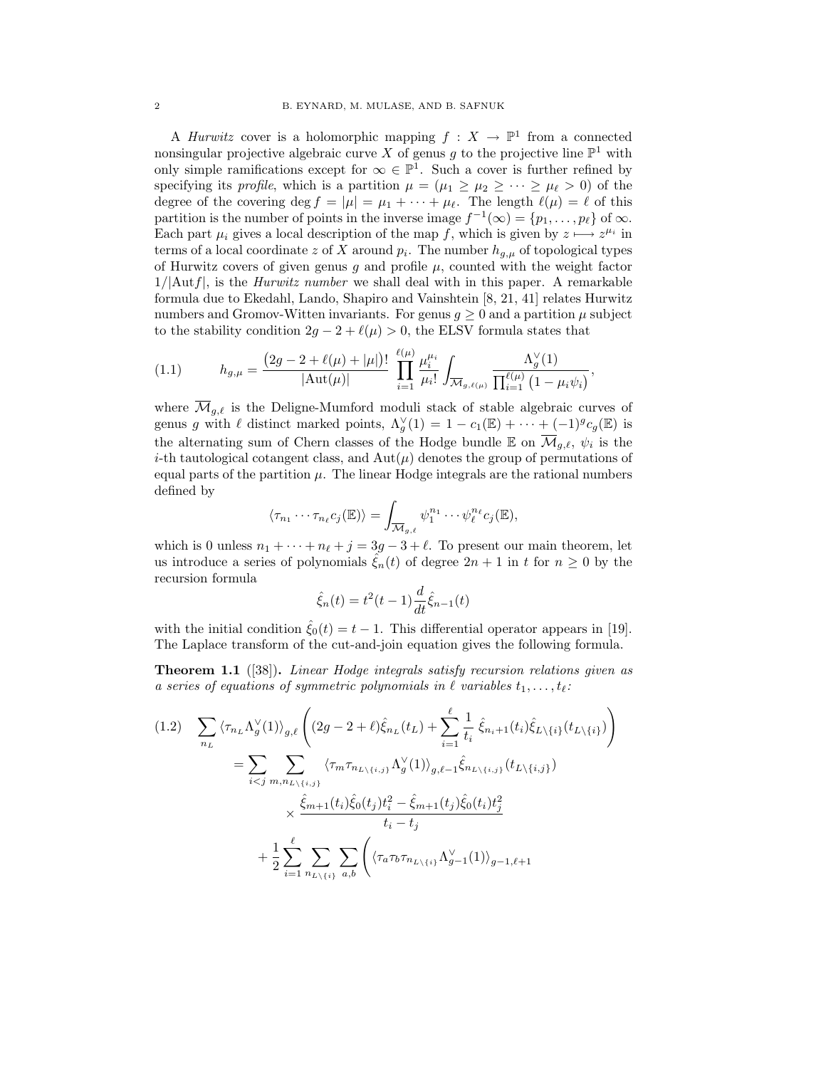A *Hurwitz* cover is a holomorphic mapping $f : X \to \mathbb{P}^1$ from a connected nonsingular projective algebraic curve $X$ of genus $g$ to the projective line $\mathbb{P}^1$ with only simple ramifications except for $\infty \in \mathbb{P}^1$. Such a cover is further refined by specifying its *profile*, which is a partition $\mu = (\mu_1 \geq \mu_2 \geq \cdots \geq \mu_\ell > 0)$ of the degree of the covering $\deg f = |\mu| = \mu_1 + \cdots + \mu_\ell$. The length $\ell(\mu) = \ell$ of this partition is the number of points in the inverse image $f^{-1}(\infty) = \{p_1, \ldots, p_\ell\}$ of $\infty$. Each part $\mu_i$ gives a local description of the map $f$, which is given by $z \longmapsto z^{\mu_i}$ in terms of a local coordinate $z$ of $X$ around $p_i$. The number $h_{g,\mu}$ of topological types of Hurwitz covers of given genus $g$ and profile $\mu$, counted with the weight factor $1/|\mathrm{Aut} f|$, is the *Hurwitz number* we shall deal with in this paper. A remarkable formula due to Ekedahl, Lando, Shapiro and Vainshtein [8, 21, 41] relates Hurwitz numbers and Gromov-Witten invariants. For genus $g \geq 0$ and a partition $\mu$ subject to the stability condition $2g - 2 + \ell(\mu) > 0$, the ELSV formula states that

$$h_{g,\mu} = \frac{\big(2g-2+\ell(\mu)+|\mu|\big)!}{|\mathrm{Aut}(\mu)|} \prod_{i=1}^{\ell(\mu)} \frac{\mu_i^{\mu_i}}{\mu_i!} \int_{\overline{\mathcal{M}}_{g,\ell(\mu)}} \frac{\Lambda_g^\vee(1)}{\prod_{i=1}^{\ell(\mu)} \big(1-\mu_i\psi_i\big)}, \tag{1.1}$$

where $\overline{\mathcal{M}}_{g,\ell}$ is the Deligne-Mumford moduli stack of stable algebraic curves of genus $g$ with $\ell$ distinct marked points, $\Lambda_g^\vee(1) = 1 - c_1(\mathbb{E}) + \cdots + (-1)^g c_g(\mathbb{E})$ is the alternating sum of Chern classes of the Hodge bundle $\mathbb{E}$ on $\overline{\mathcal{M}}_{g,\ell}$, $\psi_i$ is the $i$-th tautological cotangent class, and $\mathrm{Aut}(\mu)$ denotes the group of permutations of equal parts of the partition $\mu$. The linear Hodge integrals are the rational numbers defined by

$$\langle \tau_{n_1} \cdots \tau_{n_\ell} c_j(\mathbb{E}) \rangle = \int_{\overline{\mathcal{M}}_{g,\ell}} \psi_1^{n_1} \cdots \psi_\ell^{n_\ell} c_j(\mathbb{E}),$$

which is 0 unless $n_1 + \cdots + n_\ell + j = 3g - 3 + \ell$. To present our main theorem, let us introduce a series of polynomials $\hat{\xi}_n(t)$ of degree $2n+1$ in $t$ for $n \geq 0$ by the recursion formula

$$\hat{\xi}_n(t) = t^2(t-1)\frac{d}{dt}\hat{\xi}_{n-1}(t)$$

with the initial condition $\hat{\xi}_0(t) = t - 1$. This differential operator appears in [19]. The Laplace transform of the cut-and-join equation gives the following formula.

**Theorem 1.1** ([38]). *Linear Hodge integrals satisfy recursion relations given as a series of equations of symmetric polynomials in $\ell$ variables $t_1, \ldots, t_\ell$:*

$$\begin{aligned}
\sum_{n_L} \langle \tau_{n_L} \Lambda_g^\vee(1) \rangle_{g,\ell} & \left( (2g-2+\ell)\hat{\xi}_{n_L}(t_L) + \sum_{i=1}^{\ell} \frac{1}{t_i}\, \hat{\xi}_{n_i+1}(t_i)\hat{\xi}_{L\setminus\{i\}}(t_{L\setminus\{i\}}) \right) \\
&= \sum_{i<j} \sum_{m, n_{L\setminus\{i,j\}}} \langle \tau_m \tau_{n_{L\setminus\{i,j\}}} \Lambda_g^\vee(1) \rangle_{g,\ell-1} \hat{\xi}_{n_{L\setminus\{i,j\}}}(t_{L\setminus\{i,j\}}) \\
&\qquad \times \frac{\hat{\xi}_{m+1}(t_i)\hat{\xi}_0(t_j)t_i^2 - \hat{\xi}_{m+1}(t_j)\hat{\xi}_0(t_i)t_j^2}{t_i - t_j} \\
&\quad + \frac{1}{2}\sum_{i=1}^{\ell} \sum_{n_{L\setminus\{i\}}} \sum_{a,b} \bigg( \langle \tau_a \tau_b \tau_{n_{L\setminus\{i\}}} \Lambda_{g-1}^\vee(1) \rangle_{g-1,\ell+1}
\end{aligned}$$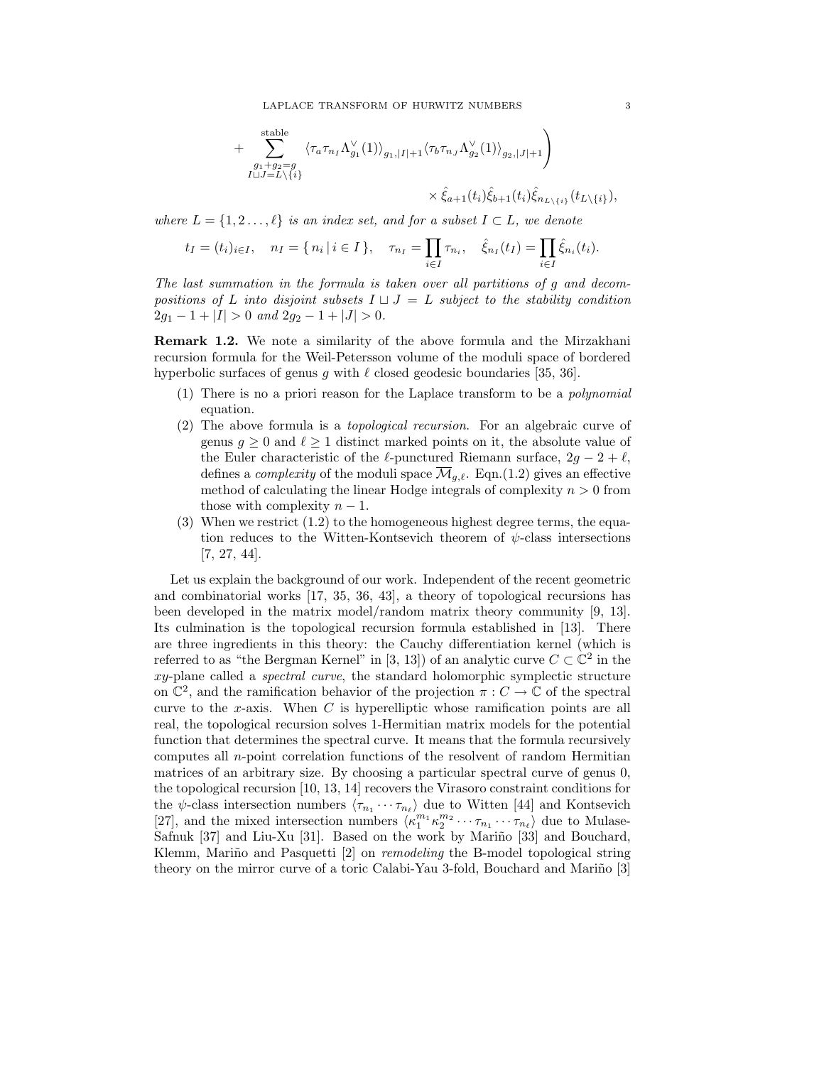$$+\sum_{\substack{g_1+g_2=g\\ I\sqcup J=L\setminus\{i\}}}^{\text{stable}} \langle \tau_a \tau_{n_I} \Lambda_{g_1}^\vee(1)\rangle_{g_1,|I|+1} \langle \tau_b \tau_{n_J} \Lambda_{g_2}^\vee(1)\rangle_{g_2,|J|+1}\Bigg)$$

$$\times\, \hat{\xi}_{a+1}(t_i)\hat{\xi}_{b+1}(t_i)\hat{\xi}_{n_{L\setminus\{i\}}}(t_{L\setminus\{i\}}),$$

*where $L = \{1, 2 \dots, \ell\}$ is an index set, and for a subset $I \subset L$, we denote*

$$t_I = (t_i)_{i\in I}, \quad n_I = \{\, n_i \mid i \in I \,\}, \quad \tau_{n_I} = \prod_{i\in I} \tau_{n_i}, \quad \hat{\xi}_{n_I}(t_I) = \prod_{i\in I} \hat{\xi}_{n_i}(t_i).$$

*The last summation in the formula is taken over all partitions of $g$ and decompositions of $L$ into disjoint subsets $I \sqcup J = L$ subject to the stability condition $2g_1 - 1 + |I| > 0$ and $2g_2 - 1 + |J| > 0$.*

**Remark 1.2.** We note a similarity of the above formula and the Mirzakhani recursion formula for the Weil-Petersson volume of the moduli space of bordered hyperbolic surfaces of genus $g$ with $\ell$ closed geodesic boundaries [35, 36].

1. There is no a priori reason for the Laplace transform to be a *polynomial* equation.
2. The above formula is a *topological recursion*. For an algebraic curve of genus $g \geq 0$ and $\ell \geq 1$ distinct marked points on it, the absolute value of the Euler characteristic of the $\ell$-punctured Riemann surface, $2g - 2 + \ell$, defines a *complexity* of the moduli space $\overline{\mathcal{M}}_{g,\ell}$. Eqn.(1.2) gives an effective method of calculating the linear Hodge integrals of complexity $n > 0$ from those with complexity $n - 1$.
3. When we restrict (1.2) to the homogeneous highest degree terms, the equation reduces to the Witten-Kontsevich theorem of $\psi$-class intersections [7, 27, 44].

Let us explain the background of our work. Independent of the recent geometric and combinatorial works [17, 35, 36, 43], a theory of topological recursions has been developed in the matrix model/random matrix theory community [9, 13]. Its culmination is the topological recursion formula established in [13]. There are three ingredients in this theory: the Cauchy differentiation kernel (which is referred to as "the Bergman Kernel" in [3, 13]) of an analytic curve $C \subset \mathbb{C}^2$ in the $xy$-plane called a *spectral curve*, the standard holomorphic symplectic structure on $\mathbb{C}^2$, and the ramification behavior of the projection $\pi : C \to \mathbb{C}$ of the spectral curve to the $x$-axis. When $C$ is hyperelliptic whose ramification points are all real, the topological recursion solves 1-Hermitian matrix models for the potential function that determines the spectral curve. It means that the formula recursively computes all $n$-point correlation functions of the resolvent of random Hermitian matrices of an arbitrary size. By choosing a particular spectral curve of genus 0, the topological recursion [10, 13, 14] recovers the Virasoro constraint conditions for the $\psi$-class intersection numbers $\langle \tau_{n_1} \cdots \tau_{n_\ell} \rangle$ due to Witten [44] and Kontsevich [27], and the mixed intersection numbers $\langle \kappa_1^{m_1} \kappa_2^{m_2} \cdots \tau_{n_1} \cdots \tau_{n_\ell} \rangle$ due to Mulase-Safnuk [37] and Liu-Xu [31]. Based on the work by Mariño [33] and Bouchard, Klemm, Mariño and Pasquetti [2] on *remodeling* the B-model topological string theory on the mirror curve of a toric Calabi-Yau 3-fold, Bouchard and Mariño [3]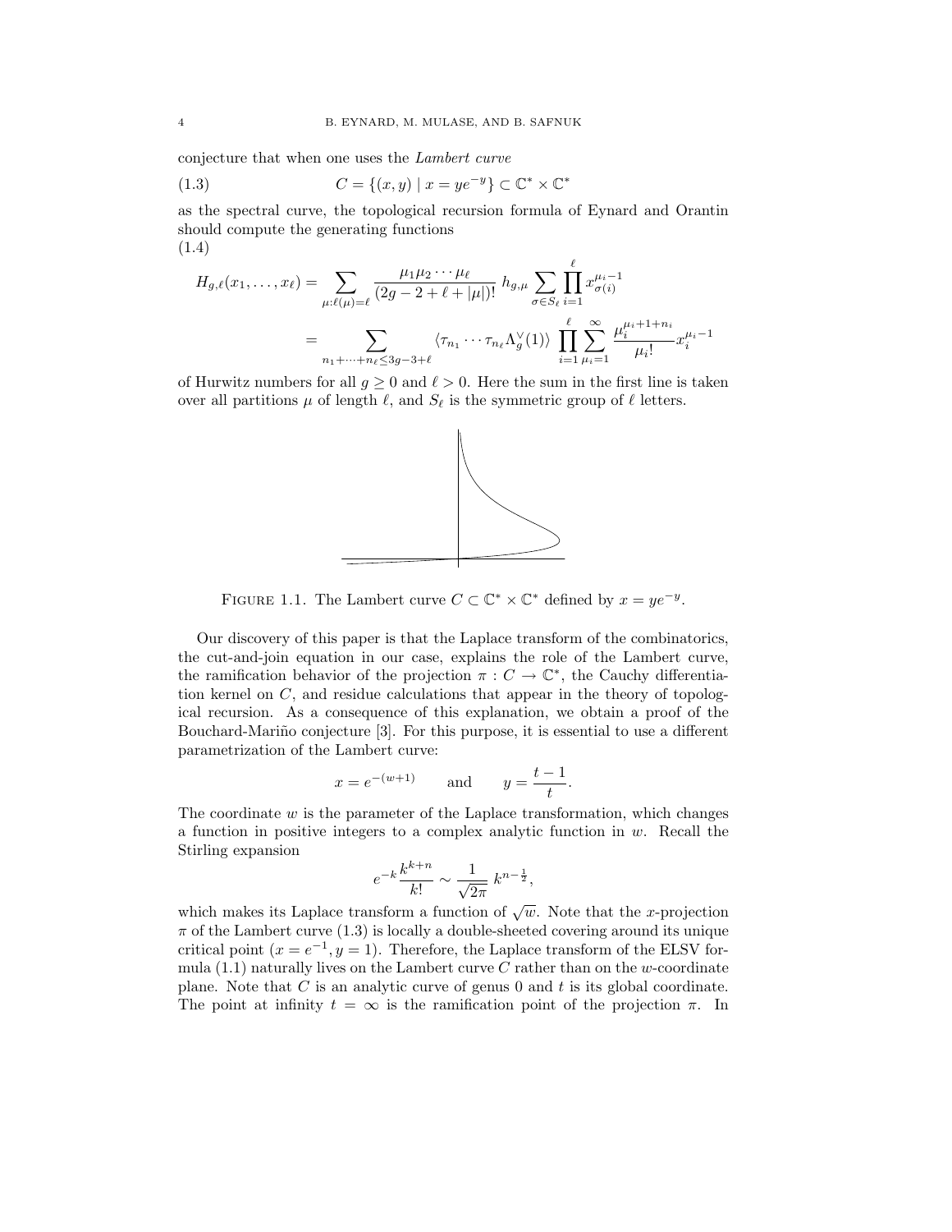conjecture that when one uses the *Lambert curve*

$$C = \{(x,y) \mid x = ye^{-y}\} \subset \mathbb{C}^* \times \mathbb{C}^* \tag{1.3}$$

as the spectral curve, the topological recursion formula of Eynard and Orantin should compute the generating functions

$$\begin{aligned}
H_{g,\ell}(x_1,\dots,x_\ell) &= \sum_{\mu:\ell(\mu)=\ell} \frac{\mu_1\mu_2\cdots\mu_\ell}{(2g-2+\ell+|\mu|)!}\, h_{g,\mu} \sum_{\sigma\in S_\ell} \prod_{i=1}^{\ell} x_{\sigma(i)}^{\mu_i-1} \\
&= \sum_{n_1+\cdots+n_\ell\le 3g-3+\ell} \langle \tau_{n_1}\cdots\tau_{n_\ell}\Lambda_g^\vee(1)\rangle \prod_{i=1}^{\ell}\sum_{\mu_i=1}^{\infty} \frac{\mu_i^{\mu_i+1+n_i}}{\mu_i!} x_i^{\mu_i-1}
\end{aligned} \tag{1.4}$$

of Hurwitz numbers for all $g \ge 0$ and $\ell > 0$. Here the sum in the first line is taken over all partitions $\mu$ of length $\ell$, and $S_\ell$ is the symmetric group of $\ell$ letters.

FIGURE 1.1. The Lambert curve $C \subset \mathbb{C}^* \times \mathbb{C}^*$ defined by $x = ye^{-y}$.

Our discovery of this paper is that the Laplace transform of the combinatorics, the cut-and-join equation in our case, explains the role of the Lambert curve, the ramification behavior of the projection $\pi : C \to \mathbb{C}^*$, the Cauchy differentiation kernel on $C$, and residue calculations that appear in the theory of topological recursion. As a consequence of this explanation, we obtain a proof of the Bouchard-Mariño conjecture [3]. For this purpose, it is essential to use a different parametrization of the Lambert curve:

$$x = e^{-(w+1)} \qquad \text{and} \qquad y = \frac{t-1}{t}.$$

The coordinate $w$ is the parameter of the Laplace transformation, which changes a function in positive integers to a complex analytic function in $w$. Recall the Stirling expansion

$$e^{-k}\frac{k^{k+n}}{k!} \sim \frac{1}{\sqrt{2\pi}}\, k^{n-\frac{1}{2}},$$

which makes its Laplace transform a function of $\sqrt{w}$. Note that the $x$-projection $\pi$ of the Lambert curve (1.3) is locally a double-sheeted covering around its unique critical point $(x = e^{-1}, y = 1)$. Therefore, the Laplace transform of the ELSV formula (1.1) naturally lives on the Lambert curve $C$ rather than on the $w$-coordinate plane. Note that $C$ is an analytic curve of genus 0 and $t$ is its global coordinate. The point at infinity $t = \infty$ is the ramification point of the projection $\pi$. In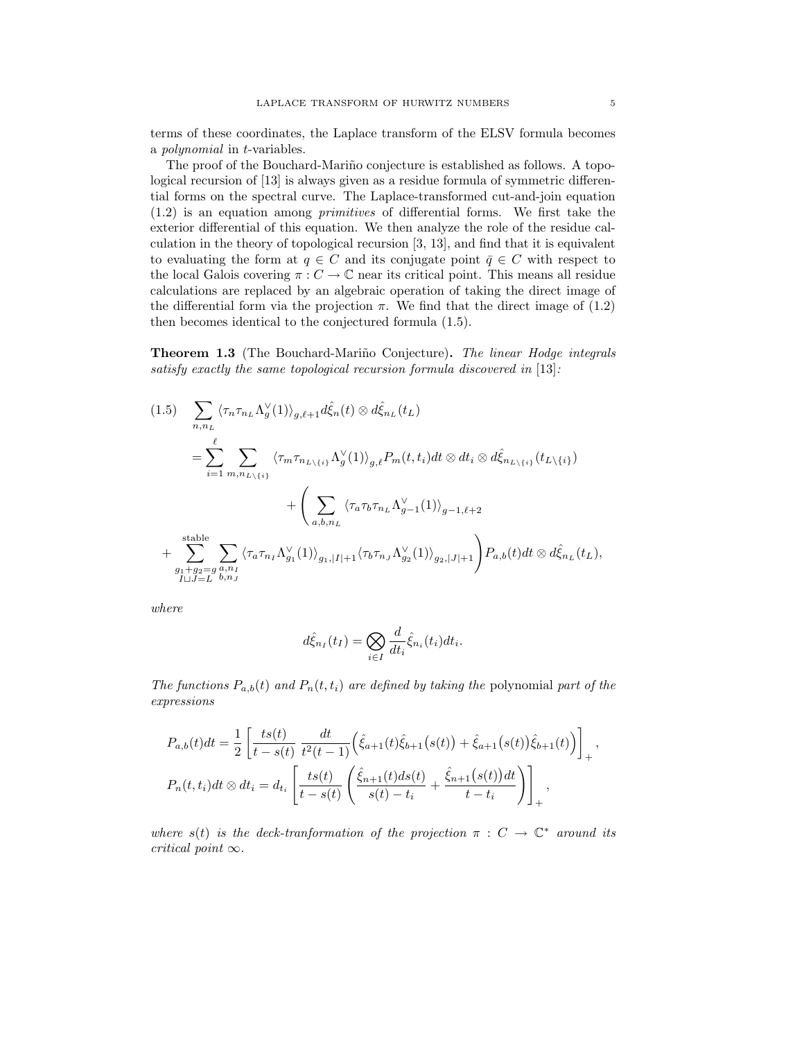terms of these coordinates, the Laplace transform of the ELSV formula becomes a *polynomial* in $t$-variables.

The proof of the Bouchard-Mariño conjecture is established as follows. A topological recursion of [13] is always given as a residue formula of symmetric differential forms on the spectral curve. The Laplace-transformed cut-and-join equation (1.2) is an equation among *primitives* of differential forms. We first take the exterior differential of this equation. We then analyze the role of the residue calculation in the theory of topological recursion [3, 13], and find that it is equivalent to evaluating the form at $q \in C$ and its conjugate point $\bar{q} \in C$ with respect to the local Galois covering $\pi : C \to \mathbb{C}$ near its critical point. This means all residue calculations are replaced by an algebraic operation of taking the direct image of the differential form via the projection $\pi$. We find that the direct image of (1.2) then becomes identical to the conjectured formula (1.5).

**Theorem 1.3** (The Bouchard-Mariño Conjecture)**.** *The linear Hodge integrals satisfy exactly the same topological recursion formula discovered in* [13]*:*

$$
\begin{aligned}
(1.5) \quad & \sum_{n,n_L} \langle \tau_n \tau_{n_L} \Lambda_g^\vee(1) \rangle_{g,\ell+1} d\hat{\xi}_n(t) \otimes d\hat{\xi}_{n_L}(t_L) \\
&= \sum_{i=1}^{\ell} \sum_{m, n_{L\setminus\{i\}}} \langle \tau_m \tau_{n_{L\setminus\{i\}}} \Lambda_g^\vee(1) \rangle_{g,\ell} P_m(t,t_i) dt \otimes dt_i \otimes d\hat{\xi}_{n_{L\setminus\{i\}}}(t_{L\setminus\{i\}}) \\
&\qquad\qquad + \Bigg( \sum_{a,b,n_L} \langle \tau_a \tau_b \tau_{n_L} \Lambda_{g-1}^\vee(1) \rangle_{g-1,\ell+2} \\
&+ \sum_{\substack{g_1+g_2=g \\ I \sqcup J = L}}^{\text{stable}} \sum_{\substack{a,n_I \\ b,n_J}} \langle \tau_a \tau_{n_I} \Lambda_{g_1}^\vee(1) \rangle_{g_1,|I|+1} \langle \tau_b \tau_{n_J} \Lambda_{g_2}^\vee(1) \rangle_{g_2,|J|+1} \Bigg) P_{a,b}(t) dt \otimes d\hat{\xi}_{n_L}(t_L),
\end{aligned}
$$

*where*

$$
d\hat{\xi}_{n_I}(t_I) = \bigotimes_{i \in I} \frac{d}{dt_i} \hat{\xi}_{n_i}(t_i) dt_i.
$$

*The functions $P_{a,b}(t)$ and $P_n(t,t_i)$ are defined by taking the* polynomial *part of the expressions*

$$
\begin{aligned}
P_{a,b}(t)dt &= \frac{1}{2} \left[ \frac{ts(t)}{t-s(t)} \, \frac{dt}{t^2(t-1)} \Big( \hat{\xi}_{a+1}(t) \hat{\xi}_{b+1}\big(s(t)\big) + \hat{\xi}_{a+1}\big(s(t)\big) \hat{\xi}_{b+1}(t) \Big) \right]_+, \\
P_n(t,t_i) dt \otimes dt_i &= d_{t_i} \left[ \frac{ts(t)}{t-s(t)} \left( \frac{\hat{\xi}_{n+1}(t) ds(t)}{s(t)-t_i} + \frac{\hat{\xi}_{n+1}\big(s(t)\big) dt}{t-t_i} \right) \right]_+,
\end{aligned}
$$

*where $s(t)$ is the deck-tranformation of the projection $\pi : C \to \mathbb{C}^*$ around its critical point $\infty$.*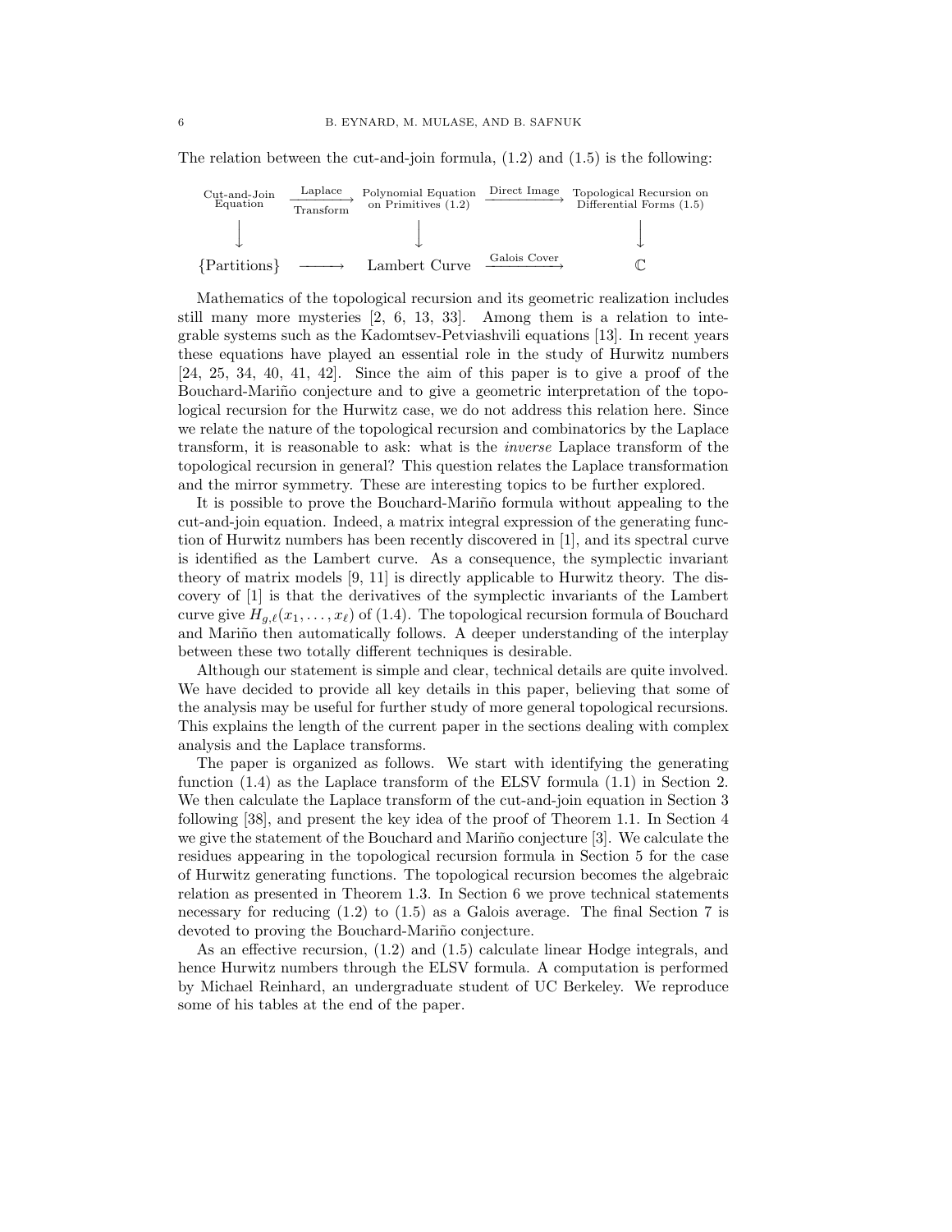The relation between the cut-and-join formula, (1.2) and (1.5) is the following:

$$
\begin{array}{ccccc}
\text{Cut-and-Join Equation} & \xrightarrow[\text{Transform}]{\text{Laplace}} & \text{Polynomial Equation on Primitives (1.2)} & \xrightarrow{\text{Direct Image}} & \text{Topological Recursion on Differential Forms (1.5)} \\
\downarrow & & \downarrow & & \downarrow \\
\{\text{Partitions}\} & \longrightarrow & \text{Lambert Curve} & \xrightarrow{\text{Galois Cover}} & \mathbb{C}
\end{array}
$$

Mathematics of the topological recursion and its geometric realization includes still many more mysteries [2, 6, 13, 33]. Among them is a relation to integrable systems such as the Kadomtsev-Petviashvili equations [13]. In recent years these equations have played an essential role in the study of Hurwitz numbers [24, 25, 34, 40, 41, 42]. Since the aim of this paper is to give a proof of the Bouchard-Mariño conjecture and to give a geometric interpretation of the topological recursion for the Hurwitz case, we do not address this relation here. Since we relate the nature of the topological recursion and combinatorics by the Laplace transform, it is reasonable to ask: what is the *inverse* Laplace transform of the topological recursion in general? This question relates the Laplace transformation and the mirror symmetry. These are interesting topics to be further explored.

It is possible to prove the Bouchard-Mariño formula without appealing to the cut-and-join equation. Indeed, a matrix integral expression of the generating function of Hurwitz numbers has been recently discovered in [1], and its spectral curve is identified as the Lambert curve. As a consequence, the symplectic invariant theory of matrix models [9, 11] is directly applicable to Hurwitz theory. The discovery of [1] is that the derivatives of the symplectic invariants of the Lambert curve give $H_{g,\ell}(x_1, \dots, x_\ell)$ of (1.4). The topological recursion formula of Bouchard and Mariño then automatically follows. A deeper understanding of the interplay between these two totally different techniques is desirable.

Although our statement is simple and clear, technical details are quite involved. We have decided to provide all key details in this paper, believing that some of the analysis may be useful for further study of more general topological recursions. This explains the length of the current paper in the sections dealing with complex analysis and the Laplace transforms.

The paper is organized as follows. We start with identifying the generating function (1.4) as the Laplace transform of the ELSV formula (1.1) in Section 2. We then calculate the Laplace transform of the cut-and-join equation in Section 3 following [38], and present the key idea of the proof of Theorem 1.1. In Section 4 we give the statement of the Bouchard and Mariño conjecture [3]. We calculate the residues appearing in the topological recursion formula in Section 5 for the case of Hurwitz generating functions. The topological recursion becomes the algebraic relation as presented in Theorem 1.3. In Section 6 we prove technical statements necessary for reducing (1.2) to (1.5) as a Galois average. The final Section 7 is devoted to proving the Bouchard-Mariño conjecture.

As an effective recursion, (1.2) and (1.5) calculate linear Hodge integrals, and hence Hurwitz numbers through the ELSV formula. A computation is performed by Michael Reinhard, an undergraduate student of UC Berkeley. We reproduce some of his tables at the end of the paper.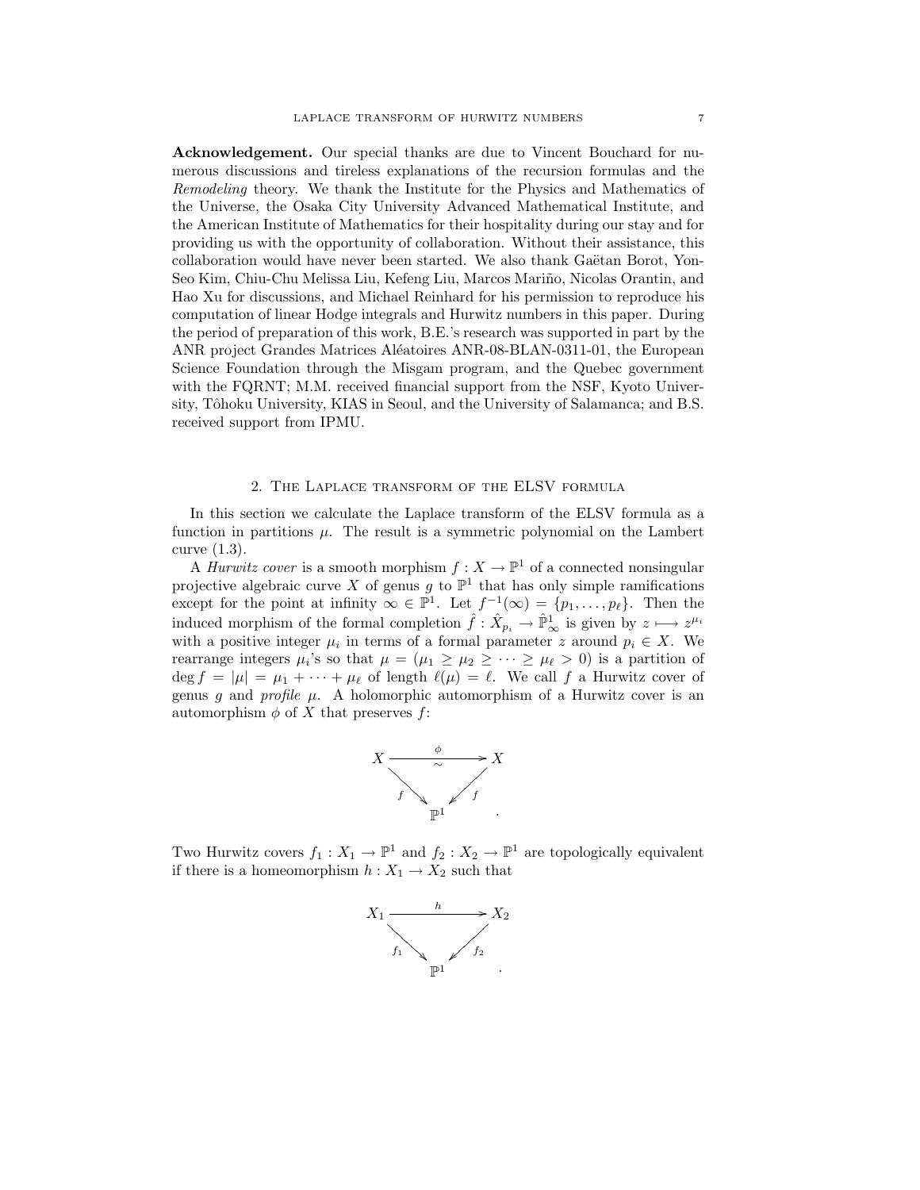**Acknowledgement.** Our special thanks are due to Vincent Bouchard for numerous discussions and tireless explanations of the recursion formulas and the *Remodeling* theory. We thank the Institute for the Physics and Mathematics of the Universe, the Osaka City University Advanced Mathematical Institute, and the American Institute of Mathematics for their hospitality during our stay and for providing us with the opportunity of collaboration. Without their assistance, this collaboration would have never been started. We also thank Gaëtan Borot, Yon-Seo Kim, Chiu-Chu Melissa Liu, Kefeng Liu, Marcos Mariño, Nicolas Orantin, and Hao Xu for discussions, and Michael Reinhard for his permission to reproduce his computation of linear Hodge integrals and Hurwitz numbers in this paper. During the period of preparation of this work, B.E.'s research was supported in part by the ANR project Grandes Matrices Aléatoires ANR-08-BLAN-0311-01, the European Science Foundation through the Misgam program, and the Quebec government with the FQRNT; M.M. received financial support from the NSF, Kyoto University, Tôhoku University, KIAS in Seoul, and the University of Salamanca; and B.S. received support from IPMU.

## 2. The Laplace transform of the ELSV formula

In this section we calculate the Laplace transform of the ELSV formula as a function in partitions $\mu$. The result is a symmetric polynomial on the Lambert curve (1.3).

A *Hurwitz cover* is a smooth morphism $f : X \to \mathbb{P}^1$ of a connected nonsingular projective algebraic curve $X$ of genus $g$ to $\mathbb{P}^1$ that has only simple ramifications except for the point at infinity $\infty \in \mathbb{P}^1$. Let $f^{-1}(\infty) = \{p_1, \dots, p_\ell\}$. Then the induced morphism of the formal completion $\hat{f} : \hat{X}_{p_i} \to \hat{\mathbb{P}}^1_\infty$ is given by $z \longmapsto z^{\mu_i}$ with a positive integer $\mu_i$ in terms of a formal parameter $z$ around $p_i \in X$. We rearrange integers $\mu_i$'s so that $\mu = (\mu_1 \geq \mu_2 \geq \cdots \geq \mu_\ell > 0)$ is a partition of $\deg f = |\mu| = \mu_1 + \cdots + \mu_\ell$ of length $\ell(\mu) = \ell$. We call $f$ a Hurwitz cover of genus $g$ and *profile* $\mu$. A holomorphic automorphism of a Hurwitz cover is an automorphism $\phi$ of $X$ that preserves $f$:

$$
\begin{array}{ccc}
X & \xrightarrow[\sim]{\phi} & X \\
& {\scriptstyle f}\searrow \quad \swarrow{\scriptstyle f} & \\
& \mathbb{P}^1 &
\end{array}
.
$$

Two Hurwitz covers $f_1 : X_1 \to \mathbb{P}^1$ and $f_2 : X_2 \to \mathbb{P}^1$ are topologically equivalent if there is a homeomorphism $h : X_1 \to X_2$ such that

$$
\begin{array}{ccc}
X_1 & \xrightarrow{h} & X_2 \\
& {\scriptstyle f_1}\searrow \quad \swarrow{\scriptstyle f_2} & \\
& \mathbb{P}^1 &
\end{array}
.
$$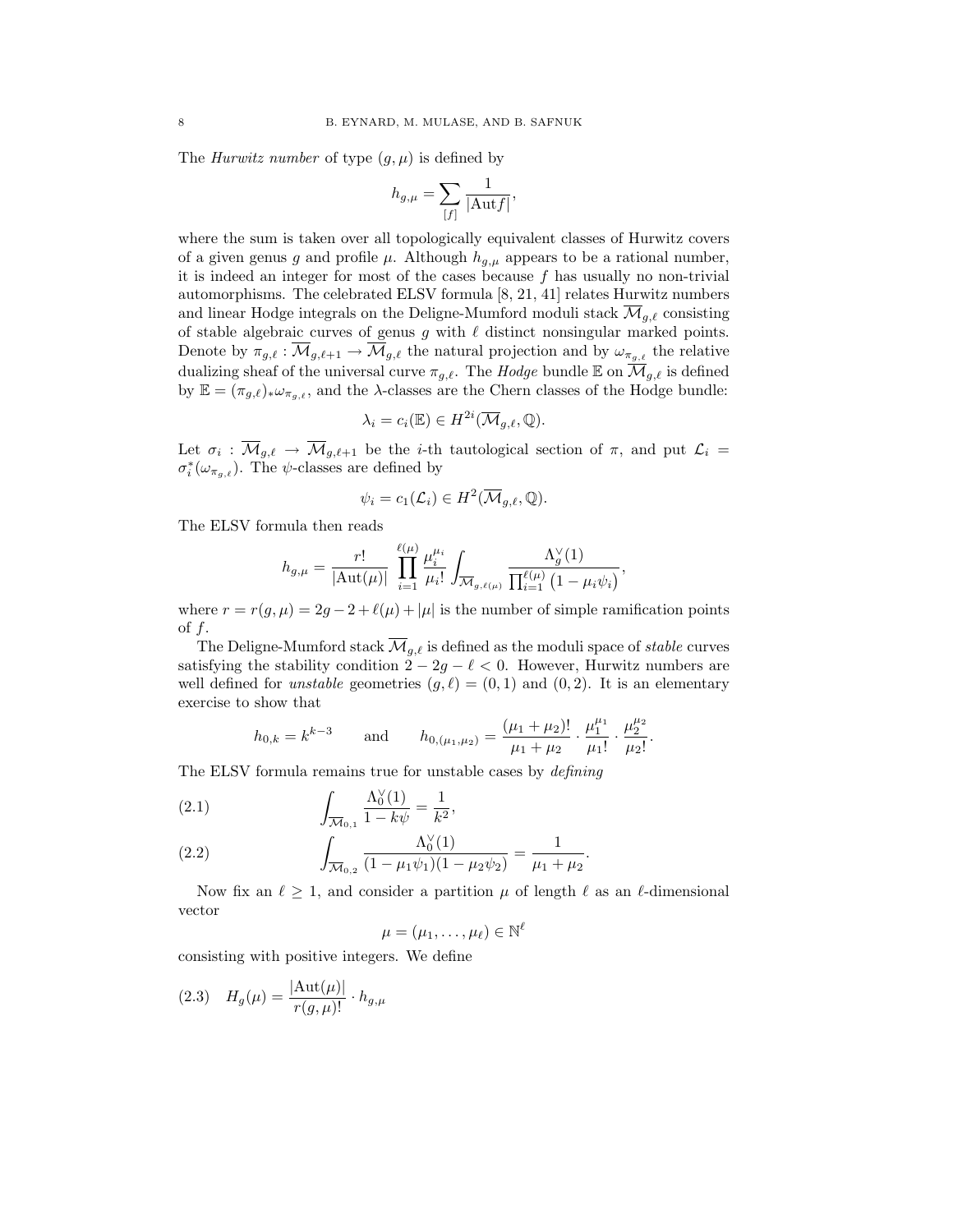The *Hurwitz number* of type $(g, \mu)$ is defined by

$$h_{g,\mu} = \sum_{[f]} \frac{1}{|\mathrm{Aut} f|},$$

where the sum is taken over all topologically equivalent classes of Hurwitz covers of a given genus $g$ and profile $\mu$. Although $h_{g,\mu}$ appears to be a rational number, it is indeed an integer for most of the cases because $f$ has usually no non-trivial automorphisms. The celebrated ELSV formula [8, 21, 41] relates Hurwitz numbers and linear Hodge integrals on the Deligne-Mumford moduli stack $\overline{\mathcal{M}}_{g,\ell}$ consisting of stable algebraic curves of genus $g$ with $\ell$ distinct nonsingular marked points. Denote by $\pi_{g,\ell} : \overline{\mathcal{M}}_{g,\ell+1} \to \overline{\mathcal{M}}_{g,\ell}$ the natural projection and by $\omega_{\pi_{g,\ell}}$ the relative dualizing sheaf of the universal curve $\pi_{g,\ell}$. The *Hodge* bundle $\mathbb{E}$ on $\overline{\mathcal{M}}_{g,\ell}$ is defined by $\mathbb{E} = (\pi_{g,\ell})_* \omega_{\pi_{g,\ell}}$, and the $\lambda$-classes are the Chern classes of the Hodge bundle:

$$\lambda_i = c_i(\mathbb{E}) \in H^{2i}(\overline{\mathcal{M}}_{g,\ell}, \mathbb{Q}).$$

Let $\sigma_i : \overline{\mathcal{M}}_{g,\ell} \to \overline{\mathcal{M}}_{g,\ell+1}$ be the $i$-th tautological section of $\pi$, and put $\mathcal{L}_i = \sigma_i^*(\omega_{\pi_{g,\ell}})$. The $\psi$-classes are defined by

$$\psi_i = c_1(\mathcal{L}_i) \in H^2(\overline{\mathcal{M}}_{g,\ell}, \mathbb{Q}).$$

The ELSV formula then reads

$$h_{g,\mu} = \frac{r!}{|\mathrm{Aut}(\mu)|} \prod_{i=1}^{\ell(\mu)} \frac{\mu_i^{\mu_i}}{\mu_i!} \int_{\overline{\mathcal{M}}_{g,\ell(\mu)}} \frac{\Lambda_g^\vee(1)}{\prod_{i=1}^{\ell(\mu)} \big(1 - \mu_i \psi_i\big)},$$

where $r = r(g, \mu) = 2g - 2 + \ell(\mu) + |\mu|$ is the number of simple ramification points of $f$.

The Deligne-Mumford stack $\overline{\mathcal{M}}_{g,\ell}$ is defined as the moduli space of *stable* curves satisfying the stability condition $2 - 2g - \ell < 0$. However, Hurwitz numbers are well defined for *unstable* geometries $(g, \ell) = (0, 1)$ and $(0, 2)$. It is an elementary exercise to show that

$$h_{0,k} = k^{k-3} \qquad \text{and} \qquad h_{0,(\mu_1,\mu_2)} = \frac{(\mu_1 + \mu_2)!}{\mu_1 + \mu_2} \cdot \frac{\mu_1^{\mu_1}}{\mu_1!} \cdot \frac{\mu_2^{\mu_2}}{\mu_2!}.$$

The ELSV formula remains true for unstable cases by *defining*

$$\int_{\overline{\mathcal{M}}_{0,1}} \frac{\Lambda_0^\vee(1)}{1 - k\psi} = \frac{1}{k^2}, \tag{2.1}$$

$$\int_{\overline{\mathcal{M}}_{0,2}} \frac{\Lambda_0^\vee(1)}{(1 - \mu_1 \psi_1)(1 - \mu_2 \psi_2)} = \frac{1}{\mu_1 + \mu_2}. \tag{2.2}$$

Now fix an $\ell \geq 1$, and consider a partition $\mu$ of length $\ell$ as an $\ell$-dimensional vector

$$\mu = (\mu_1, \ldots, \mu_\ell) \in \mathbb{N}^\ell$$

consisting with positive integers. We define

$$H_g(\mu) = \frac{|\mathrm{Aut}(\mu)|}{r(g, \mu)!} \cdot h_{g,\mu} \tag{2.3}$$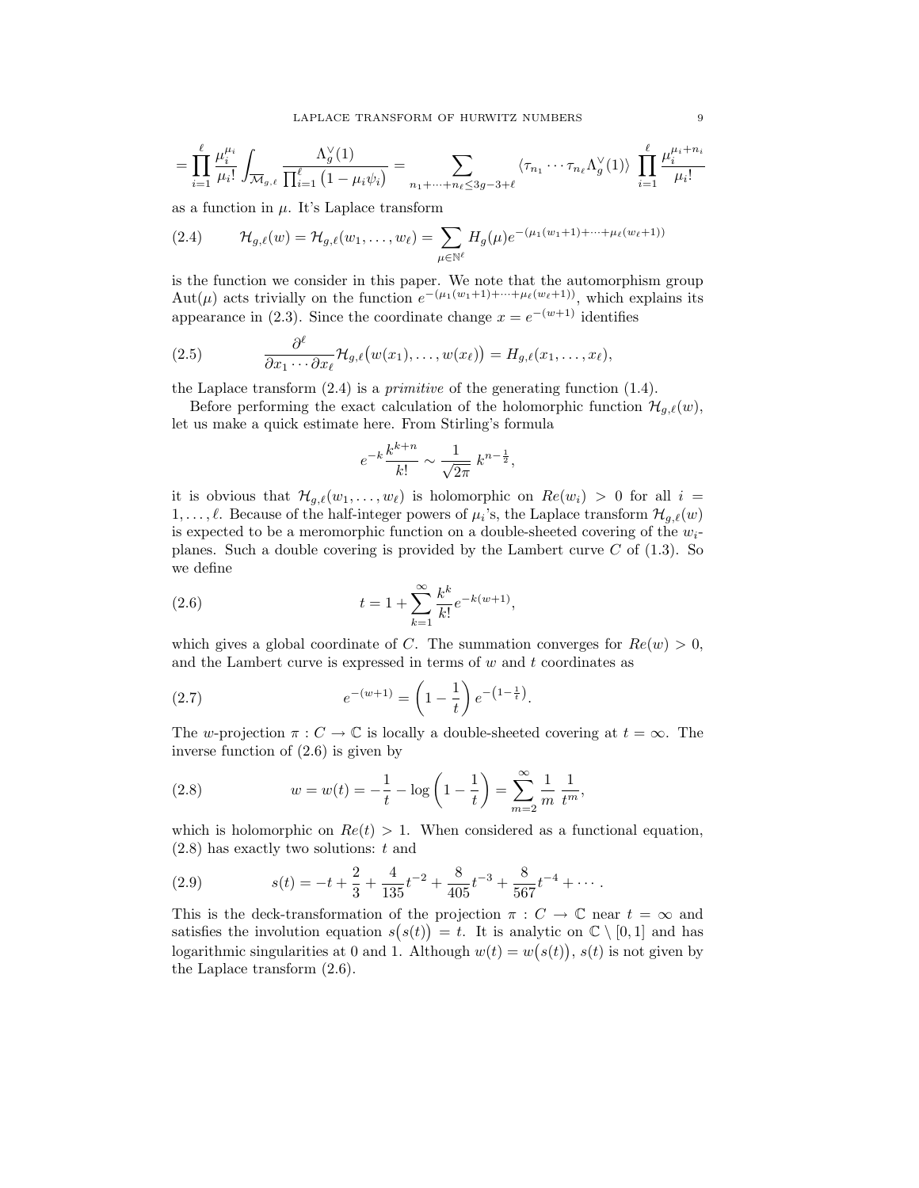$$= \prod_{i=1}^{\ell} \frac{\mu_i^{\mu_i}}{\mu_i!} \int_{\overline{\mathcal{M}}_{g,\ell}} \frac{\Lambda_g^\vee(1)}{\prod_{i=1}^{\ell}\left(1-\mu_i\psi_i\right)} = \sum_{n_1+\cdots+n_\ell \leq 3g-3+\ell} \langle \tau_{n_1}\cdots\tau_{n_\ell}\Lambda_g^\vee(1)\rangle \prod_{i=1}^{\ell} \frac{\mu_i^{\mu_i+n_i}}{\mu_i!}$$

as a function in $\mu$. It's Laplace transform

$$\mathcal{H}_{g,\ell}(w) = \mathcal{H}_{g,\ell}(w_1,\ldots,w_\ell) = \sum_{\mu\in\mathbb{N}^\ell} H_g(\mu) e^{-(\mu_1(w_1+1)+\cdots+\mu_\ell(w_\ell+1))} \tag{2.4}$$

is the function we consider in this paper. We note that the automorphism group $\mathrm{Aut}(\mu)$ acts trivially on the function $e^{-(\mu_1(w_1+1)+\cdots+\mu_\ell(w_\ell+1))}$, which explains its appearance in (2.3). Since the coordinate change $x = e^{-(w+1)}$ identifies

$$\frac{\partial^\ell}{\partial x_1\cdots\partial x_\ell}\mathcal{H}_{g,\ell}\big(w(x_1),\ldots,w(x_\ell)\big) = H_{g,\ell}(x_1,\ldots,x_\ell), \tag{2.5}$$

the Laplace transform (2.4) is a *primitive* of the generating function (1.4).

Before performing the exact calculation of the holomorphic function $\mathcal{H}_{g,\ell}(w)$, let us make a quick estimate here. From Stirling's formula

$$e^{-k}\frac{k^{k+n}}{k!} \sim \frac{1}{\sqrt{2\pi}}\, k^{n-\frac{1}{2}},$$

it is obvious that $\mathcal{H}_{g,\ell}(w_1,\ldots,w_\ell)$ is holomorphic on $Re(w_i) > 0$ for all $i = 1,\ldots,\ell$. Because of the half-integer powers of $\mu_i$'s, the Laplace transform $\mathcal{H}_{g,\ell}(w)$ is expected to be a meromorphic function on a double-sheeted covering of the $w_i$-planes. Such a double covering is provided by the Lambert curve $C$ of (1.3). So we define

$$t = 1 + \sum_{k=1}^{\infty} \frac{k^k}{k!} e^{-k(w+1)}, \tag{2.6}$$

which gives a global coordinate of $C$. The summation converges for $Re(w) > 0$, and the Lambert curve is expressed in terms of $w$ and $t$ coordinates as

$$e^{-(w+1)} = \left(1-\frac{1}{t}\right) e^{-\left(1-\frac{1}{t}\right)}. \tag{2.7}$$

The $w$-projection $\pi : C \to \mathbb{C}$ is locally a double-sheeted covering at $t = \infty$. The inverse function of (2.6) is given by

$$w = w(t) = -\frac{1}{t} - \log\left(1-\frac{1}{t}\right) = \sum_{m=2}^{\infty} \frac{1}{m}\,\frac{1}{t^m}, \tag{2.8}$$

which is holomorphic on $Re(t) > 1$. When considered as a functional equation, (2.8) has exactly two solutions: $t$ and

$$s(t) = -t + \frac{2}{3} + \frac{4}{135}t^{-2} + \frac{8}{405}t^{-3} + \frac{8}{567}t^{-4} + \cdots. \tag{2.9}$$

This is the deck-transformation of the projection $\pi : C \to \mathbb{C}$ near $t = \infty$ and satisfies the involution equation $s\big(s(t)\big) = t$. It is analytic on $\mathbb{C} \setminus [0,1]$ and has logarithmic singularities at 0 and 1. Although $w(t) = w\big(s(t)\big)$, $s(t)$ is not given by the Laplace transform (2.6).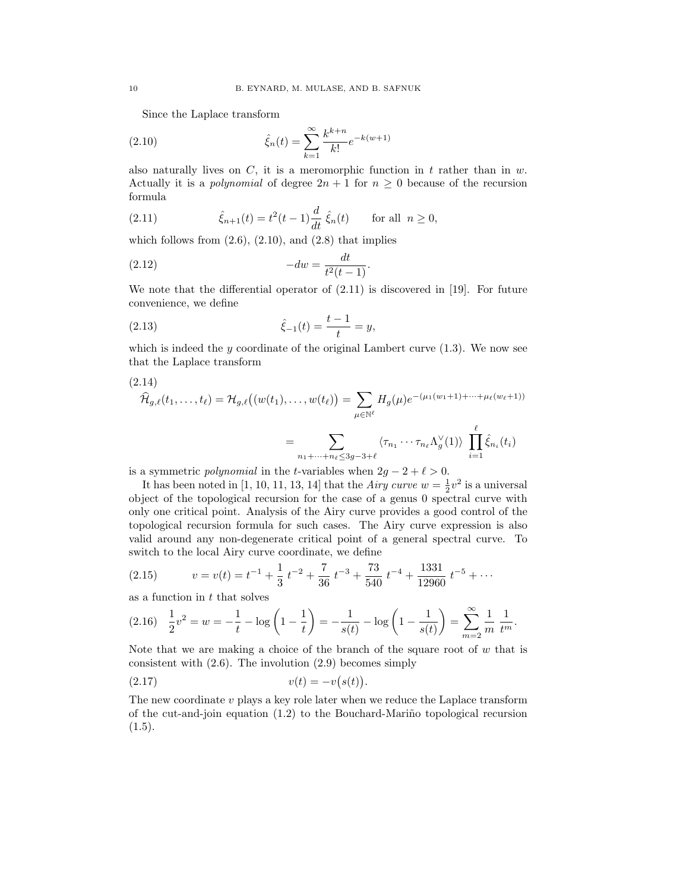Since the Laplace transform

$$\hat{\xi}_n(t) = \sum_{k=1}^{\infty} \frac{k^{k+n}}{k!} e^{-k(w+1)} \tag{2.10}$$

also naturally lives on $C$, it is a meromorphic function in $t$ rather than in $w$. Actually it is a *polynomial* of degree $2n+1$ for $n \geq 0$ because of the recursion formula

$$\hat{\xi}_{n+1}(t) = t^2(t-1)\frac{d}{dt}\,\hat{\xi}_n(t) \qquad \text{for all } \; n \geq 0, \tag{2.11}$$

which follows from (2.6), (2.10), and (2.8) that implies

$$-dw = \frac{dt}{t^2(t-1)}. \tag{2.12}$$

We note that the differential operator of (2.11) is discovered in [19]. For future convenience, we define

$$\hat{\xi}_{-1}(t) = \frac{t-1}{t} = y, \tag{2.13}$$

which is indeed the $y$ coordinate of the original Lambert curve (1.3). We now see that the Laplace transform

$$\begin{aligned}\widehat{\mathcal{H}}_{g,\ell}(t_1,\dots,t_\ell) = \mathcal{H}_{g,\ell}\big((w(t_1),\dots,w(t_\ell)\big) &= \sum_{\mu\in\mathbb{N}^\ell} H_g(\mu) e^{-(\mu_1(w_1+1)+\cdots+\mu_\ell(w_\ell+1))} \\ &= \sum_{n_1+\cdots+n_\ell\leq 3g-3+\ell} \langle \tau_{n_1}\cdots\tau_{n_\ell}\Lambda_g^\vee(1)\rangle \prod_{i=1}^{\ell} \hat{\xi}_{n_i}(t_i)\end{aligned} \tag{2.14}$$

is a symmetric *polynomial* in the $t$-variables when $2g-2+\ell > 0$.

It has been noted in [1, 10, 11, 13, 14] that the *Airy curve* $w = \frac{1}{2}v^2$ is a universal object of the topological recursion for the case of a genus 0 spectral curve with only one critical point. Analysis of the Airy curve provides a good control of the topological recursion formula for such cases. The Airy curve expression is also valid around any non-degenerate critical point of a general spectral curve. To switch to the local Airy curve coordinate, we define

$$v = v(t) = t^{-1} + \frac{1}{3}\,t^{-2} + \frac{7}{36}\,t^{-3} + \frac{73}{540}\,t^{-4} + \frac{1331}{12960}\,t^{-5} + \cdots \tag{2.15}$$

as a function in $t$ that solves

$$\frac{1}{2}v^2 = w = -\frac{1}{t} - \log\left(1-\frac{1}{t}\right) = -\frac{1}{s(t)} - \log\left(1-\frac{1}{s(t)}\right) = \sum_{m=2}^{\infty} \frac{1}{m}\,\frac{1}{t^m}. \tag{2.16}$$

Note that we are making a choice of the branch of the square root of $w$ that is consistent with (2.6). The involution (2.9) becomes simply

$$v(t) = -v\big(s(t)\big). \tag{2.17}$$

The new coordinate $v$ plays a key role later when we reduce the Laplace transform of the cut-and-join equation (1.2) to the Bouchard-Mariño topological recursion (1.5).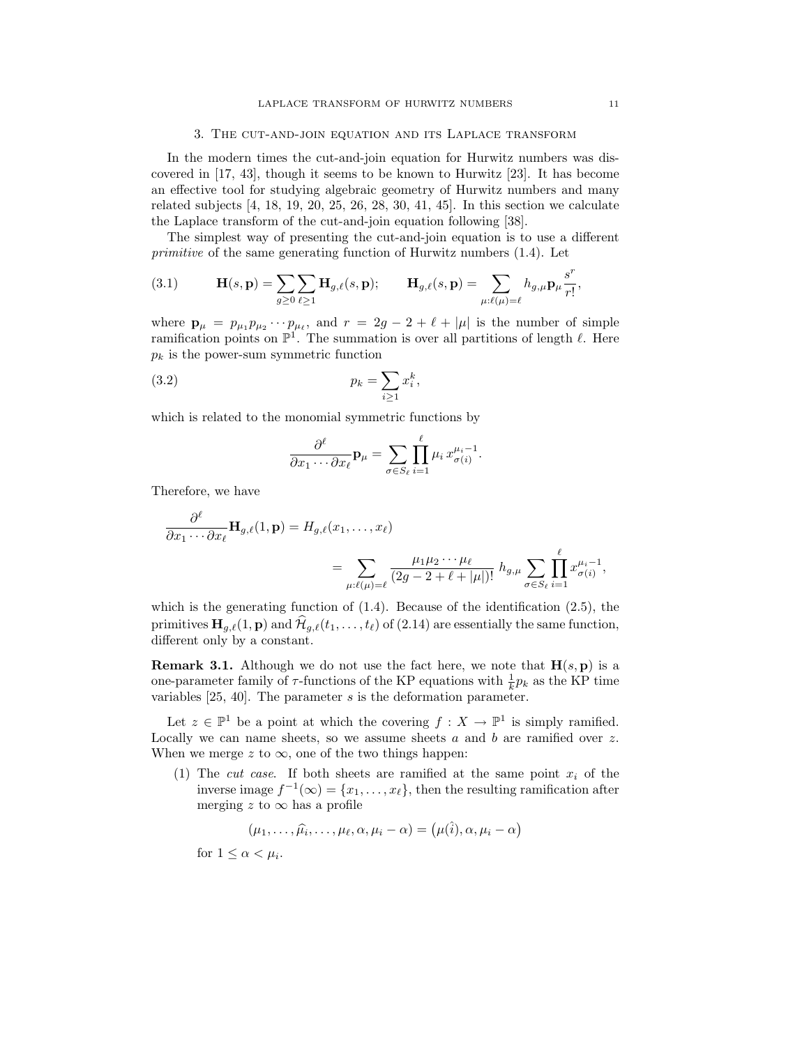## 3. The cut-and-join equation and its Laplace transform

In the modern times the cut-and-join equation for Hurwitz numbers was discovered in [17, 43], though it seems to be known to Hurwitz [23]. It has become an effective tool for studying algebraic geometry of Hurwitz numbers and many related subjects [4, 18, 19, 20, 25, 26, 28, 30, 41, 45]. In this section we calculate the Laplace transform of the cut-and-join equation following [38].

The simplest way of presenting the cut-and-join equation is to use a different *primitive* of the same generating function of Hurwitz numbers (1.4). Let

$$\mathbf{H}(s,\mathbf{p}) = \sum_{g\geq 0}\sum_{\ell\geq 1}\mathbf{H}_{g,\ell}(s,\mathbf{p}); \qquad \mathbf{H}_{g,\ell}(s,\mathbf{p}) = \sum_{\mu:\ell(\mu)=\ell} h_{g,\mu}\mathbf{p}_\mu \frac{s^r}{r!}, \tag{3.1}$$

where $\mathbf{p}_\mu = p_{\mu_1}p_{\mu_2}\cdots p_{\mu_\ell}$, and $r = 2g-2+\ell+|\mu|$ is the number of simple ramification points on $\mathbb{P}^1$. The summation is over all partitions of length $\ell$. Here $p_k$ is the power-sum symmetric function

$$p_k = \sum_{i\geq 1} x_i^k, \tag{3.2}$$

which is related to the monomial symmetric functions by

$$\frac{\partial^\ell}{\partial x_1\cdots\partial x_\ell}\mathbf{p}_\mu = \sum_{\sigma\in S_\ell}\prod_{i=1}^{\ell}\mu_i\, x_{\sigma(i)}^{\mu_i-1}.$$

Therefore, we have

$$\frac{\partial^\ell}{\partial x_1\cdots\partial x_\ell}\mathbf{H}_{g,\ell}(1,\mathbf{p}) = H_{g,\ell}(x_1,\dots,x_\ell) = \sum_{\mu:\ell(\mu)=\ell}\frac{\mu_1\mu_2\cdots\mu_\ell}{(2g-2+\ell+|\mu|)!}\, h_{g,\mu}\sum_{\sigma\in S_\ell}\prod_{i=1}^{\ell} x_{\sigma(i)}^{\mu_i-1},$$

which is the generating function of (1.4). Because of the identification (2.5), the primitives $\mathbf{H}_{g,\ell}(1,\mathbf{p})$ and $\widehat{\mathcal{H}}_{g,\ell}(t_1,\dots,t_\ell)$ of (2.14) are essentially the same function, different only by a constant.

**Remark 3.1.** Although we do not use the fact here, we note that $\mathbf{H}(s,\mathbf{p})$ is a one-parameter family of $\tau$-functions of the KP equations with $\frac{1}{k}p_k$ as the KP time variables [25, 40]. The parameter $s$ is the deformation parameter.

Let $z\in\mathbb{P}^1$ be a point at which the covering $f: X\to\mathbb{P}^1$ is simply ramified. Locally we can name sheets, so we assume sheets $a$ and $b$ are ramified over $z$. When we merge $z$ to $\infty$, one of the two things happen:

1. The *cut case*. If both sheets are ramified at the same point $x_i$ of the inverse image $f^{-1}(\infty) = \{x_1,\dots,x_\ell\}$, then the resulting ramification after merging $z$ to $\infty$ has a profile

$$(\mu_1,\dots,\widehat{\mu_i},\dots,\mu_\ell,\alpha,\mu_i-\alpha) = \big(\mu(\hat{i}),\alpha,\mu_i-\alpha\big)$$

for $1\leq\alpha<\mu_i$.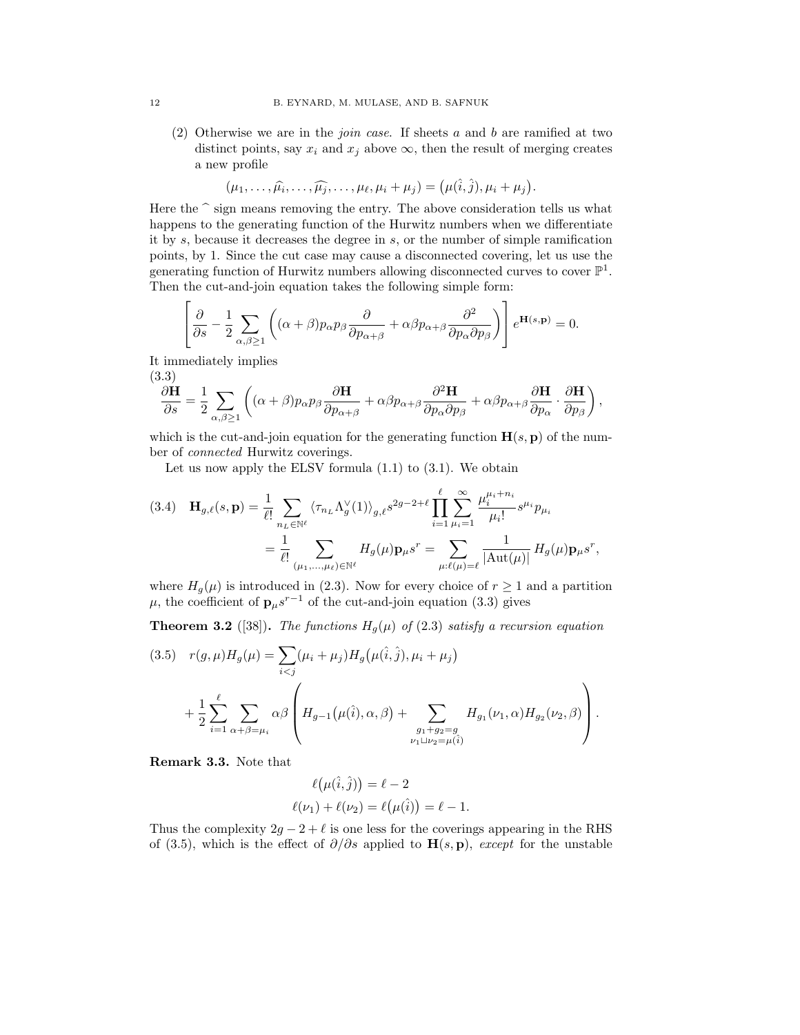(2) Otherwise we are in the *join case*. If sheets $a$ and $b$ are ramified at two distinct points, say $x_i$ and $x_j$ above $\infty$, then the result of merging creates a new profile

$$(\mu_1, \dots, \widehat{\mu_i}, \dots, \widehat{\mu_j}, \dots, \mu_\ell, \mu_i + \mu_j) = \big(\mu(\hat{i}, \hat{j}), \mu_i + \mu_j\big).$$

Here the $\widehat{\ }$ sign means removing the entry. The above consideration tells us what happens to the generating function of the Hurwitz numbers when we differentiate it by $s$, because it decreases the degree in $s$, or the number of simple ramification points, by 1. Since the cut case may cause a disconnected covering, let us use the generating function of Hurwitz numbers allowing disconnected curves to cover $\mathbb{P}^1$. Then the cut-and-join equation takes the following simple form:

$$\left[\frac{\partial}{\partial s} - \frac{1}{2}\sum_{\alpha,\beta\geq 1}\left((\alpha+\beta)p_\alpha p_\beta \frac{\partial}{\partial p_{\alpha+\beta}} + \alpha\beta p_{\alpha+\beta}\frac{\partial^2}{\partial p_\alpha \partial p_\beta}\right)\right] e^{\mathbf{H}(s,\mathbf{p})} = 0.$$

It immediately implies

$$\frac{\partial \mathbf{H}}{\partial s} = \frac{1}{2}\sum_{\alpha,\beta\geq 1}\left((\alpha+\beta)p_\alpha p_\beta \frac{\partial \mathbf{H}}{\partial p_{\alpha+\beta}} + \alpha\beta p_{\alpha+\beta}\frac{\partial^2 \mathbf{H}}{\partial p_\alpha \partial p_\beta} + \alpha\beta p_{\alpha+\beta}\frac{\partial \mathbf{H}}{\partial p_\alpha}\cdot\frac{\partial \mathbf{H}}{\partial p_\beta}\right), \tag{3.3}$$

which is the cut-and-join equation for the generating function $\mathbf{H}(s,\mathbf{p})$ of the number of *connected* Hurwitz coverings.

Let us now apply the ELSV formula (1.1) to (3.1). We obtain

$$\begin{aligned}
\mathbf{H}_{g,\ell}(s,\mathbf{p}) &= \frac{1}{\ell!}\sum_{n_L\in\mathbb{N}^\ell}\langle\tau_{n_L}\Lambda_g^\vee(1)\rangle_{g,\ell}\, s^{2g-2+\ell}\prod_{i=1}^{\ell}\sum_{\mu_i=1}^{\infty}\frac{\mu_i^{\mu_i+n_i}}{\mu_i!}s^{\mu_i}p_{\mu_i} \\
&= \frac{1}{\ell!}\sum_{(\mu_1,\dots,\mu_\ell)\in\mathbb{N}^\ell} H_g(\mu)\mathbf{p}_\mu s^r = \sum_{\mu:\ell(\mu)=\ell}\frac{1}{|\mathrm{Aut}(\mu)|}H_g(\mu)\mathbf{p}_\mu s^r,
\end{aligned} \tag{3.4}$$

where $H_g(\mu)$ is introduced in (2.3). Now for every choice of $r\geq 1$ and a partition $\mu$, the coefficient of $\mathbf{p}_\mu s^{r-1}$ of the cut-and-join equation (3.3) gives

**Theorem 3.2** ([38]). *The functions $H_g(\mu)$ of (2.3) satisfy a recursion equation*

$$\begin{aligned}
r(g,\mu)H_g(\mu) &= \sum_{i<j}(\mu_i+\mu_j)H_g\big(\mu(\hat{i},\hat{j}),\mu_i+\mu_j\big) \\
&+ \frac{1}{2}\sum_{i=1}^{\ell}\sum_{\alpha+\beta=\mu_i}\alpha\beta\left(H_{g-1}\big(\mu(\hat{i}),\alpha,\beta\big) + \sum_{\substack{g_1+g_2=g\\ \nu_1\sqcup\nu_2=\mu(\hat{i})}}H_{g_1}(\nu_1,\alpha)H_{g_2}(\nu_2,\beta)\right).
\end{aligned} \tag{3.5}$$

**Remark 3.3.** Note that

$$\begin{aligned}
\ell\big(\mu(\hat{i},\hat{j})\big) &= \ell-2 \\
\ell(\nu_1)+\ell(\nu_2) = \ell\big(\mu(\hat{i})\big) &= \ell-1.
\end{aligned}$$

Thus the complexity $2g-2+\ell$ is one less for the coverings appearing in the RHS of (3.5), which is the effect of $\partial/\partial s$ applied to $\mathbf{H}(s,\mathbf{p})$, *except* for the unstable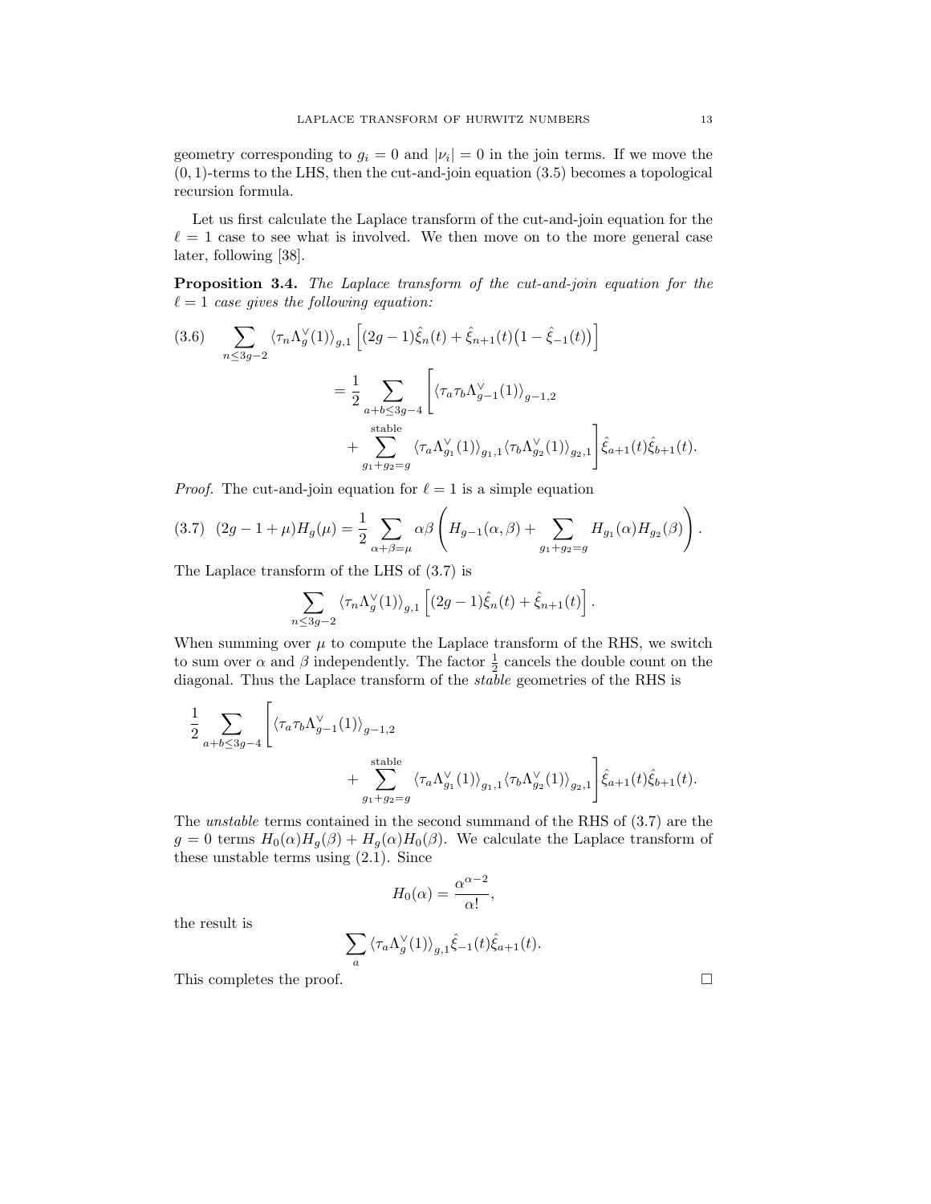geometry corresponding to $g_i = 0$ and $|\nu_i| = 0$ in the join terms. If we move the $(0,1)$-terms to the LHS, then the cut-and-join equation (3.5) becomes a topological recursion formula.

Let us first calculate the Laplace transform of the cut-and-join equation for the $\ell = 1$ case to see what is involved. We then move on to the more general case later, following [38].

**Proposition 3.4.** *The Laplace transform of the cut-and-join equation for the $\ell = 1$ case gives the following equation:*

$$
\begin{aligned}
(3.6) \qquad \sum_{n \le 3g-2} \langle \tau_n \Lambda_g^\vee(1) \rangle_{g,1} \Big[ (2g-1)\hat{\xi}_n(t) + \hat{\xi}_{n+1}(t)\big(1 - \hat{\xi}_{-1}(t)\big) \Big] \\
= \frac{1}{2} \sum_{a+b \le 3g-4} \Bigg[ \langle \tau_a \tau_b \Lambda_{g-1}^\vee(1) \rangle_{g-1,2} \\
+ \sum_{g_1+g_2=g}^{\text{stable}} \langle \tau_a \Lambda_{g_1}^\vee(1) \rangle_{g_1,1} \langle \tau_b \Lambda_{g_2}^\vee(1) \rangle_{g_2,1} \Bigg] \hat{\xi}_{a+1}(t) \hat{\xi}_{b+1}(t).
\end{aligned}
$$

*Proof.* The cut-and-join equation for $\ell = 1$ is a simple equation

$$
(3.7) \quad (2g - 1 + \mu) H_g(\mu) = \frac{1}{2} \sum_{\alpha+\beta=\mu} \alpha\beta \left( H_{g-1}(\alpha, \beta) + \sum_{g_1+g_2=g} H_{g_1}(\alpha) H_{g_2}(\beta) \right).
$$

The Laplace transform of the LHS of (3.7) is

$$
\sum_{n \le 3g-2} \langle \tau_n \Lambda_g^\vee(1) \rangle_{g,1} \Big[ (2g-1)\hat{\xi}_n(t) + \hat{\xi}_{n+1}(t) \Big].
$$

When summing over $\mu$ to compute the Laplace transform of the RHS, we switch to sum over $\alpha$ and $\beta$ independently. The factor $\frac{1}{2}$ cancels the double count on the diagonal. Thus the Laplace transform of the *stable* geometries of the RHS is

$$
\begin{aligned}
\frac{1}{2} \sum_{a+b \le 3g-4} \Bigg[ \langle \tau_a \tau_b \Lambda_{g-1}^\vee(1) \rangle_{g-1,2} \\
+ \sum_{g_1+g_2=g}^{\text{stable}} \langle \tau_a \Lambda_{g_1}^\vee(1) \rangle_{g_1,1} \langle \tau_b \Lambda_{g_2}^\vee(1) \rangle_{g_2,1} \Bigg] \hat{\xi}_{a+1}(t) \hat{\xi}_{b+1}(t).
\end{aligned}
$$

The *unstable* terms contained in the second summand of the RHS of (3.7) are the $g = 0$ terms $H_0(\alpha)H_g(\beta) + H_g(\alpha)H_0(\beta)$. We calculate the Laplace transform of these unstable terms using (2.1). Since

$$
H_0(\alpha) = \frac{\alpha^{\alpha-2}}{\alpha!},
$$

the result is

$$
\sum_a \langle \tau_a \Lambda_g^\vee(1) \rangle_{g,1} \hat{\xi}_{-1}(t) \hat{\xi}_{a+1}(t).
$$

This completes the proof. $\square$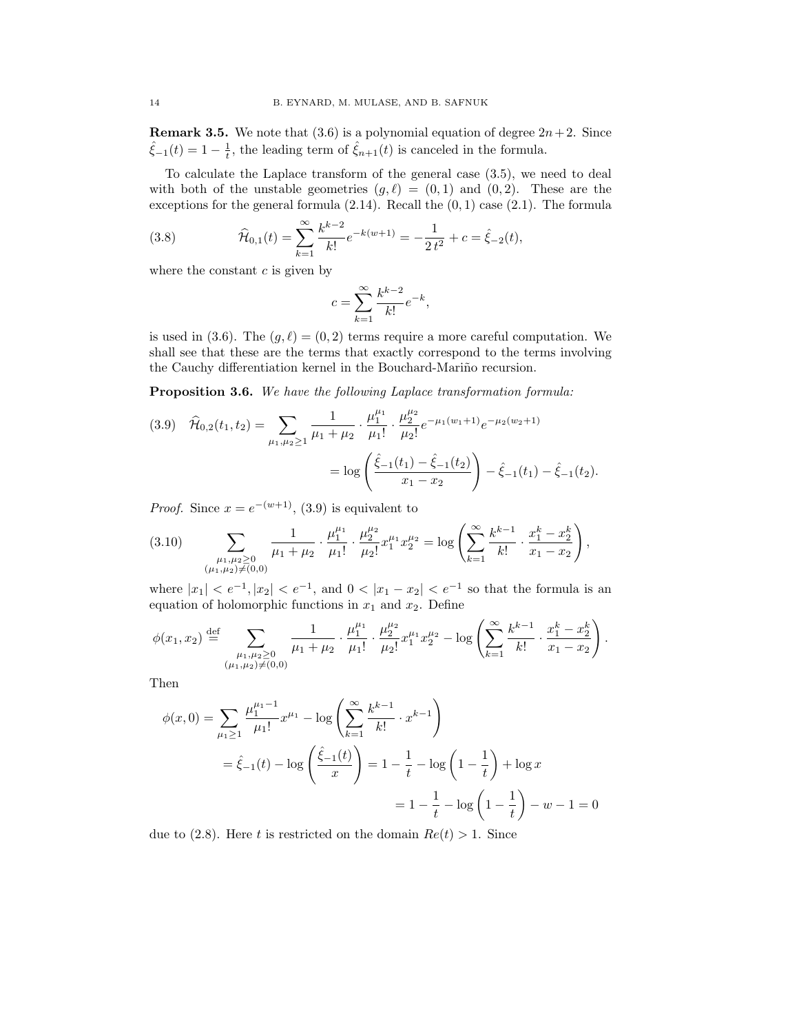**Remark 3.5.** We note that (3.6) is a polynomial equation of degree $2n+2$. Since $\hat{\xi}_{-1}(t) = 1 - \frac{1}{t}$, the leading term of $\hat{\xi}_{n+1}(t)$ is canceled in the formula.

To calculate the Laplace transform of the general case (3.5), we need to deal with both of the unstable geometries $(g,\ell) = (0,1)$ and $(0,2)$. These are the exceptions for the general formula (2.14). Recall the $(0,1)$ case (2.1). The formula

$$\widehat{\mathcal{H}}_{0,1}(t) = \sum_{k=1}^{\infty} \frac{k^{k-2}}{k!} e^{-k(w+1)} = -\frac{1}{2\,t^2} + c = \hat{\xi}_{-2}(t), \tag{3.8}$$

where the constant $c$ is given by

$$c = \sum_{k=1}^{\infty} \frac{k^{k-2}}{k!} e^{-k},$$

is used in (3.6). The $(g,\ell) = (0,2)$ terms require a more careful computation. We shall see that these are the terms that exactly correspond to the terms involving the Cauchy differentiation kernel in the Bouchard-Mariño recursion.

**Proposition 3.6.** *We have the following Laplace transformation formula:*

$$\begin{aligned}\widehat{\mathcal{H}}_{0,2}(t_1,t_2) &= \sum_{\mu_1,\mu_2 \geq 1} \frac{1}{\mu_1+\mu_2} \cdot \frac{\mu_1^{\mu_1}}{\mu_1!} \cdot \frac{\mu_2^{\mu_2}}{\mu_2!} e^{-\mu_1(w_1+1)} e^{-\mu_2(w_2+1)} \\ &= \log\left(\frac{\hat{\xi}_{-1}(t_1) - \hat{\xi}_{-1}(t_2)}{x_1 - x_2}\right) - \hat{\xi}_{-1}(t_1) - \hat{\xi}_{-1}(t_2).\end{aligned} \tag{3.9}$$

*Proof.* Since $x = e^{-(w+1)}$, (3.9) is equivalent to

$$\sum_{\substack{\mu_1,\mu_2 \geq 0 \\ (\mu_1,\mu_2) \neq (0,0)}} \frac{1}{\mu_1+\mu_2} \cdot \frac{\mu_1^{\mu_1}}{\mu_1!} \cdot \frac{\mu_2^{\mu_2}}{\mu_2!} x_1^{\mu_1} x_2^{\mu_2} = \log\left(\sum_{k=1}^{\infty} \frac{k^{k-1}}{k!} \cdot \frac{x_1^k - x_2^k}{x_1 - x_2}\right), \tag{3.10}$$

where $|x_1| < e^{-1}, |x_2| < e^{-1}$, and $0 < |x_1 - x_2| < e^{-1}$ so that the formula is an equation of holomorphic functions in $x_1$ and $x_2$. Define

$$\phi(x_1,x_2) \stackrel{\text{def}}{=} \sum_{\substack{\mu_1,\mu_2 \geq 0 \\ (\mu_1,\mu_2) \neq (0,0)}} \frac{1}{\mu_1+\mu_2} \cdot \frac{\mu_1^{\mu_1}}{\mu_1!} \cdot \frac{\mu_2^{\mu_2}}{\mu_2!} x_1^{\mu_1} x_2^{\mu_2} - \log\left(\sum_{k=1}^{\infty} \frac{k^{k-1}}{k!} \cdot \frac{x_1^k - x_2^k}{x_1 - x_2}\right).$$

Then

$$\begin{aligned}\phi(x,0) &= \sum_{\mu_1 \geq 1} \frac{\mu_1^{\mu_1 - 1}}{\mu_1!} x^{\mu_1} - \log\left(\sum_{k=1}^{\infty} \frac{k^{k-1}}{k!} \cdot x^{k-1}\right) \\ &= \hat{\xi}_{-1}(t) - \log\left(\frac{\hat{\xi}_{-1}(t)}{x}\right) = 1 - \frac{1}{t} - \log\left(1 - \frac{1}{t}\right) + \log x \\ &= 1 - \frac{1}{t} - \log\left(1 - \frac{1}{t}\right) - w - 1 = 0\end{aligned}$$

due to (2.8). Here $t$ is restricted on the domain $Re(t) > 1$. Since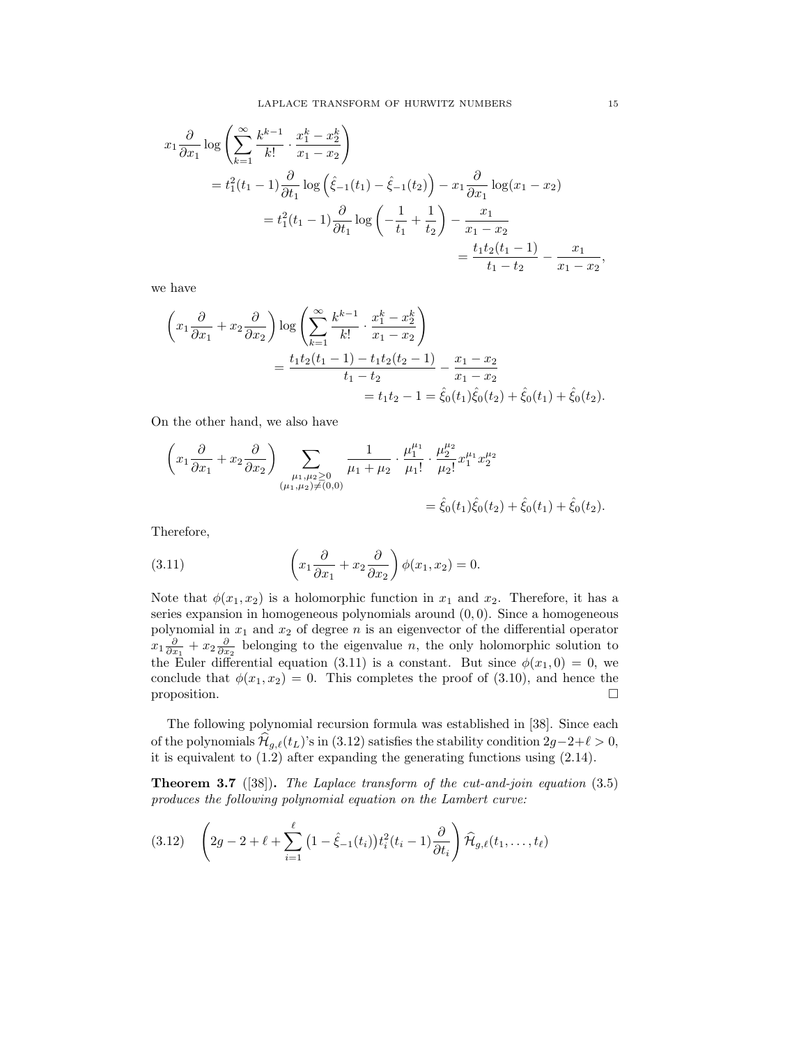$$
\begin{aligned}
x_1 \frac{\partial}{\partial x_1} \log \left( \sum_{k=1}^{\infty} \frac{k^{k-1}}{k!} \cdot \frac{x_1^k - x_2^k}{x_1 - x_2} \right) \\
&= t_1^2(t_1 - 1) \frac{\partial}{\partial t_1} \log \left( \hat{\xi}_{-1}(t_1) - \hat{\xi}_{-1}(t_2) \right) - x_1 \frac{\partial}{\partial x_1} \log(x_1 - x_2) \\
&= t_1^2(t_1 - 1) \frac{\partial}{\partial t_1} \log \left( -\frac{1}{t_1} + \frac{1}{t_2} \right) - \frac{x_1}{x_1 - x_2} \\
&= \frac{t_1 t_2 (t_1 - 1)}{t_1 - t_2} - \frac{x_1}{x_1 - x_2},
\end{aligned}
$$

we have

$$
\begin{aligned}
\left( x_1 \frac{\partial}{\partial x_1} + x_2 \frac{\partial}{\partial x_2} \right) \log \left( \sum_{k=1}^{\infty} \frac{k^{k-1}}{k!} \cdot \frac{x_1^k - x_2^k}{x_1 - x_2} \right) \\
&= \frac{t_1 t_2 (t_1 - 1) - t_1 t_2 (t_2 - 1)}{t_1 - t_2} - \frac{x_1 - x_2}{x_1 - x_2} \\
&= t_1 t_2 - 1 = \hat{\xi}_0(t_1) \hat{\xi}_0(t_2) + \hat{\xi}_0(t_1) + \hat{\xi}_0(t_2).
\end{aligned}
$$

On the other hand, we also have

$$
\begin{aligned}
\left( x_1 \frac{\partial}{\partial x_1} + x_2 \frac{\partial}{\partial x_2} \right) \sum_{\substack{\mu_1, \mu_2 \geq 0 \\ (\mu_1, \mu_2) \neq (0,0)}} \frac{1}{\mu_1 + \mu_2} \cdot \frac{\mu_1^{\mu_1}}{\mu_1!} \cdot \frac{\mu_2^{\mu_2}}{\mu_2!} x_1^{\mu_1} x_2^{\mu_2} \\
&= \hat{\xi}_0(t_1) \hat{\xi}_0(t_2) + \hat{\xi}_0(t_1) + \hat{\xi}_0(t_2).
\end{aligned}
$$

Therefore,

$$
\left( x_1 \frac{\partial}{\partial x_1} + x_2 \frac{\partial}{\partial x_2} \right) \phi(x_1, x_2) = 0. \tag{3.11}
$$

Note that $\phi(x_1, x_2)$ is a holomorphic function in $x_1$ and $x_2$. Therefore, it has a series expansion in homogeneous polynomials around $(0,0)$. Since a homogeneous polynomial in $x_1$ and $x_2$ of degree $n$ is an eigenvector of the differential operator $x_1 \frac{\partial}{\partial x_1} + x_2 \frac{\partial}{\partial x_2}$ belonging to the eigenvalue $n$, the only holomorphic solution to the Euler differential equation (3.11) is a constant. But since $\phi(x_1, 0) = 0$, we conclude that $\phi(x_1, x_2) = 0$. This completes the proof of (3.10), and hence the proposition. □

The following polynomial recursion formula was established in [38]. Since each of the polynomials $\widehat{\mathcal{H}}_{g,\ell}(t_L)$'s in (3.12) satisfies the stability condition $2g-2+\ell > 0$, it is equivalent to (1.2) after expanding the generating functions using (2.14).

**Theorem 3.7** ([38])**.** *The Laplace transform of the cut-and-join equation* (3.5) *produces the following polynomial equation on the Lambert curve:*

$$
\left( 2g - 2 + \ell + \sum_{i=1}^{\ell} \left( 1 - \hat{\xi}_{-1}(t_i) \right) t_i^2 (t_i - 1) \frac{\partial}{\partial t_i} \right) \widehat{\mathcal{H}}_{g,\ell}(t_1, \ldots, t_\ell) \tag{3.12}
$$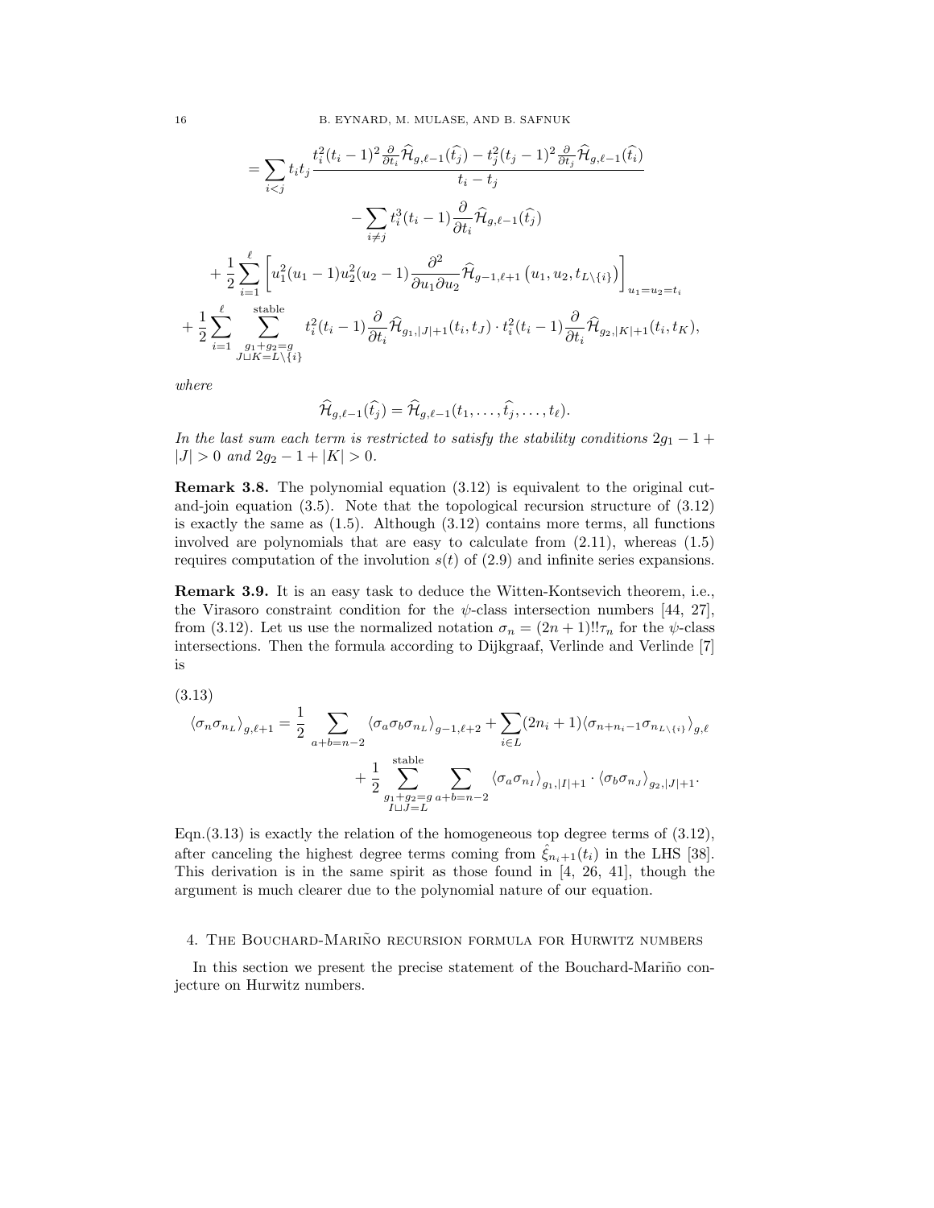$$
\begin{aligned}
&= \sum_{i<j} t_i t_j \frac{t_i^2(t_i-1)^2 \frac{\partial}{\partial t_i}\widehat{\mathcal{H}}_{g,\ell-1}(\widehat{t_j}) - t_j^2(t_j-1)^2 \frac{\partial}{\partial t_j}\widehat{\mathcal{H}}_{g,\ell-1}(\widehat{t_i})}{t_i - t_j} \\
&\qquad - \sum_{i\neq j} t_i^3(t_i-1)\frac{\partial}{\partial t_i}\widehat{\mathcal{H}}_{g,\ell-1}(\widehat{t_j}) \\
&\quad + \frac{1}{2}\sum_{i=1}^{\ell}\left[u_1^2(u_1-1)u_2^2(u_2-1)\frac{\partial^2}{\partial u_1 \partial u_2}\widehat{\mathcal{H}}_{g-1,\ell+1}\left(u_1,u_2,t_{L\setminus\{i\}}\right)\right]_{u_1=u_2=t_i} \\
&+ \frac{1}{2}\sum_{i=1}^{\ell}\sum_{\substack{g_1+g_2=g\\ J\sqcup K=L\setminus\{i\}}}^{\text{stable}} t_i^2(t_i-1)\frac{\partial}{\partial t_i}\widehat{\mathcal{H}}_{g_1,|J|+1}(t_i,t_J)\cdot t_i^2(t_i-1)\frac{\partial}{\partial t_i}\widehat{\mathcal{H}}_{g_2,|K|+1}(t_i,t_K),
\end{aligned}
$$

*where*

$$
\widehat{\mathcal{H}}_{g,\ell-1}(\widehat{t_j}) = \widehat{\mathcal{H}}_{g,\ell-1}(t_1,\ldots,\widehat{t_j},\ldots,t_\ell).
$$

*In the last sum each term is restricted to satisfy the stability conditions $2g_1 - 1 + |J| > 0$ and $2g_2 - 1 + |K| > 0$.*

**Remark 3.8.** The polynomial equation (3.12) is equivalent to the original cut-and-join equation (3.5). Note that the topological recursion structure of (3.12) is exactly the same as (1.5). Although (3.12) contains more terms, all functions involved are polynomials that are easy to calculate from (2.11), whereas (1.5) requires computation of the involution $s(t)$ of (2.9) and infinite series expansions.

**Remark 3.9.** It is an easy task to deduce the Witten-Kontsevich theorem, i.e., the Virasoro constraint condition for the $\psi$-class intersection numbers [44, 27], from (3.12). Let us use the normalized notation $\sigma_n = (2n+1)!!\tau_n$ for the $\psi$-class intersections. Then the formula according to Dijkgraaf, Verlinde and Verlinde [7] is

(3.13)

$$
\begin{aligned}
\langle \sigma_n \sigma_{n_L}\rangle_{g,\ell+1} = \frac{1}{2}\sum_{a+b=n-2}\langle \sigma_a\sigma_b\sigma_{n_L}\rangle_{g-1,\ell+2} + \sum_{i\in L}(2n_i+1)\langle \sigma_{n+n_i-1}\sigma_{n_{L\setminus\{i\}}}\rangle_{g,\ell} \\
+ \frac{1}{2}\sum_{\substack{g_1+g_2=g\\ I\sqcup J=L}}^{\text{stable}}\sum_{a+b=n-2}\langle\sigma_a\sigma_{n_I}\rangle_{g_1,|I|+1}\cdot\langle\sigma_b\sigma_{n_J}\rangle_{g_2,|J|+1}.
\end{aligned}
$$

Eqn.(3.13) is exactly the relation of the homogeneous top degree terms of (3.12), after canceling the highest degree terms coming from $\hat{\xi}_{n_i+1}(t_i)$ in the LHS [38]. This derivation is in the same spirit as those found in [4, 26, 41], though the argument is much clearer due to the polynomial nature of our equation.

## 4. The Bouchard-Mariño recursion formula for Hurwitz numbers

In this section we present the precise statement of the Bouchard-Mariño conjecture on Hurwitz numbers.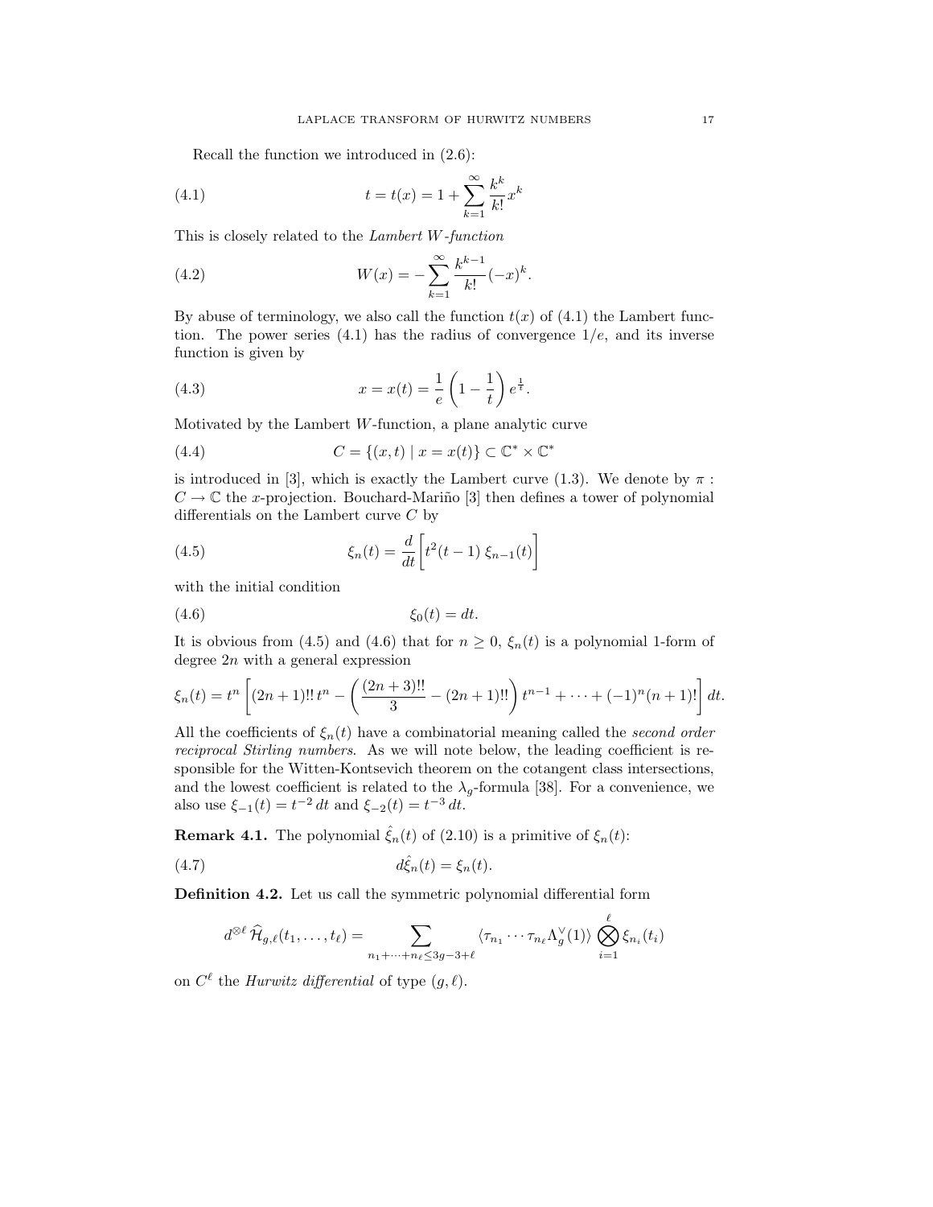Recall the function we introduced in (2.6):

$$t = t(x) = 1 + \sum_{k=1}^{\infty} \frac{k^k}{k!} x^k \tag{4.1}$$

This is closely related to the *Lambert W-function*

$$W(x) = -\sum_{k=1}^{\infty} \frac{k^{k-1}}{k!} (-x)^k. \tag{4.2}$$

By abuse of terminology, we also call the function $t(x)$ of (4.1) the Lambert function. The power series (4.1) has the radius of convergence $1/e$, and its inverse function is given by

$$x = x(t) = \frac{1}{e}\left(1 - \frac{1}{t}\right) e^{\frac{1}{t}}. \tag{4.3}$$

Motivated by the Lambert $W$-function, a plane analytic curve

$$C = \{(x,t) \mid x = x(t)\} \subset \mathbb{C}^* \times \mathbb{C}^* \tag{4.4}$$

is introduced in [3], which is exactly the Lambert curve (1.3). We denote by $\pi : C \to \mathbb{C}$ the $x$-projection. Bouchard-Mariño [3] then defines a tower of polynomial differentials on the Lambert curve $C$ by

$$\xi_n(t) = \frac{d}{dt}\bigg[t^2(t-1)\,\xi_{n-1}(t)\bigg] \tag{4.5}$$

with the initial condition

$$\xi_0(t) = dt. \tag{4.6}$$

It is obvious from (4.5) and (4.6) that for $n \geq 0$, $\xi_n(t)$ is a polynomial 1-form of degree $2n$ with a general expression

$$\xi_n(t) = t^n \left[(2n+1)!!\, t^n - \left(\frac{(2n+3)!!}{3} - (2n+1)!!\right) t^{n-1} + \cdots + (-1)^n (n+1)!\right] dt.$$

All the coefficients of $\xi_n(t)$ have a combinatorial meaning called the *second order reciprocal Stirling numbers*. As we will note below, the leading coefficient is responsible for the Witten-Kontsevich theorem on the cotangent class intersections, and the lowest coefficient is related to the $\lambda_g$-formula [38]. For a convenience, we also use $\xi_{-1}(t) = t^{-2}\,dt$ and $\xi_{-2}(t) = t^{-3}\,dt$.

**Remark 4.1.** The polynomial $\hat{\xi}_n(t)$ of (2.10) is a primitive of $\xi_n(t)$:

$$d\hat{\xi}_n(t) = \xi_n(t). \tag{4.7}$$

**Definition 4.2.** Let us call the symmetric polynomial differential form

$$d^{\otimes \ell}\,\widehat{\mathcal{H}}_{g,\ell}(t_1,\ldots,t_\ell) = \sum_{n_1+\cdots+n_\ell \leq 3g-3+\ell} \langle \tau_{n_1}\cdots\tau_{n_\ell}\Lambda_g^\vee(1)\rangle \bigotimes_{i=1}^{\ell} \xi_{n_i}(t_i)$$

on $C^\ell$ the *Hurwitz differential* of type $(g,\ell)$.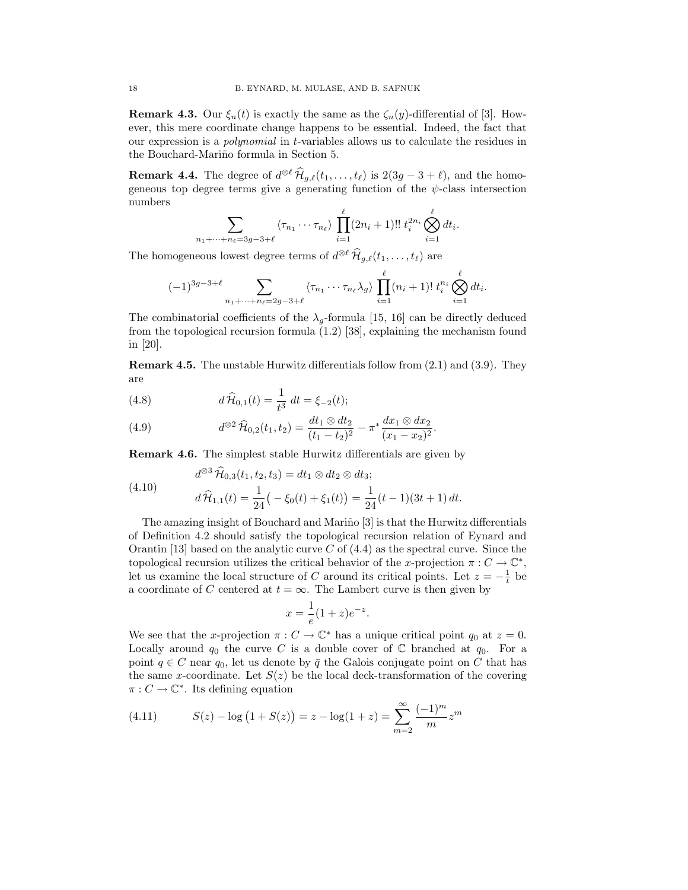**Remark 4.3.** Our $\xi_n(t)$ is exactly the same as the $\zeta_n(y)$-differential of [3]. However, this mere coordinate change happens to be essential. Indeed, the fact that our expression is a *polynomial* in $t$-variables allows us to calculate the residues in the Bouchard-Mariño formula in Section 5.

**Remark 4.4.** The degree of $d^{\otimes \ell}\,\widehat{\mathcal{H}}_{g,\ell}(t_1,\dots,t_\ell)$ is $2(3g-3+\ell)$, and the homogeneous top degree terms give a generating function of the $\psi$-class intersection numbers

$$\sum_{n_1+\cdots+n_\ell=3g-3+\ell} \langle \tau_{n_1}\cdots\tau_{n_\ell}\rangle \prod_{i=1}^{\ell}(2n_i+1)!!\; t_i^{2n_i} \bigotimes_{i=1}^{\ell} dt_i.$$

The homogeneous lowest degree terms of $d^{\otimes \ell}\,\widehat{\mathcal{H}}_{g,\ell}(t_1,\dots,t_\ell)$ are

$$(-1)^{3g-3+\ell} \sum_{n_1+\cdots+n_\ell=2g-3+\ell} \langle \tau_{n_1}\cdots\tau_{n_\ell}\lambda_g\rangle \prod_{i=1}^{\ell}(n_i+1)!\; t_i^{n_i} \bigotimes_{i=1}^{\ell} dt_i.$$

The combinatorial coefficients of the $\lambda_g$-formula [15, 16] can be directly deduced from the topological recursion formula (1.2) [38], explaining the mechanism found in [20].

**Remark 4.5.** The unstable Hurwitz differentials follow from (2.1) and (3.9). They are

$$d\,\widehat{\mathcal{H}}_{0,1}(t) = \frac{1}{t^3}\,dt = \xi_{-2}(t); \tag{4.8}$$

$$d^{\otimes 2}\,\widehat{\mathcal{H}}_{0,2}(t_1,t_2) = \frac{dt_1\otimes dt_2}{(t_1-t_2)^2} - \pi^*\frac{dx_1\otimes dx_2}{(x_1-x_2)^2}. \tag{4.9}$$

**Remark 4.6.** The simplest stable Hurwitz differentials are given by

$$\begin{aligned} &d^{\otimes 3}\,\widehat{\mathcal{H}}_{0,3}(t_1,t_2,t_3) = dt_1\otimes dt_2\otimes dt_3;\\ &d\,\widehat{\mathcal{H}}_{1,1}(t) = \frac{1}{24}\big(-\xi_0(t)+\xi_1(t)\big) = \frac{1}{24}(t-1)(3t+1)\,dt. \end{aligned} \tag{4.10}$$

The amazing insight of Bouchard and Mariño [3] is that the Hurwitz differentials of Definition 4.2 should satisfy the topological recursion relation of Eynard and Orantin [13] based on the analytic curve $C$ of (4.4) as the spectral curve. Since the topological recursion utilizes the critical behavior of the $x$-projection $\pi : C \to \mathbb{C}^*$, let us examine the local structure of $C$ around its critical points. Let $z = -\frac{1}{t}$ be a coordinate of $C$ centered at $t=\infty$. The Lambert curve is then given by

$$x = \frac{1}{e}(1+z)e^{-z}.$$

We see that the $x$-projection $\pi : C \to \mathbb{C}^*$ has a unique critical point $q_0$ at $z=0$. Locally around $q_0$ the curve $C$ is a double cover of $\mathbb{C}$ branched at $q_0$. For a point $q\in C$ near $q_0$, let us denote by $\bar{q}$ the Galois conjugate point on $C$ that has the same $x$-coordinate. Let $S(z)$ be the local deck-transformation of the covering $\pi : C\to\mathbb{C}^*$. Its defining equation

$$S(z) - \log\big(1+S(z)\big) = z - \log(1+z) = \sum_{m=2}^{\infty}\frac{(-1)^m}{m}z^m \tag{4.11}$$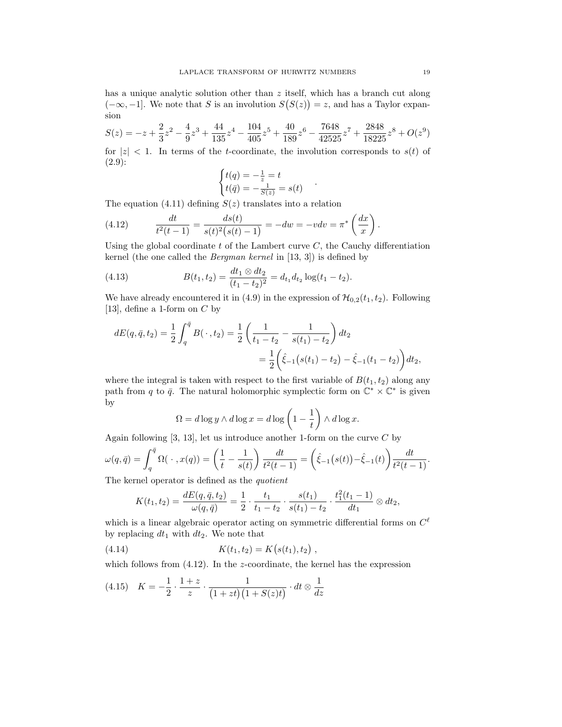has a unique analytic solution other than $z$ itself, which has a branch cut along $(-\infty, -1]$. We note that $S$ is an involution $S\big(S(z)\big) = z$, and has a Taylor expansion

$$S(z) = -z + \frac{2}{3}z^2 - \frac{4}{9}z^3 + \frac{44}{135}z^4 - \frac{104}{405}z^5 + \frac{40}{189}z^6 - \frac{7648}{42525}z^7 + \frac{2848}{18225}z^8 + O(z^9)$$

for $|z| < 1$. In terms of the $t$-coordinate, the involution corresponds to $s(t)$ of (2.9):

$$\begin{cases} t(q) = -\frac{1}{z} = t \\ t(\bar{q}) = -\frac{1}{S(z)} = s(t) \end{cases}.$$

The equation (4.11) defining $S(z)$ translates into a relation

$$\frac{dt}{t^2(t-1)} = \frac{ds(t)}{s(t)^2\big(s(t)-1\big)} = -dw = -vdv = \pi^*\left(\frac{dx}{x}\right). \tag{4.12}$$

Using the global coordinate $t$ of the Lambert curve $C$, the Cauchy differentiation kernel (the one called the *Bergman kernel* in [13, 3]) is defined by

$$B(t_1, t_2) = \frac{dt_1 \otimes dt_2}{(t_1 - t_2)^2} = d_{t_1} d_{t_2} \log(t_1 - t_2). \tag{4.13}$$

We have already encountered it in (4.9) in the expression of $\mathcal{H}_{0,2}(t_1, t_2)$. Following [13], define a 1-form on $C$ by

$$\begin{aligned} dE(q, \bar{q}, t_2) = \frac{1}{2}\int_q^{\bar{q}} B(\,\cdot\,, t_2) &= \frac{1}{2}\left(\frac{1}{t_1 - t_2} - \frac{1}{s(t_1) - t_2}\right)dt_2 \\ &= \frac{1}{2}\bigg(\hat{\xi}_{-1}\big(s(t_1) - t_2\big) - \hat{\xi}_{-1}(t_1 - t_2)\bigg)dt_2, \end{aligned}$$

where the integral is taken with respect to the first variable of $B(t_1, t_2)$ along any path from $q$ to $\bar{q}$. The natural holomorphic symplectic form on $\mathbb{C}^* \times \mathbb{C}^*$ is given by

$$\Omega = d\log y \wedge d\log x = d\log\left(1 - \frac{1}{t}\right) \wedge d\log x.$$

Again following [3, 13], let us introduce another 1-form on the curve $C$ by

$$\omega(q, \bar{q}) = \int_q^{\bar{q}} \Omega(\,\cdot\,, x(q)) = \left(\frac{1}{t} - \frac{1}{s(t)}\right)\frac{dt}{t^2(t-1)} = \bigg(\hat{\xi}_{-1}\big(s(t)\big) - \hat{\xi}_{-1}(t)\bigg)\frac{dt}{t^2(t-1)}.$$

The kernel operator is defined as the *quotient*

$$K(t_1, t_2) = \frac{dE(q, \bar{q}, t_2)}{\omega(q, \bar{q})} = \frac{1}{2}\cdot\frac{t_1}{t_1 - t_2}\cdot\frac{s(t_1)}{s(t_1) - t_2}\cdot\frac{t_1^2(t_1 - 1)}{dt_1} \otimes dt_2,$$

which is a linear algebraic operator acting on symmetric differential forms on $C^\ell$ by replacing $dt_1$ with $dt_2$. We note that

$$K(t_1, t_2) = K\big(s(t_1), t_2\big)\,, \tag{4.14}$$

which follows from (4.12). In the $z$-coordinate, the kernel has the expression

$$K = -\frac{1}{2}\cdot\frac{1+z}{z}\cdot\frac{1}{\big(1+zt\big)\big(1+S(z)t\big)}\cdot dt \otimes \frac{1}{dz} \tag{4.15}$$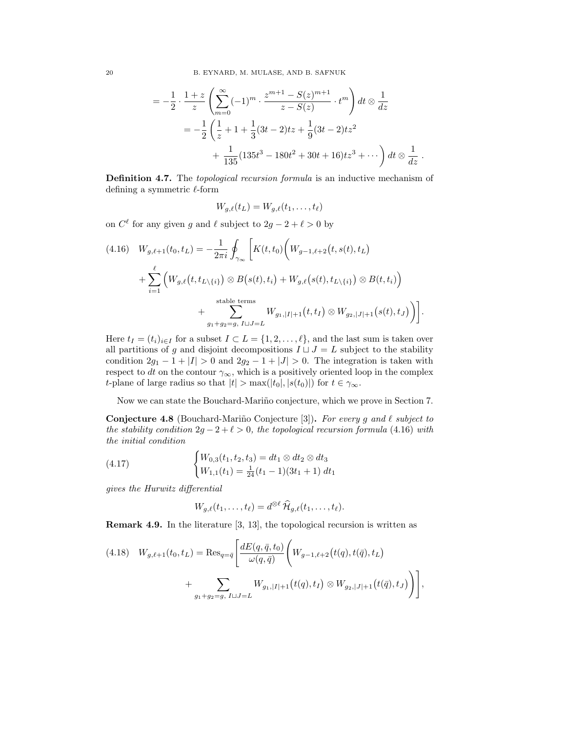$$
\begin{aligned}
&= -\frac{1}{2}\cdot\frac{1+z}{z}\left(\sum_{m=0}^{\infty}(-1)^m\cdot\frac{z^{m+1}-S(z)^{m+1}}{z-S(z)}\cdot t^m\right)dt\otimes\frac{1}{dz}\\
&\quad = -\frac{1}{2}\left(\frac{1}{z}+1+\frac{1}{3}(3t-2)tz+\frac{1}{9}(3t-2)tz^2\right.\\
&\qquad\qquad \left.+\frac{1}{135}(135t^3-180t^2+30t+16)tz^3+\cdots\right)dt\otimes\frac{1}{dz}\ .
\end{aligned}
$$

**Definition 4.7.** The *topological recursion formula* is an inductive mechanism of defining a symmetric $\ell$-form

$$
W_{g,\ell}(t_L) = W_{g,\ell}(t_1,\dots,t_\ell)
$$

on $C^\ell$ for any given $g$ and $\ell$ subject to $2g-2+\ell>0$ by

$$
\begin{aligned}
(4.16)\quad W_{g,\ell+1}(t_0,t_L) &= -\frac{1}{2\pi i}\oint_{\gamma_\infty}\Bigg[K(t,t_0)\bigg(W_{g-1,\ell+2}\big(t,s(t),t_L\big)\\
&+\sum_{i=1}^{\ell}\Big(W_{g,\ell}\big(t,t_{L\setminus\{i\}}\big)\otimes B\big(s(t),t_i\big)+W_{g,\ell}\big(s(t),t_{L\setminus\{i\}}\big)\otimes B\big(t,t_i\big)\Big)\\
&+\sum_{g_1+g_2=g,\ I\sqcup J=L}^{\text{stable terms}} W_{g_1,|I|+1}\big(t,t_I\big)\otimes W_{g_2,|J|+1}\big(s(t),t_J\big)\bigg)\Bigg].
\end{aligned}
$$

Here $t_I=(t_i)_{i\in I}$ for a subset $I\subset L=\{1,2,\dots,\ell\}$, and the last sum is taken over all partitions of $g$ and disjoint decompositions $I\sqcup J=L$ subject to the stability condition $2g_1-1+|I|>0$ and $2g_2-1+|J|>0$. The integration is taken with respect to $dt$ on the contour $\gamma_\infty$, which is a positively oriented loop in the complex $t$-plane of large radius so that $|t|>\max(|t_0|,|s(t_0)|)$ for $t\in\gamma_\infty$.

Now we can state the Bouchard-Mariño conjecture, which we prove in Section 7.

**Conjecture 4.8** (Bouchard-Mariño Conjecture [3])**.** *For every $g$ and $\ell$ subject to the stability condition $2g-2+\ell>0$, the topological recursion formula* (4.16) *with the initial condition*

$$
(4.17)\qquad
\begin{cases}
W_{0,3}(t_1,t_2,t_3) = dt_1\otimes dt_2\otimes dt_3\\
W_{1,1}(t_1) = \frac{1}{24}(t_1-1)(3t_1+1)\ dt_1
\end{cases}
$$

*gives the Hurwitz differential*

$$
W_{g,\ell}(t_1,\dots,t_\ell) = d^{\otimes\ell}\,\widehat{\mathcal{H}}_{g,\ell}(t_1,\dots,t_\ell).
$$

**Remark 4.9.** In the literature [3, 13], the topological recursion is written as

$$
\begin{aligned}
(4.18)\quad W_{g,\ell+1}(t_0,t_L) &= \operatorname{Res}_{q=\bar q}\Bigg[\frac{dE(q,\bar q,t_0)}{\omega(q,\bar q)}\bigg(W_{g-1,\ell+2}\big(t(q),t(\bar q),t_L\big)\\
&+\sum_{g_1+g_2=g,\ I\sqcup J=L} W_{g_1,|I|+1}\big(t(q),t_I\big)\otimes W_{g_2,|J|+1}\big(t(\bar q),t_J\big)\bigg)\Bigg],
\end{aligned}
$$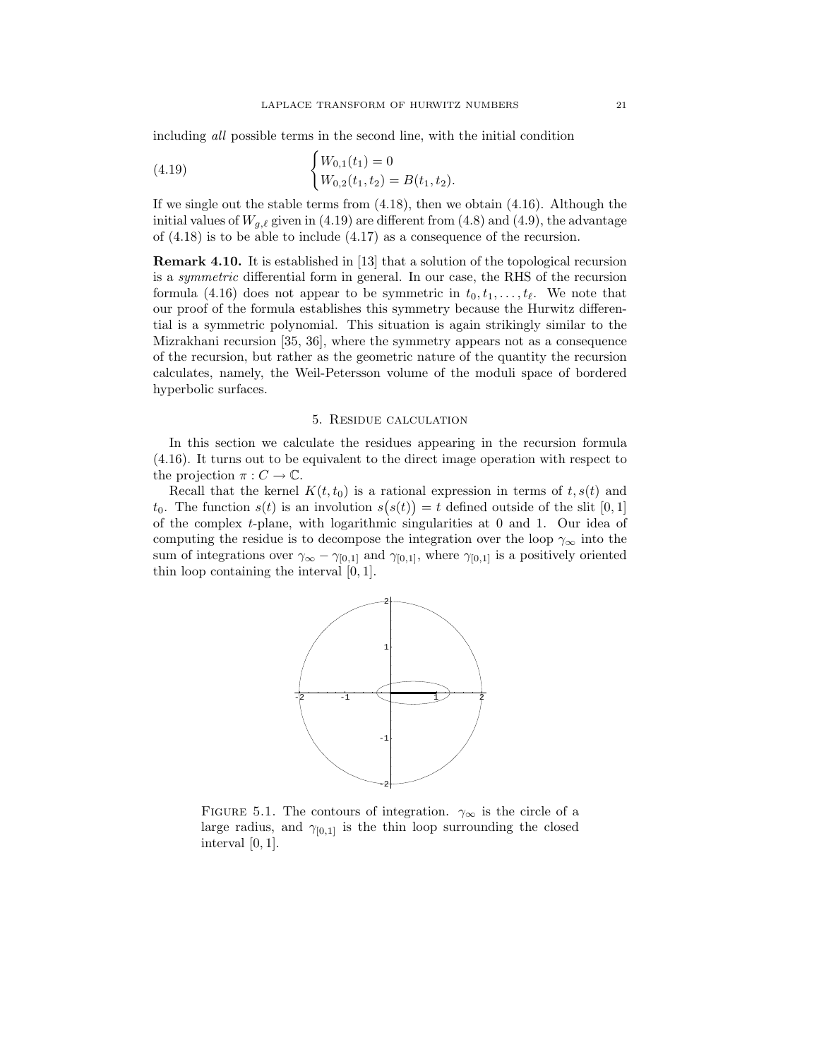including *all* possible terms in the second line, with the initial condition

$$
\begin{cases} W_{0,1}(t_1) = 0 \\ W_{0,2}(t_1, t_2) = B(t_1, t_2). \end{cases} \tag{4.19}
$$

If we single out the stable terms from (4.18), then we obtain (4.16). Although the initial values of $W_{g,\ell}$ given in (4.19) are different from (4.8) and (4.9), the advantage of (4.18) is to be able to include (4.17) as a consequence of the recursion.

**Remark 4.10.** It is established in [13] that a solution of the topological recursion is a *symmetric* differential form in general. In our case, the RHS of the recursion formula (4.16) does not appear to be symmetric in $t_0, t_1, \ldots, t_\ell$. We note that our proof of the formula establishes this symmetry because the Hurwitz differential is a symmetric polynomial. This situation is again strikingly similar to the Mizrakhani recursion [35, 36], where the symmetry appears not as a consequence of the recursion, but rather as the geometric nature of the quantity the recursion calculates, namely, the Weil-Petersson volume of the moduli space of bordered hyperbolic surfaces.

## 5. Residue calculation

In this section we calculate the residues appearing in the recursion formula (4.16). It turns out to be equivalent to the direct image operation with respect to the projection $\pi : C \to \mathbb{C}$.

Recall that the kernel $K(t, t_0)$ is a rational expression in terms of $t, s(t)$ and $t_0$. The function $s(t)$ is an involution $s\big(s(t)\big) = t$ defined outside of the slit $[0, 1]$ of the complex $t$-plane, with logarithmic singularities at 0 and 1. Our idea of computing the residue is to decompose the integration over the loop $\gamma_\infty$ into the sum of integrations over $\gamma_\infty - \gamma_{[0,1]}$ and $\gamma_{[0,1]}$, where $\gamma_{[0,1]}$ is a positively oriented thin loop containing the interval $[0, 1]$.

Figure 5.1. The contours of integration. $\gamma_\infty$ is the circle of a large radius, and $\gamma_{[0,1]}$ is the thin loop surrounding the closed interval $[0, 1]$.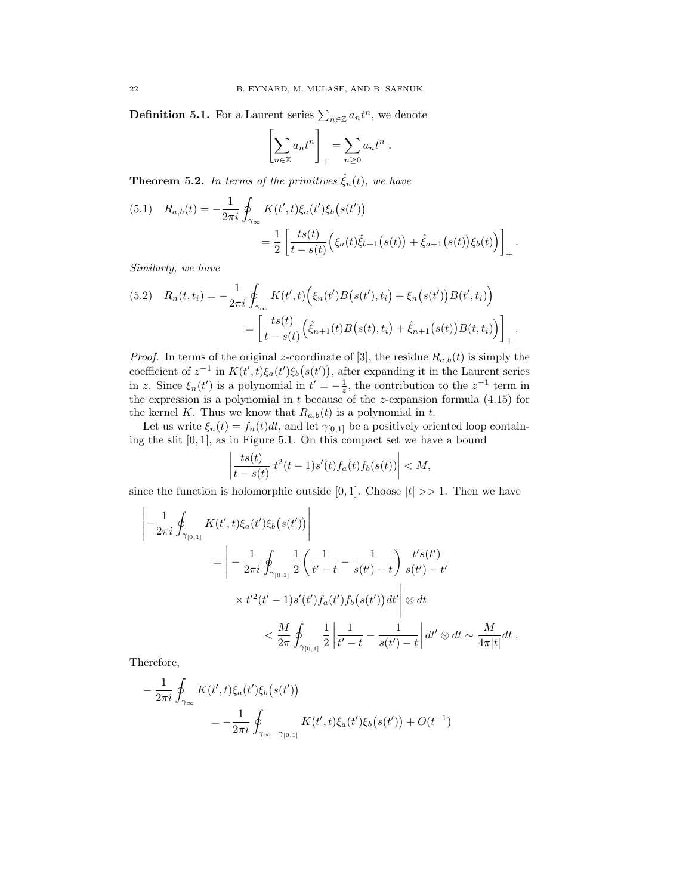**Definition 5.1.** For a Laurent series $\sum_{n\in\mathbb{Z}} a_n t^n$, we denote

$$\left[\sum_{n\in\mathbb{Z}} a_n t^n\right]_+ = \sum_{n\geq 0} a_n t^n \ .$$

**Theorem 5.2.** *In terms of the primitives $\hat{\xi}_n(t)$, we have*

$$R_{a,b}(t) = -\frac{1}{2\pi i}\oint_{\gamma_\infty} K(t',t)\xi_a(t')\xi_b\big(s(t')\big) = \frac{1}{2}\left[\frac{ts(t)}{t-s(t)}\Big(\xi_a(t)\hat{\xi}_{b+1}\big(s(t)\big) + \hat{\xi}_{a+1}\big(s(t)\big)\xi_b(t)\Big)\right]_+ . \tag{5.1}$$

*Similarly, we have*

$$R_n(t,t_i) = -\frac{1}{2\pi i}\oint_{\gamma_\infty} K(t',t)\Big(\xi_n(t')B\big(s(t'),t_i\big) + \xi_n\big(s(t')\big)B(t',t_i)\Big) = \left[\frac{ts(t)}{t-s(t)}\Big(\hat{\xi}_{n+1}(t)B\big(s(t),t_i\big) + \hat{\xi}_{n+1}\big(s(t)\big)B(t,t_i)\Big)\right]_+ . \tag{5.2}$$

*Proof.* In terms of the original $z$-coordinate of [3], the residue $R_{a,b}(t)$ is simply the coefficient of $z^{-1}$ in $K(t',t)\xi_a(t')\xi_b\big(s(t')\big)$, after expanding it in the Laurent series in $z$. Since $\xi_n(t')$ is a polynomial in $t' = -\frac{1}{z}$, the contribution to the $z^{-1}$ term in the expression is a polynomial in $t$ because of the $z$-expansion formula (4.15) for the kernel $K$. Thus we know that $R_{a,b}(t)$ is a polynomial in $t$.

Let us write $\xi_n(t) = f_n(t)dt$, and let $\gamma_{[0,1]}$ be a positively oriented loop containing the slit $[0,1]$, as in Figure 5.1. On this compact set we have a bound

$$\left|\frac{ts(t)}{t-s(t)}\ t^2(t-1)s'(t)f_a(t)f_b(s(t))\right| < M,$$

since the function is holomorphic outside $[0,1]$. Choose $|t| >> 1$. Then we have

$$\begin{aligned}
&\left|-\frac{1}{2\pi i}\oint_{\gamma_{[0,1]}} K(t',t)\xi_a(t')\xi_b\big(s(t')\big)\right| \\
&\qquad = \left| -\frac{1}{2\pi i}\oint_{\gamma_{[0,1]}} \frac{1}{2}\left(\frac{1}{t'-t} - \frac{1}{s(t')-t}\right)\frac{t's(t')}{s(t')-t'} \right. \\
&\qquad\qquad \left. \times\, t'^2(t'-1)s'(t')f_a(t')f_b\big(s(t')\big)dt'\right| \otimes dt \\
&\qquad < \frac{M}{2\pi}\oint_{\gamma_{[0,1]}} \frac{1}{2}\left|\frac{1}{t'-t} - \frac{1}{s(t')-t}\right| dt' \otimes dt \sim \frac{M}{4\pi|t|}dt \ .
\end{aligned}$$

Therefore,

$$\begin{aligned}
&-\frac{1}{2\pi i}\oint_{\gamma_\infty} K(t',t)\xi_a(t')\xi_b\big(s(t')\big) \\
&\qquad = -\frac{1}{2\pi i}\oint_{\gamma_\infty - \gamma_{[0,1]}} K(t',t)\xi_a(t')\xi_b\big(s(t')\big) + O(t^{-1})
\end{aligned}$$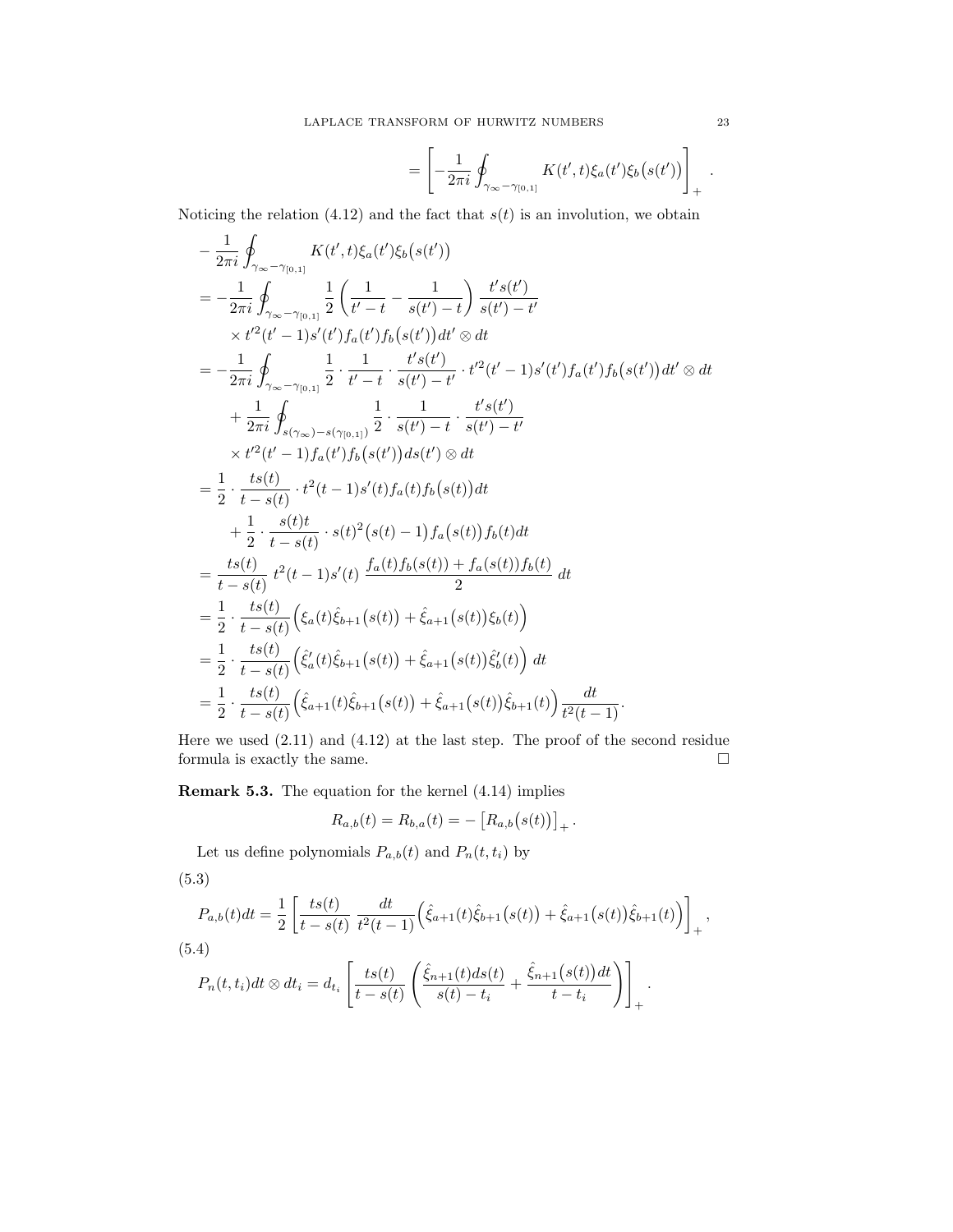$$= \left[ -\frac{1}{2\pi i} \oint_{\gamma_\infty - \gamma_{[0,1]}} K(t',t)\xi_a(t')\xi_b\big(s(t')\big) \right]_+ .$$

Noticing the relation (4.12) and the fact that $s(t)$ is an involution, we obtain

$$
\begin{aligned}
& -\frac{1}{2\pi i} \oint_{\gamma_\infty - \gamma_{[0,1]}} K(t',t)\xi_a(t')\xi_b\big(s(t')\big) \\
&= -\frac{1}{2\pi i} \oint_{\gamma_\infty - \gamma_{[0,1]}} \frac{1}{2}\left(\frac{1}{t'-t} - \frac{1}{s(t')-t}\right) \frac{t's(t')}{s(t')-t'} \\
&\quad \times t'^2(t'-1)s'(t')f_a(t')f_b\big(s(t')\big)dt' \otimes dt \\
&= -\frac{1}{2\pi i} \oint_{\gamma_\infty - \gamma_{[0,1]}} \frac{1}{2} \cdot \frac{1}{t'-t} \cdot \frac{t's(t')}{s(t')-t'} \cdot t'^2(t'-1)s'(t')f_a(t')f_b\big(s(t')\big)dt' \otimes dt \\
&\quad + \frac{1}{2\pi i} \oint_{s(\gamma_\infty) - s(\gamma_{[0,1]})} \frac{1}{2} \cdot \frac{1}{s(t')-t} \cdot \frac{t's(t')}{s(t')-t'} \\
&\quad \times t'^2(t'-1)f_a(t')f_b\big(s(t')\big)ds(t') \otimes dt \\
&= \frac{1}{2} \cdot \frac{ts(t)}{t-s(t)} \cdot t^2(t-1)s'(t)f_a(t)f_b\big(s(t)\big)dt \\
&\quad + \frac{1}{2} \cdot \frac{s(t)t}{t-s(t)} \cdot s(t)^2\big(s(t)-1\big)f_a\big(s(t)\big)f_b(t)dt \\
&= \frac{ts(t)}{t-s(t)}\ t^2(t-1)s'(t)\ \frac{f_a(t)f_b(s(t)) + f_a(s(t))f_b(t)}{2}\ dt \\
&= \frac{1}{2} \cdot \frac{ts(t)}{t-s(t)}\Big(\xi_a(t)\hat{\xi}_{b+1}\big(s(t)\big) + \hat{\xi}_{a+1}\big(s(t)\big)\xi_b(t)\Big) \\
&= \frac{1}{2} \cdot \frac{ts(t)}{t-s(t)}\Big(\hat{\xi}'_a(t)\hat{\xi}_{b+1}\big(s(t)\big) + \hat{\xi}_{a+1}\big(s(t)\big)\hat{\xi}'_b(t)\Big)\ dt \\
&= \frac{1}{2} \cdot \frac{ts(t)}{t-s(t)}\Big(\hat{\xi}_{a+1}(t)\hat{\xi}_{b+1}\big(s(t)\big) + \hat{\xi}_{a+1}\big(s(t)\big)\hat{\xi}_{b+1}(t)\Big)\frac{dt}{t^2(t-1)}.
\end{aligned}
$$

Here we used (2.11) and (4.12) at the last step. The proof of the second residue formula is exactly the same. $\square$

**Remark 5.3.** The equation for the kernel (4.14) implies

$$R_{a,b}(t) = R_{b,a}(t) = -\big[R_{a,b}\big(s(t)\big)\big]_+ .$$

Let us define polynomials $P_{a,b}(t)$ and $P_n(t,t_i)$ by

(5.3)

$$P_{a,b}(t)dt = \frac{1}{2}\left[\frac{ts(t)}{t-s(t)}\ \frac{dt}{t^2(t-1)}\Big(\hat{\xi}_{a+1}(t)\hat{\xi}_{b+1}\big(s(t)\big) + \hat{\xi}_{a+1}\big(s(t)\big)\hat{\xi}_{b+1}(t)\Big)\right]_+ ,$$

(5.4)

$$P_n(t,t_i)dt \otimes dt_i = d_{t_i}\left[\frac{ts(t)}{t-s(t)}\left(\frac{\hat{\xi}_{n+1}(t)ds(t)}{s(t)-t_i} + \frac{\hat{\xi}_{n+1}\big(s(t)\big)dt}{t-t_i}\right)\right]_+ .$$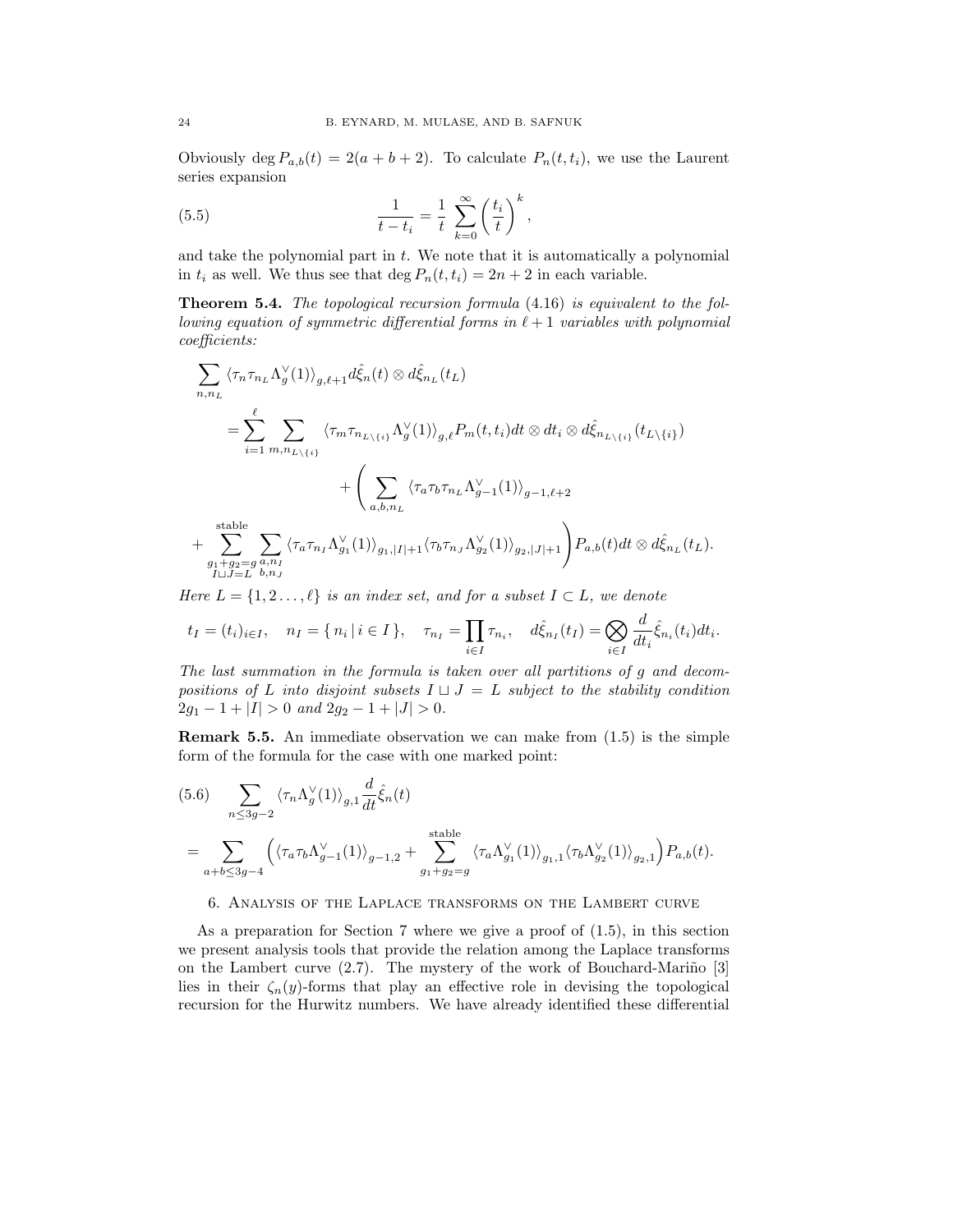Obviously $\deg P_{a,b}(t) = 2(a+b+2)$. To calculate $P_n(t, t_i)$, we use the Laurent series expansion

$$\frac{1}{t - t_i} = \frac{1}{t} \sum_{k=0}^{\infty} \left(\frac{t_i}{t}\right)^k, \tag{5.5}$$

and take the polynomial part in $t$. We note that it is automatically a polynomial in $t_i$ as well. We thus see that $\deg P_n(t, t_i) = 2n + 2$ in each variable.

**Theorem 5.4.** *The topological recursion formula (4.16) is equivalent to the following equation of symmetric differential forms in $\ell + 1$ variables with polynomial coefficients:*

$$\begin{aligned}
&\sum_{n, n_L} \langle \tau_n \tau_{n_L} \Lambda_g^\vee(1) \rangle_{g,\ell+1} d\hat{\xi}_n(t) \otimes d\hat{\xi}_{n_L}(t_L) \\
&\quad = \sum_{i=1}^{\ell} \sum_{m, n_{L\setminus\{i\}}} \langle \tau_m \tau_{n_{L\setminus\{i\}}} \Lambda_g^\vee(1) \rangle_{g,\ell} P_m(t, t_i) dt \otimes dt_i \otimes d\hat{\xi}_{n_{L\setminus\{i\}}}(t_{L\setminus\{i\}}) \\
&\qquad\qquad + \Bigg( \sum_{a,b,n_L} \langle \tau_a \tau_b \tau_{n_L} \Lambda_{g-1}^\vee(1) \rangle_{g-1,\ell+2} \\
&\quad + \sum_{\substack{g_1+g_2=g \\ I \sqcup J = L}}^{\text{stable}} \sum_{\substack{a, n_I \\ b, n_J}} \langle \tau_a \tau_{n_I} \Lambda_{g_1}^\vee(1) \rangle_{g_1,|I|+1} \langle \tau_b \tau_{n_J} \Lambda_{g_2}^\vee(1) \rangle_{g_2,|J|+1} \Bigg) P_{a,b}(t) dt \otimes d\hat{\xi}_{n_L}(t_L).
\end{aligned}$$

*Here $L = \{1, 2, \ldots, \ell\}$ is an index set, and for a subset $I \subset L$, we denote*

$$t_I = (t_i)_{i\in I}, \quad n_I = \{\, n_i \mid i \in I \,\}, \quad \tau_{n_I} = \prod_{i\in I} \tau_{n_i}, \quad d\hat{\xi}_{n_I}(t_I) = \bigotimes_{i\in I} \frac{d}{dt_i} \hat{\xi}_{n_i}(t_i) dt_i.$$

*The last summation in the formula is taken over all partitions of $g$ and decompositions of $L$ into disjoint subsets $I \sqcup J = L$ subject to the stability condition $2g_1 - 1 + |I| > 0$ and $2g_2 - 1 + |J| > 0$.*

**Remark 5.5.** An immediate observation we can make from (1.5) is the simple form of the formula for the case with one marked point:

$$\begin{aligned}
&\sum_{n \le 3g-2} \langle \tau_n \Lambda_g^\vee(1) \rangle_{g,1} \frac{d}{dt} \hat{\xi}_n(t) \\
&= \sum_{a+b \le 3g-4} \Big( \langle \tau_a \tau_b \Lambda_{g-1}^\vee(1) \rangle_{g-1,2} + \sum_{g_1+g_2=g}^{\text{stable}} \langle \tau_a \Lambda_{g_1}^\vee(1) \rangle_{g_1,1} \langle \tau_b \Lambda_{g_2}^\vee(1) \rangle_{g_2,1} \Big) P_{a,b}(t).
\end{aligned} \tag{5.6}$$

## 6. Analysis of the Laplace transforms on the Lambert curve

As a preparation for Section 7 where we give a proof of (1.5), in this section we present analysis tools that provide the relation among the Laplace transforms on the Lambert curve (2.7). The mystery of the work of Bouchard-Mariño [3] lies in their $\zeta_n(y)$-forms that play an effective role in devising the topological recursion for the Hurwitz numbers. We have already identified these differential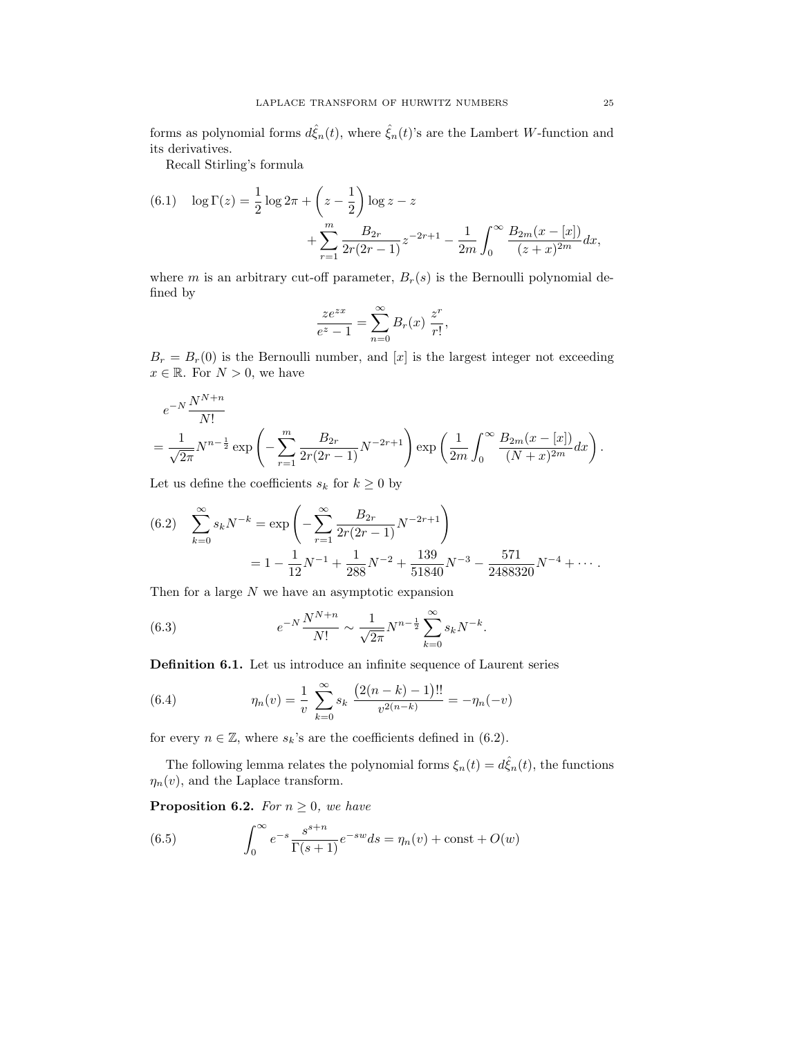forms as polynomial forms $d\hat{\xi}_n(t)$, where $\hat{\xi}_n(t)$'s are the Lambert $W$-function and its derivatives.

Recall Stirling's formula

$$
\begin{aligned}
(6.1) \quad \log \Gamma(z) = \frac{1}{2}\log 2\pi + \left(z - \frac{1}{2}\right)\log z - z \\
+ \sum_{r=1}^{m} \frac{B_{2r}}{2r(2r-1)} z^{-2r+1} - \frac{1}{2m}\int_0^\infty \frac{B_{2m}(x-[x])}{(z+x)^{2m}}dx,
\end{aligned}
$$

where $m$ is an arbitrary cut-off parameter, $B_r(s)$ is the Bernoulli polynomial defined by

$$
\frac{ze^{zx}}{e^z - 1} = \sum_{n=0}^{\infty} B_r(x)\, \frac{z^r}{r!},
$$

$B_r = B_r(0)$ is the Bernoulli number, and $[x]$ is the largest integer not exceeding $x \in \mathbb{R}$. For $N > 0$, we have

$$
\begin{aligned}
& e^{-N}\frac{N^{N+n}}{N!} \\
&= \frac{1}{\sqrt{2\pi}} N^{n-\frac{1}{2}} \exp\left(-\sum_{r=1}^{m} \frac{B_{2r}}{2r(2r-1)} N^{-2r+1}\right) \exp\left(\frac{1}{2m}\int_0^\infty \frac{B_{2m}(x-[x])}{(N+x)^{2m}}dx\right).
\end{aligned}
$$

Let us define the coefficients $s_k$ for $k \geq 0$ by

$$
\begin{aligned}
(6.2) \quad \sum_{k=0}^{\infty} s_k N^{-k} &= \exp\left(-\sum_{r=1}^{\infty} \frac{B_{2r}}{2r(2r-1)} N^{-2r+1}\right) \\
&= 1 - \frac{1}{12}N^{-1} + \frac{1}{288}N^{-2} + \frac{139}{51840}N^{-3} - \frac{571}{2488320}N^{-4} + \cdots.
\end{aligned}
$$

Then for a large $N$ we have an asymptotic expansion

$$
(6.3) \qquad e^{-N}\frac{N^{N+n}}{N!} \sim \frac{1}{\sqrt{2\pi}} N^{n-\frac{1}{2}} \sum_{k=0}^{\infty} s_k N^{-k}.
$$

**Definition 6.1.** Let us introduce an infinite sequence of Laurent series

$$
(6.4) \qquad \eta_n(v) = \frac{1}{v}\, \sum_{k=0}^{\infty} s_k\, \frac{\big(2(n-k)-1\big)!!}{v^{2(n-k)}} = -\eta_n(-v)
$$

for every $n \in \mathbb{Z}$, where $s_k$'s are the coefficients defined in (6.2).

The following lemma relates the polynomial forms $\xi_n(t) = d\hat{\xi}_n(t)$, the functions $\eta_n(v)$, and the Laplace transform.

**Proposition 6.2.** *For $n \geq 0$, we have*

$$
(6.5) \qquad \int_0^\infty e^{-s}\frac{s^{s+n}}{\Gamma(s+1)} e^{-sw} ds = \eta_n(v) + \text{const} + O(w)
$$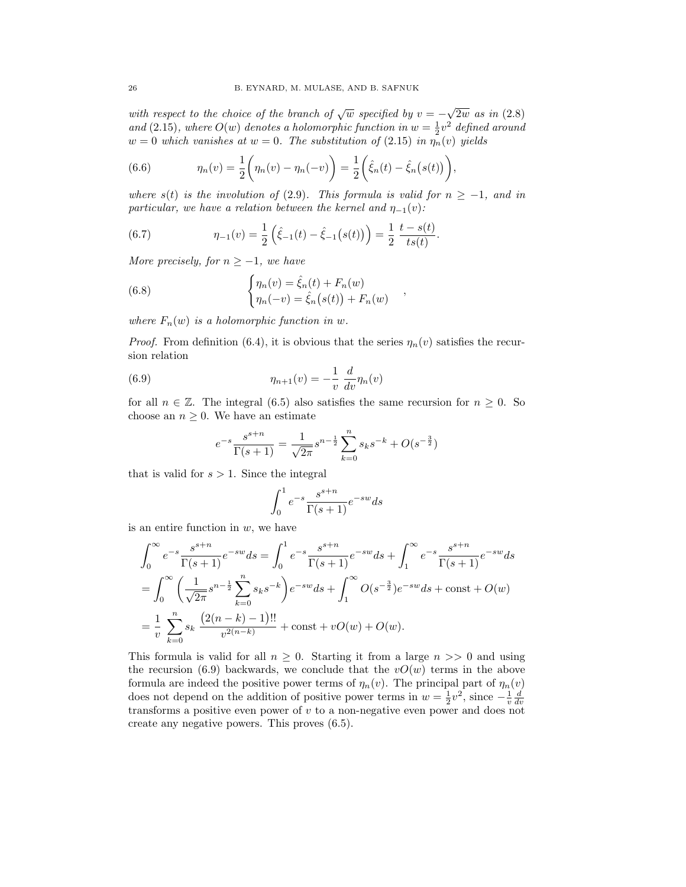*with respect to the choice of the branch of $\sqrt{w}$ specified by $v = -\sqrt{2w}$ as in (2.8) and (2.15), where $O(w)$ denotes a holomorphic function in $w = \frac{1}{2}v^2$ defined around $w = 0$ which vanishes at $w = 0$. The substitution of (2.15) in $\eta_n(v)$ yields*

$$\eta_n(v) = \frac{1}{2}\bigg(\eta_n(v) - \eta_n(-v)\bigg) = \frac{1}{2}\bigg(\hat{\xi}_n(t) - \hat{\xi}_n\big(s(t)\big)\bigg), \tag{6.6}$$

*where $s(t)$ is the involution of (2.9). This formula is valid for $n \geq -1$, and in particular, we have a relation between the kernel and $\eta_{-1}(v)$:*

$$\eta_{-1}(v) = \frac{1}{2}\left(\hat{\xi}_{-1}(t) - \hat{\xi}_{-1}\big(s(t)\big)\right) = \frac{1}{2}\ \frac{t - s(t)}{ts(t)}. \tag{6.7}$$

*More precisely, for $n \geq -1$, we have*

$$\begin{cases} \eta_n(v) = \hat{\xi}_n(t) + F_n(w) \\ \eta_n(-v) = \hat{\xi}_n\big(s(t)\big) + F_n(w) \end{cases}, \tag{6.8}$$

*where $F_n(w)$ is a holomorphic function in $w$.*

*Proof.* From definition (6.4), it is obvious that the series $\eta_n(v)$ satisfies the recursion relation

$$\eta_{n+1}(v) = -\frac{1}{v}\ \frac{d}{dv}\eta_n(v) \tag{6.9}$$

for all $n \in \mathbb{Z}$. The integral (6.5) also satisfies the same recursion for $n \geq 0$. So choose an $n \geq 0$. We have an estimate

$$e^{-s}\frac{s^{s+n}}{\Gamma(s+1)} = \frac{1}{\sqrt{2\pi}}s^{n-\frac{1}{2}}\sum_{k=0}^{n} s_k s^{-k} + O(s^{-\frac{3}{2}})$$

that is valid for $s > 1$. Since the integral

$$\int_0^1 e^{-s}\frac{s^{s+n}}{\Gamma(s+1)}e^{-sw}ds$$

is an entire function in $w$, we have

$$\begin{aligned}
&\int_0^\infty e^{-s}\frac{s^{s+n}}{\Gamma(s+1)}e^{-sw}ds = \int_0^1 e^{-s}\frac{s^{s+n}}{\Gamma(s+1)}e^{-sw}ds + \int_1^\infty e^{-s}\frac{s^{s+n}}{\Gamma(s+1)}e^{-sw}ds \\
&= \int_0^\infty \left(\frac{1}{\sqrt{2\pi}}s^{n-\frac{1}{2}}\sum_{k=0}^{n} s_k s^{-k}\right)e^{-sw}ds + \int_1^\infty O(s^{-\frac{3}{2}})e^{-sw}ds + \text{const} + O(w) \\
&= \frac{1}{v}\ \sum_{k=0}^{n} s_k\ \frac{\big(2(n-k)-1\big)!!}{v^{2(n-k)}} + \text{const} + vO(w) + O(w).
\end{aligned}$$

This formula is valid for all $n \geq 0$. Starting it from a large $n >> 0$ and using the recursion (6.9) backwards, we conclude that the $vO(w)$ terms in the above formula are indeed the positive power terms of $\eta_n(v)$. The principal part of $\eta_n(v)$ does not depend on the addition of positive power terms in $w = \frac{1}{2}v^2$, since $-\frac{1}{v}\frac{d}{dv}$ transforms a positive even power of $v$ to a non-negative even power and does not create any negative powers. This proves (6.5).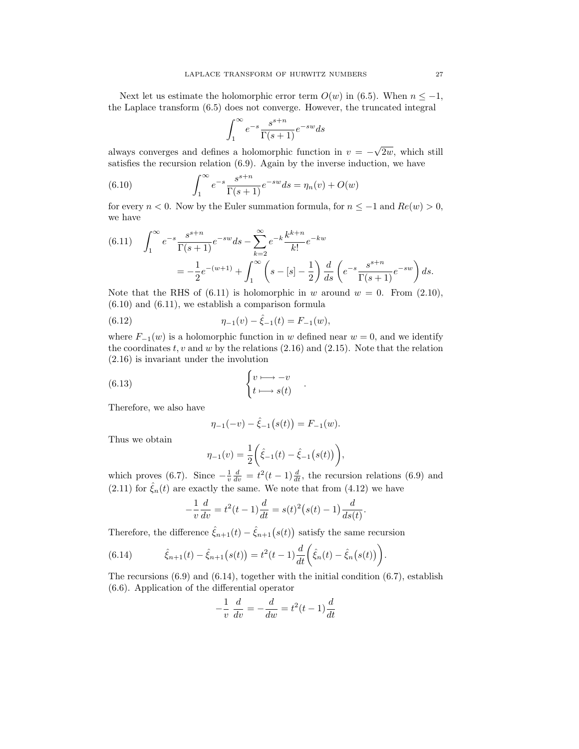Next let us estimate the holomorphic error term $O(w)$ in (6.5). When $n \leq -1$, the Laplace transform (6.5) does not converge. However, the truncated integral

$$\int_1^\infty e^{-s} \frac{s^{s+n}}{\Gamma(s+1)} e^{-sw} ds$$

always converges and defines a holomorphic function in $v = -\sqrt{2w}$, which still satisfies the recursion relation (6.9). Again by the inverse induction, we have

$$\int_1^\infty e^{-s} \frac{s^{s+n}}{\Gamma(s+1)} e^{-sw} ds = \eta_n(v) + O(w) \tag{6.10}$$

for every $n < 0$. Now by the Euler summation formula, for $n \leq -1$ and $Re(w) > 0$, we have

$$\begin{aligned} \int_1^\infty e^{-s} \frac{s^{s+n}}{\Gamma(s+1)} e^{-sw} ds - \sum_{k=2}^\infty e^{-k} \frac{k^{k+n}}{k!} e^{-kw} \\ = -\frac{1}{2} e^{-(w+1)} + \int_1^\infty \left( s - [s] - \frac{1}{2} \right) \frac{d}{ds} \left( e^{-s} \frac{s^{s+n}}{\Gamma(s+1)} e^{-sw} \right) ds. \end{aligned} \tag{6.11}$$

Note that the RHS of (6.11) is holomorphic in $w$ around $w = 0$. From (2.10), (6.10) and (6.11), we establish a comparison formula

$$\eta_{-1}(v) - \hat{\xi}_{-1}(t) = F_{-1}(w), \tag{6.12}$$

where $F_{-1}(w)$ is a holomorphic function in $w$ defined near $w = 0$, and we identify the coordinates $t, v$ and $w$ by the relations (2.16) and (2.15). Note that the relation (2.16) is invariant under the involution

$$\begin{cases} v \longmapsto -v \\ t \longmapsto s(t) \end{cases} . \tag{6.13}$$

Therefore, we also have

$$\eta_{-1}(-v) - \hat{\xi}_{-1}\big(s(t)\big) = F_{-1}(w).$$

Thus we obtain

$$\eta_{-1}(v) = \frac{1}{2}\bigg( \hat{\xi}_{-1}(t) - \hat{\xi}_{-1}\big(s(t)\big) \bigg),$$

which proves (6.7). Since $-\frac{1}{v}\frac{d}{dv} = t^2(t-1)\frac{d}{dt}$, the recursion relations (6.9) and (2.11) for $\hat{\xi}_n(t)$ are exactly the same. We note that from (4.12) we have

$$-\frac{1}{v}\frac{d}{dv} = t^2(t-1)\frac{d}{dt} = s(t)^2\big(s(t)-1\big)\frac{d}{ds(t)}.$$

Therefore, the difference $\hat{\xi}_{n+1}(t) - \hat{\xi}_{n+1}\big(s(t)\big)$ satisfy the same recursion

$$\hat{\xi}_{n+1}(t) - \hat{\xi}_{n+1}\big(s(t)\big) = t^2(t-1)\frac{d}{dt}\bigg( \hat{\xi}_n(t) - \hat{\xi}_n\big(s(t)\big) \bigg). \tag{6.14}$$

The recursions (6.9) and (6.14), together with the initial condition (6.7), establish (6.6). Application of the differential operator

$$-\frac{1}{v}\ \frac{d}{dv} = -\frac{d}{dw} = t^2(t-1)\frac{d}{dt}$$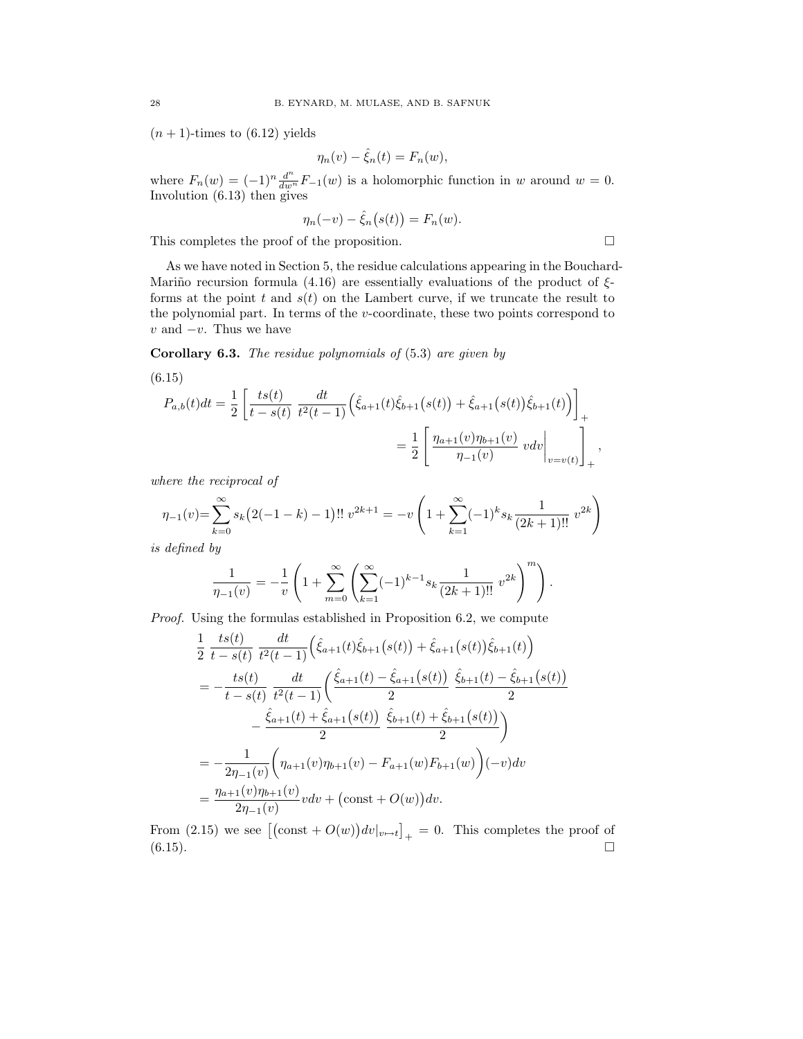$(n+1)$-times to (6.12) yields

$$\eta_n(v) - \hat{\xi}_n(t) = F_n(w),$$

where $F_n(w) = (-1)^n \frac{d^n}{dw^n} F_{-1}(w)$ is a holomorphic function in $w$ around $w = 0$. Involution (6.13) then gives

$$\eta_n(-v) - \hat{\xi}_n\big(s(t)\big) = F_n(w).$$

This completes the proof of the proposition. $\square$

As we have noted in Section 5, the residue calculations appearing in the Bouchard-Mariño recursion formula (4.16) are essentially evaluations of the product of $\xi$-forms at the point $t$ and $s(t)$ on the Lambert curve, if we truncate the result to the polynomial part. In terms of the $v$-coordinate, these two points correspond to $v$ and $-v$. Thus we have

**Corollary 6.3.** *The residue polynomials of* (5.3) *are given by*

(6.15)

$$\begin{aligned}
P_{a,b}(t)dt &= \frac{1}{2}\left[\frac{ts(t)}{t-s(t)}\ \frac{dt}{t^2(t-1)}\Big(\hat{\xi}_{a+1}(t)\hat{\xi}_{b+1}\big(s(t)\big) + \hat{\xi}_{a+1}\big(s(t)\big)\hat{\xi}_{b+1}(t)\Big)\right]_+ \\
&= \frac{1}{2}\left[\frac{\eta_{a+1}(v)\eta_{b+1}(v)}{\eta_{-1}(v)}\ vdv\Big|_{v=v(t)}\right]_+,
\end{aligned}$$

*where the reciprocal of*

$$\eta_{-1}(v) = \sum_{k=0}^{\infty} s_k\big(2(-1-k)-1\big)!!\ v^{2k+1} = -v\left(1 + \sum_{k=1}^{\infty}(-1)^k s_k \frac{1}{(2k+1)!!}\ v^{2k}\right)$$

*is defined by*

$$\frac{1}{\eta_{-1}(v)} = -\frac{1}{v}\left(1 + \sum_{m=0}^{\infty}\left(\sum_{k=1}^{\infty}(-1)^{k-1}s_k\frac{1}{(2k+1)!!}\ v^{2k}\right)^m\right).$$

*Proof.* Using the formulas established in Proposition 6.2, we compute

$$\begin{aligned}
&\frac{1}{2}\ \frac{ts(t)}{t-s(t)}\ \frac{dt}{t^2(t-1)}\Big(\hat{\xi}_{a+1}(t)\hat{\xi}_{b+1}\big(s(t)\big) + \hat{\xi}_{a+1}\big(s(t)\big)\hat{\xi}_{b+1}(t)\Big) \\
&= -\frac{ts(t)}{t-s(t)}\ \frac{dt}{t^2(t-1)}\Bigg(\frac{\hat{\xi}_{a+1}(t) - \hat{\xi}_{a+1}\big(s(t)\big)}{2}\ \frac{\hat{\xi}_{b+1}(t) - \hat{\xi}_{b+1}\big(s(t)\big)}{2} \\
&\qquad\qquad - \frac{\hat{\xi}_{a+1}(t) + \hat{\xi}_{a+1}\big(s(t)\big)}{2}\ \frac{\hat{\xi}_{b+1}(t) + \hat{\xi}_{b+1}\big(s(t)\big)}{2}\Bigg) \\
&= -\frac{1}{2\eta_{-1}(v)}\Big(\eta_{a+1}(v)\eta_{b+1}(v) - F_{a+1}(w)F_{b+1}(w)\Big)(-v)dv \\
&= \frac{\eta_{a+1}(v)\eta_{b+1}(v)}{2\eta_{-1}(v)}vdv + \big(\text{const} + O(w)\big)dv.
\end{aligned}$$

From (2.15) we see $\big[\big(\text{const} + O(w)\big)dv|_{v\mapsto t}\big]_+ = 0$. This completes the proof of (6.15). $\square$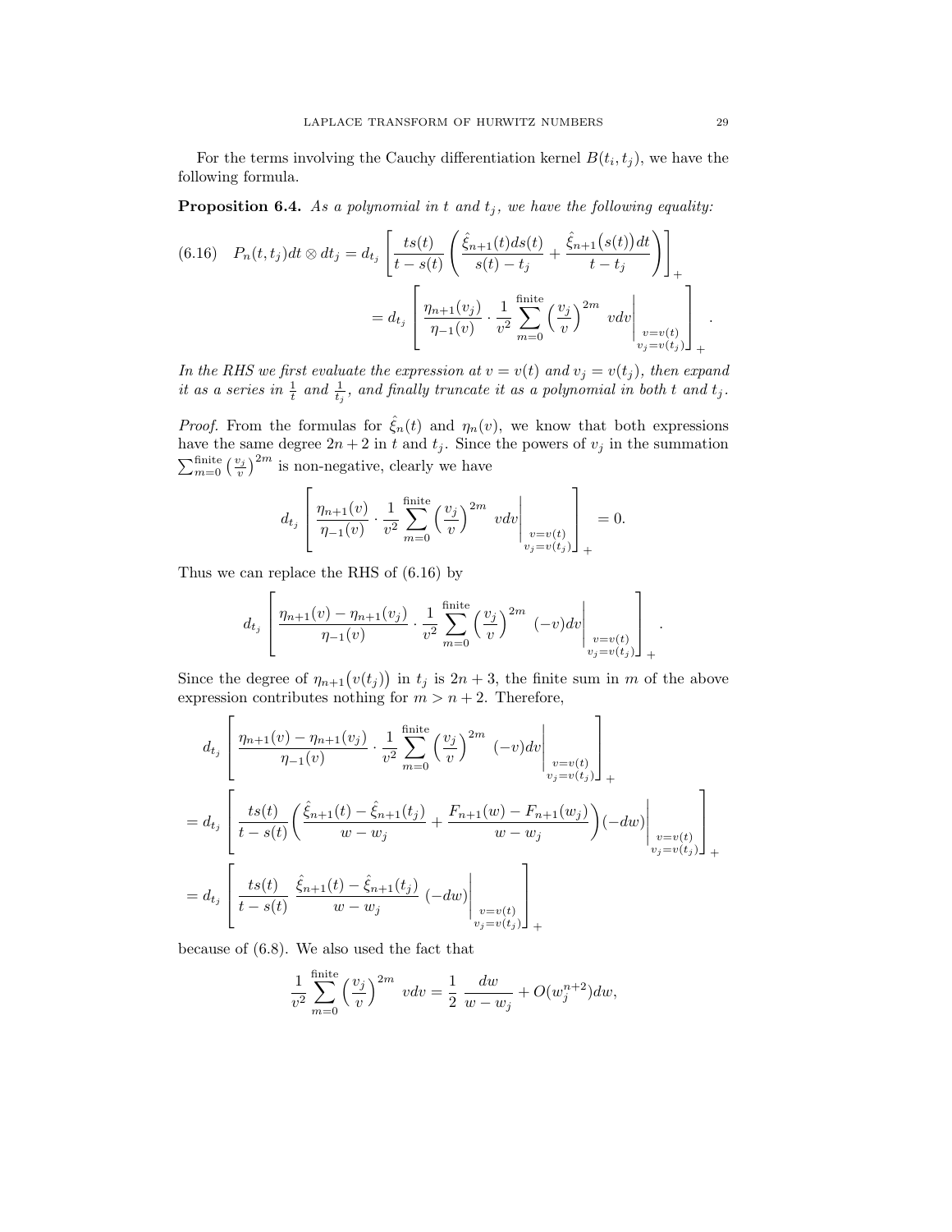For the terms involving the Cauchy differentiation kernel $B(t_i, t_j)$, we have the following formula.

**Proposition 6.4.** *As a polynomial in $t$ and $t_j$, we have the following equality:*

$$
P_n(t,t_j)dt \otimes dt_j = d_{t_j}\left[\frac{ts(t)}{t-s(t)}\left(\frac{\hat{\xi}_{n+1}(t)ds(t)}{s(t)-t_j} + \frac{\hat{\xi}_{n+1}\big(s(t)\big)dt}{t-t_j}\right)\right]_+ \tag{6.16}
$$

$$
= d_{t_j}\left[\frac{\eta_{n+1}(v_j)}{\eta_{-1}(v)}\cdot\frac{1}{v^2}\sum_{m=0}^{\text{finite}}\left(\frac{v_j}{v}\right)^{2m} vdv\Bigg|_{\substack{v=v(t)\\ v_j=v(t_j)}}\right]_+ .
$$

*In the RHS we first evaluate the expression at $v=v(t)$ and $v_j = v(t_j)$, then expand it as a series in $\frac{1}{t}$ and $\frac{1}{t_j}$, and finally truncate it as a polynomial in both $t$ and $t_j$.*

*Proof.* From the formulas for $\hat{\xi}_n(t)$ and $\eta_n(v)$, we know that both expressions have the same degree $2n+2$ in $t$ and $t_j$. Since the powers of $v_j$ in the summation $\sum_{m=0}^{\text{finite}}\left(\frac{v_j}{v}\right)^{2m}$ is non-negative, clearly we have

$$
d_{t_j}\left[\frac{\eta_{n+1}(v)}{\eta_{-1}(v)}\cdot\frac{1}{v^2}\sum_{m=0}^{\text{finite}}\left(\frac{v_j}{v}\right)^{2m} vdv\Bigg|_{\substack{v=v(t)\\ v_j=v(t_j)}}\right]_+ = 0.
$$

Thus we can replace the RHS of (6.16) by

$$
d_{t_j}\left[\frac{\eta_{n+1}(v)-\eta_{n+1}(v_j)}{\eta_{-1}(v)}\cdot\frac{1}{v^2}\sum_{m=0}^{\text{finite}}\left(\frac{v_j}{v}\right)^{2m} (-v)dv\Bigg|_{\substack{v=v(t)\\ v_j=v(t_j)}}\right]_+ .
$$

Since the degree of $\eta_{n+1}\big(v(t_j)\big)$ in $t_j$ is $2n+3$, the finite sum in $m$ of the above expression contributes nothing for $m > n+2$. Therefore,

$$
\begin{aligned}
&d_{t_j}\left[\frac{\eta_{n+1}(v)-\eta_{n+1}(v_j)}{\eta_{-1}(v)}\cdot\frac{1}{v^2}\sum_{m=0}^{\text{finite}}\left(\frac{v_j}{v}\right)^{2m} (-v)dv\Bigg|_{\substack{v=v(t)\\ v_j=v(t_j)}}\right]_+ \\
&= d_{t_j}\left[\frac{ts(t)}{t-s(t)}\left(\frac{\hat{\xi}_{n+1}(t)-\hat{\xi}_{n+1}(t_j)}{w-w_j} + \frac{F_{n+1}(w)-F_{n+1}(w_j)}{w-w_j}\right)(-dw)\Bigg|_{\substack{v=v(t)\\ v_j=v(t_j)}}\right]_+ \\
&= d_{t_j}\left[\frac{ts(t)}{t-s(t)}\;\frac{\hat{\xi}_{n+1}(t)-\hat{\xi}_{n+1}(t_j)}{w-w_j}\;(-dw)\Bigg|_{\substack{v=v(t)\\ v_j=v(t_j)}}\right]_+
\end{aligned}
$$

because of (6.8). We also used the fact that

$$
\frac{1}{v^2}\sum_{m=0}^{\text{finite}}\left(\frac{v_j}{v}\right)^{2m} vdv = \frac{1}{2}\;\frac{dw}{w-w_j} + O(w_j^{n+2})dw,
$$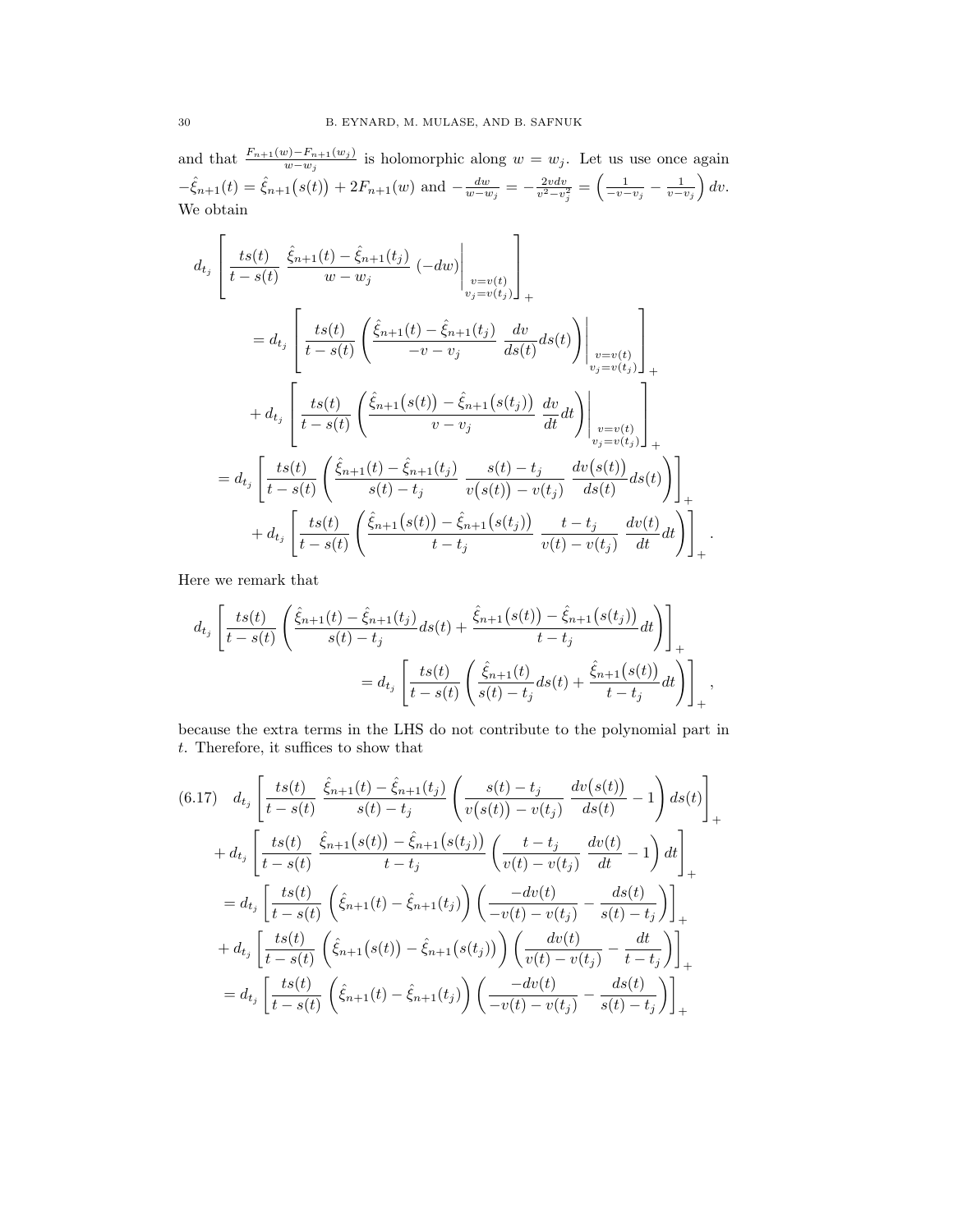and that $\frac{F_{n+1}(w)-F_{n+1}(w_j)}{w-w_j}$ is holomorphic along $w = w_j$. Let us use once again $-\hat{\xi}_{n+1}(t) = \hat{\xi}_{n+1}\big(s(t)\big) + 2F_{n+1}(w)$ and $-\frac{dw}{w-w_j} = -\frac{2vdv}{v^2-v_j^2} = \left(\frac{1}{-v-v_j} - \frac{1}{v-v_j}\right)dv$. We obtain

$$
\begin{aligned}
d_{t_j} & \left[ \frac{ts(t)}{t-s(t)} \; \frac{\hat{\xi}_{n+1}(t) - \hat{\xi}_{n+1}(t_j)}{w-w_j} \; (-dw) \Bigg|_{\substack{v=v(t) \\ v_j=v(t_j)}} \right]_+ \\
&= d_{t_j} \left[ \frac{ts(t)}{t-s(t)} \left( \frac{\hat{\xi}_{n+1}(t) - \hat{\xi}_{n+1}(t_j)}{-v-v_j} \; \frac{dv}{ds(t)} ds(t) \right) \Bigg|_{\substack{v=v(t) \\ v_j=v(t_j)}} \right]_+ \\
&\quad + d_{t_j} \left[ \frac{ts(t)}{t-s(t)} \left( \frac{\hat{\xi}_{n+1}\big(s(t)\big) - \hat{\xi}_{n+1}\big(s(t_j)\big)}{v-v_j} \; \frac{dv}{dt} dt \right) \Bigg|_{\substack{v=v(t) \\ v_j=v(t_j)}} \right]_+ \\
&= d_{t_j} \left[ \frac{ts(t)}{t-s(t)} \left( \frac{\hat{\xi}_{n+1}(t) - \hat{\xi}_{n+1}(t_j)}{s(t)-t_j} \; \frac{s(t)-t_j}{v\big(s(t)\big) - v(t_j)} \; \frac{dv\big(s(t)\big)}{ds(t)} ds(t) \right) \right]_+ \\
&\quad + d_{t_j} \left[ \frac{ts(t)}{t-s(t)} \left( \frac{\hat{\xi}_{n+1}\big(s(t)\big) - \hat{\xi}_{n+1}\big(s(t_j)\big)}{t-t_j} \; \frac{t-t_j}{v(t)-v(t_j)} \; \frac{dv(t)}{dt} dt \right) \right]_+ .
\end{aligned}
$$

Here we remark that

$$
\begin{aligned}
d_{t_j} & \left[ \frac{ts(t)}{t-s(t)} \left( \frac{\hat{\xi}_{n+1}(t) - \hat{\xi}_{n+1}(t_j)}{s(t)-t_j} ds(t) + \frac{\hat{\xi}_{n+1}\big(s(t)\big) - \hat{\xi}_{n+1}\big(s(t_j)\big)}{t-t_j} dt \right) \right]_+ \\
&= d_{t_j} \left[ \frac{ts(t)}{t-s(t)} \left( \frac{\hat{\xi}_{n+1}(t)}{s(t)-t_j} ds(t) + \frac{\hat{\xi}_{n+1}\big(s(t)\big)}{t-t_j} dt \right) \right]_+ ,
\end{aligned}
$$

because the extra terms in the LHS do not contribute to the polynomial part in $t$. Therefore, it suffices to show that

$$
\begin{aligned}
(6.17) \quad d_{t_j} & \left[ \frac{ts(t)}{t-s(t)} \; \frac{\hat{\xi}_{n+1}(t) - \hat{\xi}_{n+1}(t_j)}{s(t)-t_j} \left( \frac{s(t)-t_j}{v\big(s(t)\big) - v(t_j)} \; \frac{dv\big(s(t)\big)}{ds(t)} - 1 \right) ds(t) \right]_+ \\
&+ d_{t_j} \left[ \frac{ts(t)}{t-s(t)} \; \frac{\hat{\xi}_{n+1}\big(s(t)\big) - \hat{\xi}_{n+1}\big(s(t_j)\big)}{t-t_j} \left( \frac{t-t_j}{v(t)-v(t_j)} \; \frac{dv(t)}{dt} - 1 \right) dt \right]_+ \\
&= d_{t_j} \left[ \frac{ts(t)}{t-s(t)} \; \Big( \hat{\xi}_{n+1}(t) - \hat{\xi}_{n+1}(t_j) \Big) \left( \frac{-dv(t)}{-v(t)-v(t_j)} - \frac{ds(t)}{s(t)-t_j} \right) \right]_+ \\
&+ d_{t_j} \left[ \frac{ts(t)}{t-s(t)} \; \Big( \hat{\xi}_{n+1}\big(s(t)\big) - \hat{\xi}_{n+1}\big(s(t_j)\big) \Big) \left( \frac{dv(t)}{v(t)-v(t_j)} - \frac{dt}{t-t_j} \right) \right]_+ \\
&= d_{t_j} \left[ \frac{ts(t)}{t-s(t)} \; \Big( \hat{\xi}_{n+1}(t) - \hat{\xi}_{n+1}(t_j) \Big) \left( \frac{-dv(t)}{-v(t)-v(t_j)} - \frac{ds(t)}{s(t)-t_j} \right) \right]_+
\end{aligned}
$$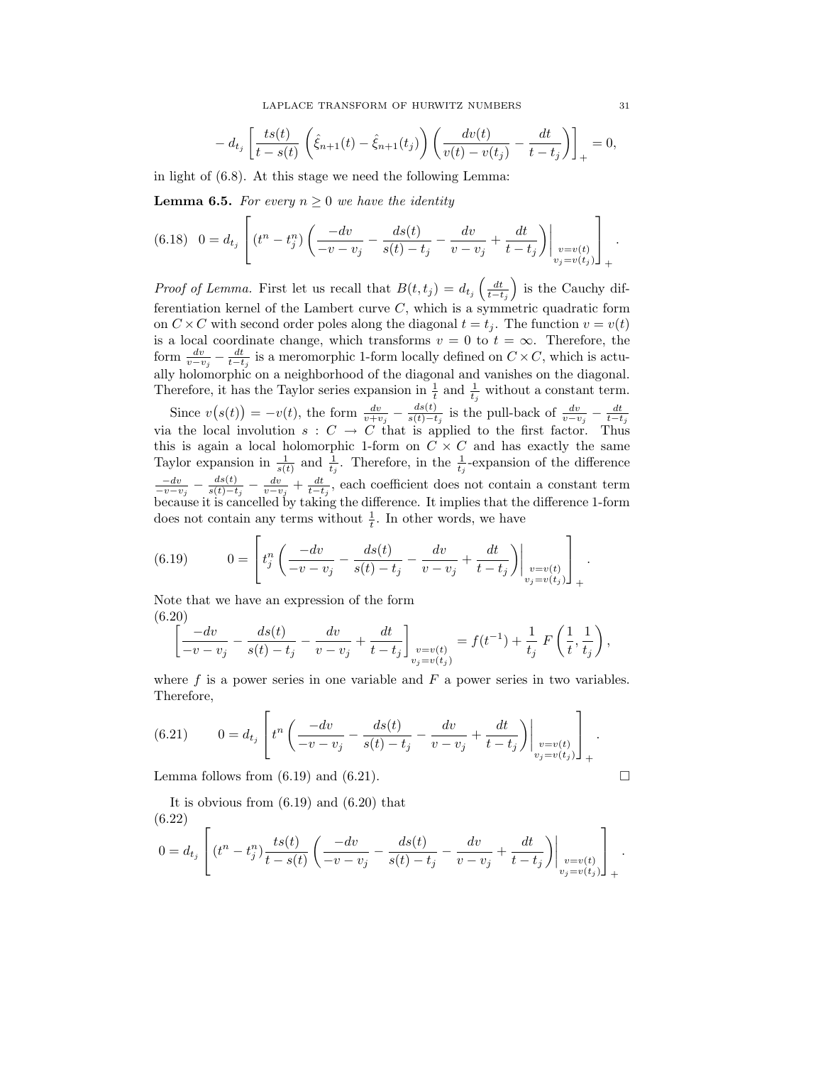$$- d_{t_j} \left[ \frac{ts(t)}{t-s(t)} \left( \hat{\xi}_{n+1}(t) - \hat{\xi}_{n+1}(t_j) \right) \left( \frac{dv(t)}{v(t)-v(t_j)} - \frac{dt}{t-t_j} \right) \right]_+ = 0,$$

in light of (6.8). At this stage we need the following Lemma:

**Lemma 6.5.** *For every $n \geq 0$ we have the identity*

$$0 = d_{t_j} \left[ (t^n - t_j^n) \left( \frac{-dv}{-v-v_j} - \frac{ds(t)}{s(t)-t_j} - \frac{dv}{v-v_j} + \frac{dt}{t-t_j} \right) \Bigg|_{\substack{v=v(t) \\ v_j = v(t_j)}} \right]_+ . \tag{6.18}$$

*Proof of Lemma.* First let us recall that $B(t,t_j) = d_{t_j}\left(\frac{dt}{t-t_j}\right)$ is the Cauchy differentiation kernel of the Lambert curve $C$, which is a symmetric quadratic form on $C \times C$ with second order poles along the diagonal $t = t_j$. The function $v = v(t)$ is a local coordinate change, which transforms $v = 0$ to $t = \infty$. Therefore, the form $\frac{dv}{v-v_j} - \frac{dt}{t-t_j}$ is a meromorphic 1-form locally defined on $C \times C$, which is actually holomorphic on a neighborhood of the diagonal and vanishes on the diagonal. Therefore, it has the Taylor series expansion in $\frac{1}{t}$ and $\frac{1}{t_j}$ without a constant term.

Since $v\big(s(t)\big) = -v(t)$, the form $\frac{dv}{v+v_j} - \frac{ds(t)}{s(t)-t_j}$ is the pull-back of $\frac{dv}{v-v_j} - \frac{dt}{t-t_j}$ via the local involution $s : C \to C$ that is applied to the first factor. Thus this is again a local holomorphic 1-form on $C \times C$ and has exactly the same Taylor expansion in $\frac{1}{s(t)}$ and $\frac{1}{t_j}$. Therefore, in the $\frac{1}{t_j}$-expansion of the difference $\frac{-dv}{-v-v_j} - \frac{ds(t)}{s(t)-t_j} - \frac{dv}{v-v_j} + \frac{dt}{t-t_j}$, each coefficient does not contain a constant term because it is cancelled by taking the difference. It implies that the difference 1-form does not contain any terms without $\frac{1}{t}$. In other words, we have

$$0 = \left[ t_j^n \left( \frac{-dv}{-v-v_j} - \frac{ds(t)}{s(t)-t_j} - \frac{dv}{v-v_j} + \frac{dt}{t-t_j} \right) \Bigg|_{\substack{v=v(t) \\ v_j = v(t_j)}} \right]_+ . \tag{6.19}$$

Note that we have an expression of the form

$$\left[ \frac{-dv}{-v-v_j} - \frac{ds(t)}{s(t)-t_j} - \frac{dv}{v-v_j} + \frac{dt}{t-t_j} \right]_{\substack{v=v(t) \\ v_j = v(t_j)}} = f(t^{-1}) + \frac{1}{t_j} F\left(\frac{1}{t}, \frac{1}{t_j}\right), \tag{6.20}$$

where $f$ is a power series in one variable and $F$ a power series in two variables. Therefore,

$$0 = d_{t_j} \left[ t^n \left( \frac{-dv}{-v-v_j} - \frac{ds(t)}{s(t)-t_j} - \frac{dv}{v-v_j} + \frac{dt}{t-t_j} \right) \Bigg|_{\substack{v=v(t) \\ v_j = v(t_j)}} \right]_+ . \tag{6.21}$$

Lemma follows from (6.19) and (6.21). $\square$

It is obvious from (6.19) and (6.20) that

$$0 = d_{t_j} \left[ (t^n - t_j^n) \frac{ts(t)}{t-s(t)} \left( \frac{-dv}{-v-v_j} - \frac{ds(t)}{s(t)-t_j} - \frac{dv}{v-v_j} + \frac{dt}{t-t_j} \right) \Bigg|_{\substack{v=v(t) \\ v_j = v(t_j)}} \right]_+ . \tag{6.22}$$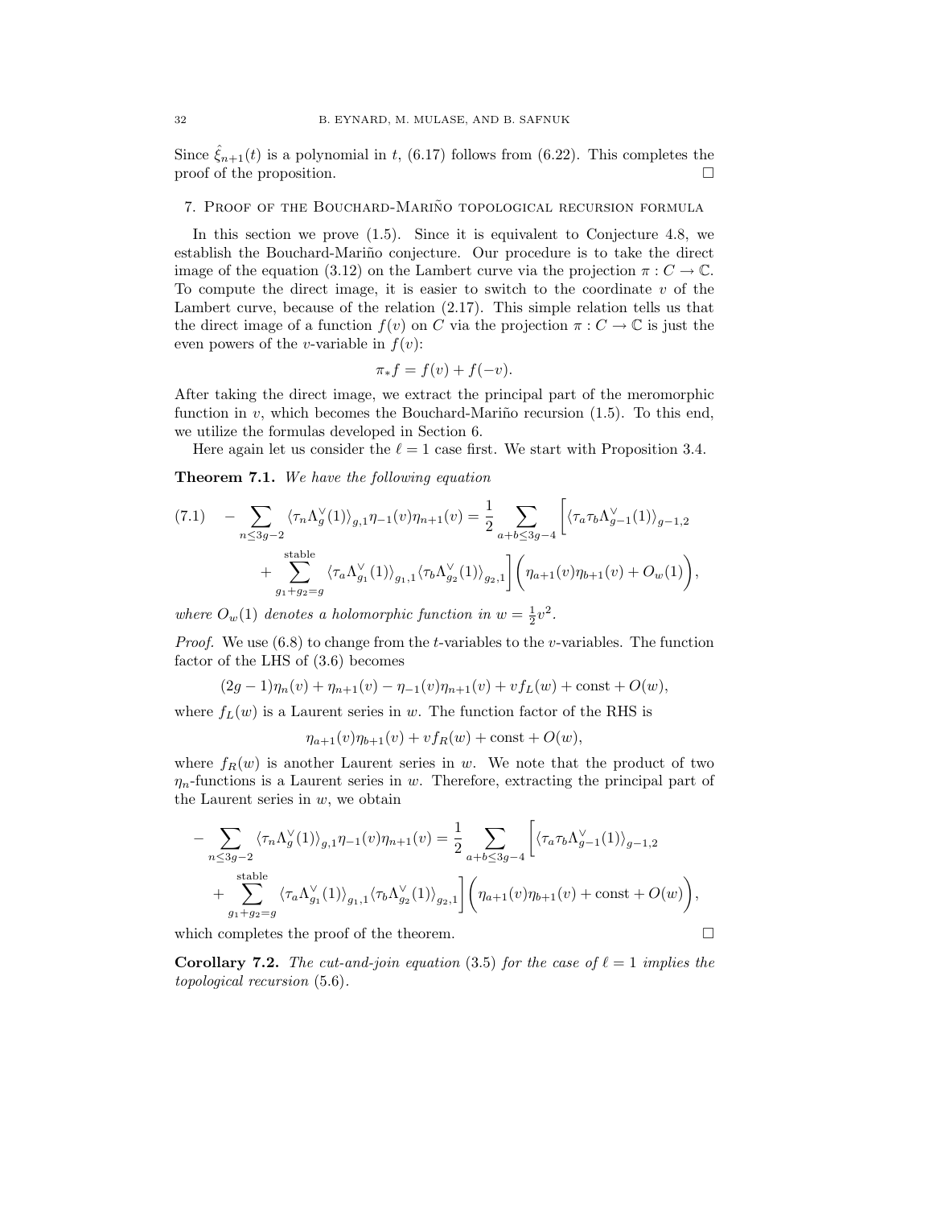Since $\hat{\xi}_{n+1}(t)$ is a polynomial in $t$, (6.17) follows from (6.22). This completes the proof of the proposition. □

## 7. Proof of the Bouchard-Mariño topological recursion formula

In this section we prove (1.5). Since it is equivalent to Conjecture 4.8, we establish the Bouchard-Mariño conjecture. Our procedure is to take the direct image of the equation (3.12) on the Lambert curve via the projection $\pi : C \to \mathbb{C}$. To compute the direct image, it is easier to switch to the coordinate $v$ of the Lambert curve, because of the relation (2.17). This simple relation tells us that the direct image of a function $f(v)$ on $C$ via the projection $\pi : C \to \mathbb{C}$ is just the even powers of the $v$-variable in $f(v)$:

$$\pi_* f = f(v) + f(-v).$$

After taking the direct image, we extract the principal part of the meromorphic function in $v$, which becomes the Bouchard-Mariño recursion (1.5). To this end, we utilize the formulas developed in Section 6.

Here again let us consider the $\ell = 1$ case first. We start with Proposition 3.4.

**Theorem 7.1.** *We have the following equation*

$$(7.1) \quad - \sum_{n \le 3g-2} \langle \tau_n \Lambda_g^\vee(1) \rangle_{g,1} \eta_{-1}(v) \eta_{n+1}(v) = \frac{1}{2} \sum_{a+b \le 3g-4} \bigg[ \langle \tau_a \tau_b \Lambda_{g-1}^\vee(1) \rangle_{g-1,2} + \sum_{g_1+g_2=g}^{\text{stable}} \langle \tau_a \Lambda_{g_1}^\vee(1) \rangle_{g_1,1} \langle \tau_b \Lambda_{g_2}^\vee(1) \rangle_{g_2,1} \bigg] \Big( \eta_{a+1}(v) \eta_{b+1}(v) + O_w(1) \Big),$$

*where $O_w(1)$ denotes a holomorphic function in $w = \frac{1}{2}v^2$.*

*Proof.* We use (6.8) to change from the $t$-variables to the $v$-variables. The function factor of the LHS of (3.6) becomes

$$(2g-1)\eta_n(v) + \eta_{n+1}(v) - \eta_{-1}(v)\eta_{n+1}(v) + v f_L(w) + \text{const} + O(w),$$

where $f_L(w)$ is a Laurent series in $w$. The function factor of the RHS is

$$\eta_{a+1}(v)\eta_{b+1}(v) + v f_R(w) + \text{const} + O(w),$$

where $f_R(w)$ is another Laurent series in $w$. We note that the product of two $\eta_n$-functions is a Laurent series in $w$. Therefore, extracting the principal part of the Laurent series in $w$, we obtain

$$- \sum_{n \le 3g-2} \langle \tau_n \Lambda_g^\vee(1) \rangle_{g,1} \eta_{-1}(v) \eta_{n+1}(v) = \frac{1}{2} \sum_{a+b \le 3g-4} \bigg[ \langle \tau_a \tau_b \Lambda_{g-1}^\vee(1) \rangle_{g-1,2} + \sum_{g_1+g_2=g}^{\text{stable}} \langle \tau_a \Lambda_{g_1}^\vee(1) \rangle_{g_1,1} \langle \tau_b \Lambda_{g_2}^\vee(1) \rangle_{g_2,1} \bigg] \Big( \eta_{a+1}(v) \eta_{b+1}(v) + \text{const} + O(w) \Big),$$

which completes the proof of the theorem. □

**Corollary 7.2.** *The cut-and-join equation (3.5) for the case of $\ell = 1$ implies the topological recursion (5.6).*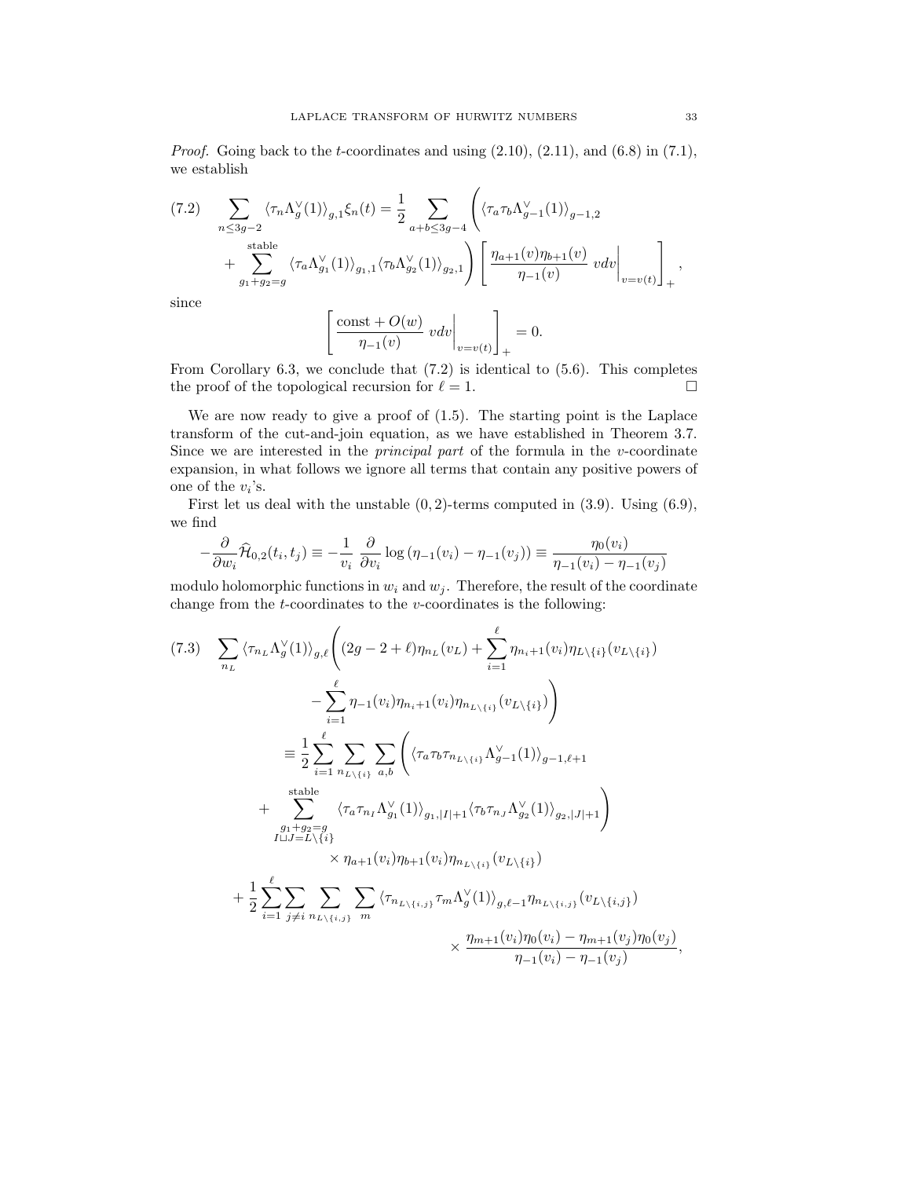*Proof.* Going back to the $t$-coordinates and using (2.10), (2.11), and (6.8) in (7.1), we establish

$$
\begin{aligned}
(7.2)\quad \sum_{n\le 3g-2} \langle \tau_n \Lambda_g^\vee(1)\rangle_{g,1}\xi_n(t) = \frac{1}{2}\sum_{a+b\le 3g-4}\Bigg(&\langle \tau_a\tau_b\Lambda_{g-1}^\vee(1)\rangle_{g-1,2} \\
&+\sum_{g_1+g_2=g}^{\text{stable}} \langle \tau_a \Lambda_{g_1}^\vee(1)\rangle_{g_1,1}\langle \tau_b \Lambda_{g_2}^\vee(1)\rangle_{g_2,1}\Bigg)\left[\frac{\eta_{a+1}(v)\eta_{b+1}(v)}{\eta_{-1}(v)}\; vdv\Big|_{v=v(t)}\right]_+ ,
\end{aligned}
$$

since

$$
\left[\frac{\text{const}+O(w)}{\eta_{-1}(v)}\; vdv\Big|_{v=v(t)}\right]_+ = 0.
$$

From Corollary 6.3, we conclude that (7.2) is identical to (5.6). This completes the proof of the topological recursion for $\ell=1$. $\square$

We are now ready to give a proof of (1.5). The starting point is the Laplace transform of the cut-and-join equation, as we have established in Theorem 3.7. Since we are interested in the *principal part* of the formula in the $v$-coordinate expansion, in what follows we ignore all terms that contain any positive powers of one of the $v_i$'s.

First let us deal with the unstable $(0,2)$-terms computed in (3.9). Using (6.9), we find

$$
-\frac{\partial}{\partial w_i}\widehat{\mathcal{H}}_{0,2}(t_i,t_j) \equiv -\frac{1}{v_i}\,\frac{\partial}{\partial v_i}\log\left(\eta_{-1}(v_i)-\eta_{-1}(v_j)\right) \equiv \frac{\eta_0(v_i)}{\eta_{-1}(v_i)-\eta_{-1}(v_j)}
$$

modulo holomorphic functions in $w_i$ and $w_j$. Therefore, the result of the coordinate change from the $t$-coordinates to the $v$-coordinates is the following:

$$
\begin{aligned}
(7.3)\quad \sum_{n_L}\langle \tau_{n_L}\Lambda_g^\vee(1)\rangle_{g,\ell}\Bigg((2g-2+\ell)\eta_{n_L}(v_L) &+ \sum_{i=1}^{\ell}\eta_{n_i+1}(v_i)\eta_{L\setminus\{i\}}(v_{L\setminus\{i\}}) \\
&- \sum_{i=1}^{\ell}\eta_{-1}(v_i)\eta_{n_i+1}(v_i)\eta_{n_{L\setminus\{i\}}}(v_{L\setminus\{i\}})\Bigg) \\
\equiv \frac{1}{2}\sum_{i=1}^{\ell}\sum_{n_{L\setminus\{i\}}}\sum_{a,b}\Bigg(&\langle \tau_a\tau_b\tau_{n_{L\setminus\{i\}}}\Lambda_{g-1}^\vee(1)\rangle_{g-1,\ell+1} \\
+\sum_{\substack{g_1+g_2=g\\ I\sqcup J=L\setminus\{i\}}}^{\text{stable}} &\langle \tau_a\tau_{n_I}\Lambda_{g_1}^\vee(1)\rangle_{g_1,|I|+1}\langle \tau_b\tau_{n_J}\Lambda_{g_2}^\vee(1)\rangle_{g_2,|J|+1}\Bigg) \\
&\times \eta_{a+1}(v_i)\eta_{b+1}(v_i)\eta_{n_{L\setminus\{i\}}}(v_{L\setminus\{i\}}) \\
+\frac{1}{2}\sum_{i=1}^{\ell}\sum_{j\ne i}\sum_{n_{L\setminus\{i,j\}}}\sum_{m} &\langle \tau_{n_{L\setminus\{i,j\}}}\tau_m\Lambda_g^\vee(1)\rangle_{g,\ell-1}\eta_{n_{L\setminus\{i,j\}}}(v_{L\setminus\{i,j\}}) \\
&\times \frac{\eta_{m+1}(v_i)\eta_0(v_i)-\eta_{m+1}(v_j)\eta_0(v_j)}{\eta_{-1}(v_i)-\eta_{-1}(v_j)},
\end{aligned}
$$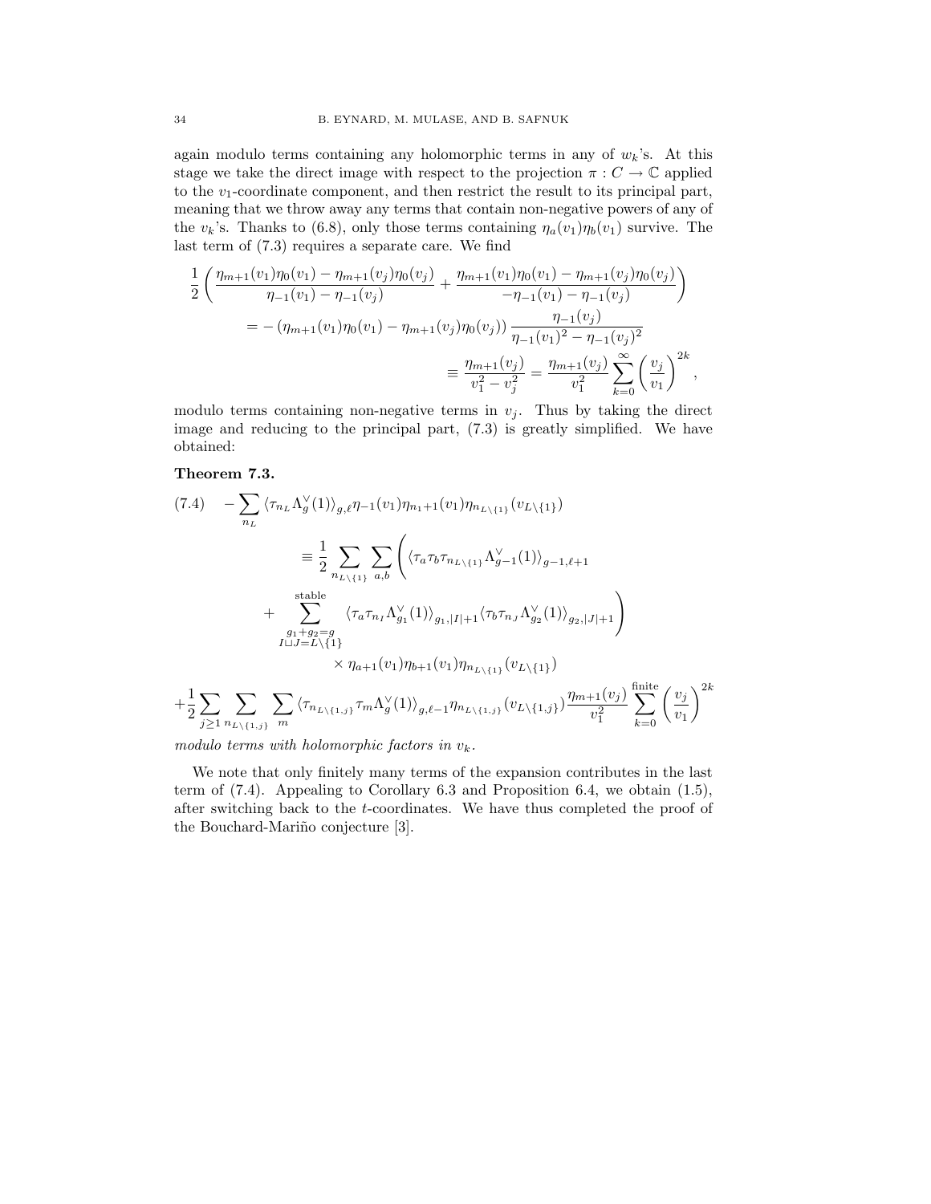again modulo terms containing any holomorphic terms in any of $w_k$'s. At this stage we take the direct image with respect to the projection $\pi : C \to \mathbb{C}$ applied to the $v_1$-coordinate component, and then restrict the result to its principal part, meaning that we throw away any terms that contain non-negative powers of any of the $v_k$'s. Thanks to (6.8), only those terms containing $\eta_a(v_1)\eta_b(v_1)$ survive. The last term of (7.3) requires a separate care. We find

$$
\begin{aligned}
\frac{1}{2}\left(\frac{\eta_{m+1}(v_1)\eta_0(v_1)-\eta_{m+1}(v_j)\eta_0(v_j)}{\eta_{-1}(v_1)-\eta_{-1}(v_j)}+\frac{\eta_{m+1}(v_1)\eta_0(v_1)-\eta_{m+1}(v_j)\eta_0(v_j)}{-\eta_{-1}(v_1)-\eta_{-1}(v_j)}\right)& \\
= -\left(\eta_{m+1}(v_1)\eta_0(v_1)-\eta_{m+1}(v_j)\eta_0(v_j)\right)\frac{\eta_{-1}(v_j)}{\eta_{-1}(v_1)^2-\eta_{-1}(v_j)^2}& \\
\equiv \frac{\eta_{m+1}(v_j)}{v_1^2-v_j^2}=\frac{\eta_{m+1}(v_j)}{v_1^2}\sum_{k=0}^{\infty}\left(\frac{v_j}{v_1}\right)^{2k},&
\end{aligned}
$$

modulo terms containing non-negative terms in $v_j$. Thus by taking the direct image and reducing to the principal part, (7.3) is greatly simplified. We have obtained:

**Theorem 7.3.**

$$
\begin{aligned}
(7.4)\quad -\sum_{n_L}\langle\tau_{n_L}\Lambda_g^\vee(1)\rangle_{g,\ell}\,\eta_{-1}(v_1)\eta_{n_1+1}(v_1)\eta_{n_{L\setminus\{1\}}}(v_{L\setminus\{1\}})& \\
\equiv \frac{1}{2}\sum_{n_{L\setminus\{1\}}}\sum_{a,b}\Bigg(\langle\tau_a\tau_b\tau_{n_{L\setminus\{1\}}}\Lambda_{g-1}^\vee(1)\rangle_{g-1,\ell+1}& \\
+\sum_{\substack{g_1+g_2=g\\ I\sqcup J=L\setminus\{1\}}}^{\text{stable}}\langle\tau_a\tau_{n_I}\Lambda_{g_1}^\vee(1)\rangle_{g_1,|I|+1}\langle\tau_b\tau_{n_J}\Lambda_{g_2}^\vee(1)\rangle_{g_2,|J|+1}\Bigg)& \\
\times\,\eta_{a+1}(v_1)\eta_{b+1}(v_1)\eta_{n_{L\setminus\{1\}}}(v_{L\setminus\{1\}})& \\
+\frac{1}{2}\sum_{j\geq 1}\sum_{n_{L\setminus\{1,j\}}}\sum_m\langle\tau_{n_{L\setminus\{1,j\}}}\tau_m\Lambda_g^\vee(1)\rangle_{g,\ell-1}\eta_{n_{L\setminus\{1,j\}}}(v_{L\setminus\{1,j\}})\frac{\eta_{m+1}(v_j)}{v_1^2}\sum_{k=0}^{\text{finite}}\left(\frac{v_j}{v_1}\right)^{2k}&
\end{aligned}
$$

*modulo terms with holomorphic factors in $v_k$.*

We note that only finitely many terms of the expansion contributes in the last term of (7.4). Appealing to Corollary 6.3 and Proposition 6.4, we obtain (1.5), after switching back to the $t$-coordinates. We have thus completed the proof of the Bouchard-Mariño conjecture [3].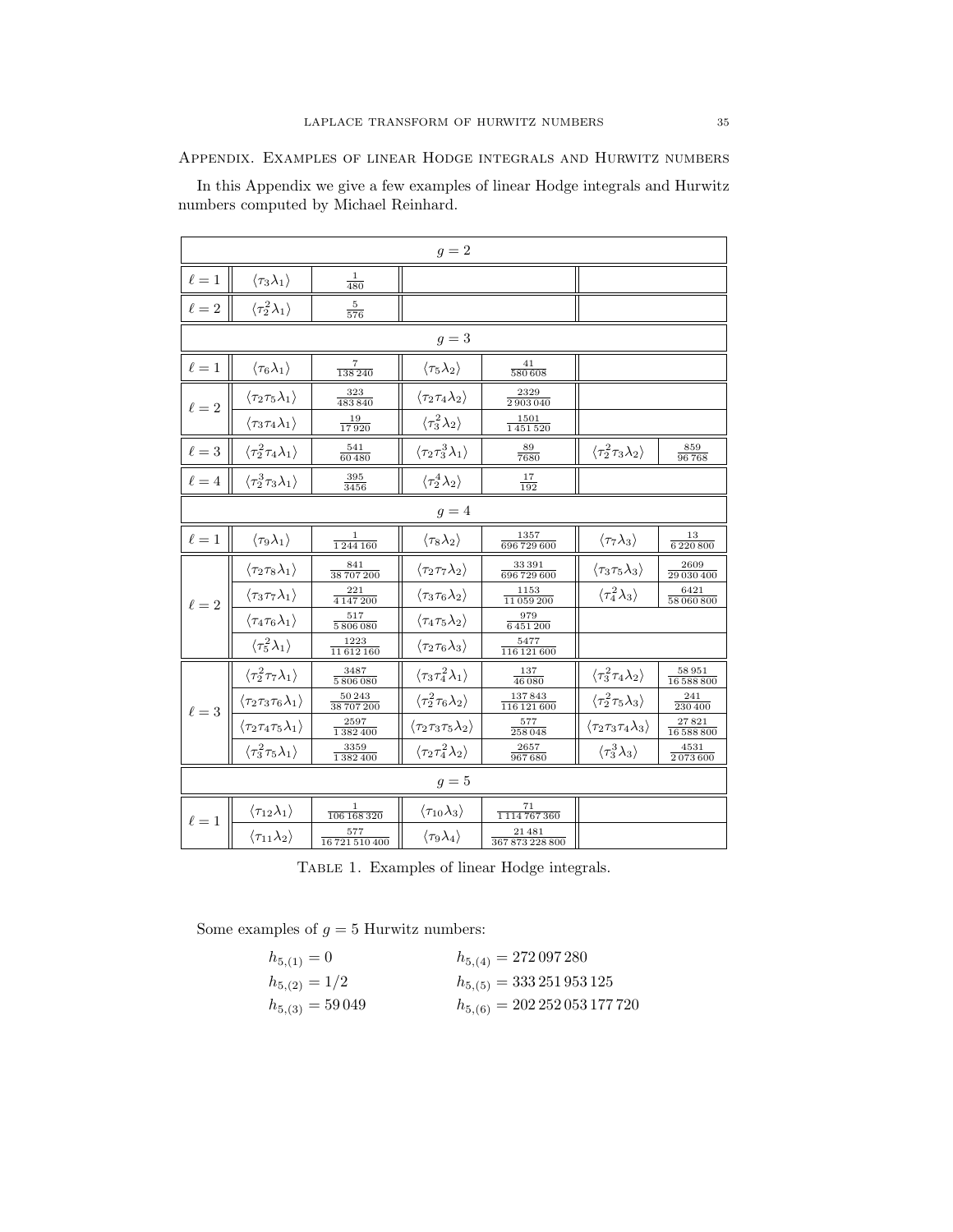## Appendix. Examples of linear Hodge integrals and Hurwitz numbers

In this Appendix we give a few examples of linear Hodge integrals and Hurwitz numbers computed by Michael Reinhard.

| | | | | | | |
|---|---|---|---|---|---|---|
| $g=2$ | | | | | | |
| $\ell=1$ | $\langle\tau_3\lambda_1\rangle$ | $\frac{1}{480}$ | | | | |
| $\ell=2$ | $\langle\tau_2^2\lambda_1\rangle$ | $\frac{5}{576}$ | | | | |
| $g=3$ | | | | | | |
| $\ell=1$ | $\langle\tau_6\lambda_1\rangle$ | $\frac{7}{138\,240}$ | $\langle\tau_5\lambda_2\rangle$ | $\frac{41}{580\,608}$ | | |
| $\ell=2$ | $\langle\tau_2\tau_5\lambda_1\rangle$ | $\frac{323}{483\,840}$ | $\langle\tau_2\tau_4\lambda_2\rangle$ | $\frac{2329}{2\,903\,040}$ | | |
| | $\langle\tau_3\tau_4\lambda_1\rangle$ | $\frac{19}{17\,920}$ | $\langle\tau_3^2\lambda_2\rangle$ | $\frac{1501}{1\,451\,520}$ | | |
| $\ell=3$ | $\langle\tau_2^2\tau_4\lambda_1\rangle$ | $\frac{541}{60\,480}$ | $\langle\tau_2\tau_3^3\lambda_1\rangle$ | $\frac{89}{7680}$ | $\langle\tau_2^2\tau_3\lambda_2\rangle$ | $\frac{859}{96\,768}$ |
| $\ell=4$ | $\langle\tau_2^3\tau_3\lambda_1\rangle$ | $\frac{395}{3456}$ | $\langle\tau_2^4\lambda_2\rangle$ | $\frac{17}{192}$ | | |
| $g=4$ | | | | | | |
| $\ell=1$ | $\langle\tau_9\lambda_1\rangle$ | $\frac{1}{1\,244\,160}$ | $\langle\tau_8\lambda_2\rangle$ | $\frac{1357}{696\,729\,600}$ | $\langle\tau_7\lambda_3\rangle$ | $\frac{13}{6\,220\,800}$ |
| $\ell=2$ | $\langle\tau_2\tau_8\lambda_1\rangle$ | $\frac{841}{38\,707\,200}$ | $\langle\tau_2\tau_7\lambda_2\rangle$ | $\frac{33\,391}{696\,729\,600}$ | $\langle\tau_3\tau_5\lambda_3\rangle$ | $\frac{2609}{29\,030\,400}$ |
| | $\langle\tau_3\tau_7\lambda_1\rangle$ | $\frac{221}{4\,147\,200}$ | $\langle\tau_3\tau_6\lambda_2\rangle$ | $\frac{1153}{11\,059\,200}$ | $\langle\tau_4^2\lambda_3\rangle$ | $\frac{6421}{58\,060\,800}$ |
| | $\langle\tau_4\tau_6\lambda_1\rangle$ | $\frac{517}{5\,806\,080}$ | $\langle\tau_4\tau_5\lambda_2\rangle$ | $\frac{979}{6\,451\,200}$ | | |
| | $\langle\tau_5^2\lambda_1\rangle$ | $\frac{1223}{11\,612\,160}$ | $\langle\tau_2\tau_6\lambda_3\rangle$ | $\frac{5477}{116\,121\,600}$ | | |
| $\ell=3$ | $\langle\tau_2^2\tau_7\lambda_1\rangle$ | $\frac{3487}{5\,806\,080}$ | $\langle\tau_3\tau_4^2\lambda_1\rangle$ | $\frac{137}{46\,080}$ | $\langle\tau_3^2\tau_4\lambda_2\rangle$ | $\frac{58\,951}{16\,588\,800}$ |
| | $\langle\tau_2\tau_3\tau_6\lambda_1\rangle$ | $\frac{50\,243}{38\,707\,200}$ | $\langle\tau_2^2\tau_6\lambda_2\rangle$ | $\frac{137\,843}{116\,121\,600}$ | $\langle\tau_2^2\tau_5\lambda_3\rangle$ | $\frac{241}{230\,400}$ |
| | $\langle\tau_2\tau_4\tau_5\lambda_1\rangle$ | $\frac{2597}{1\,382\,400}$ | $\langle\tau_2\tau_3\tau_5\lambda_2\rangle$ | $\frac{577}{258\,048}$ | $\langle\tau_2\tau_3\tau_4\lambda_3\rangle$ | $\frac{27\,821}{16\,588\,800}$ |
| | $\langle\tau_3^2\tau_5\lambda_1\rangle$ | $\frac{3359}{1\,382\,400}$ | $\langle\tau_2\tau_4^2\lambda_2\rangle$ | $\frac{2657}{967\,680}$ | $\langle\tau_3^3\lambda_3\rangle$ | $\frac{4531}{2\,073\,600}$ |
| $g=5$ | | | | | | |
| $\ell=1$ | $\langle\tau_{12}\lambda_1\rangle$ | $\frac{1}{106\,168\,320}$ | $\langle\tau_{10}\lambda_3\rangle$ | $\frac{71}{1\,114\,767\,360}$ | | |
| | $\langle\tau_{11}\lambda_2\rangle$ | $\frac{577}{16\,721\,510\,400}$ | $\langle\tau_9\lambda_4\rangle$ | $\frac{21\,481}{367\,873\,228\,800}$ | | |

Table 1. Examples of linear Hodge integrals.

Some examples of $g=5$ Hurwitz numbers:

$$h_{5,(1)} = 0 \qquad h_{5,(4)} = 272\,097\,280$$

$$h_{5,(2)} = 1/2 \qquad h_{5,(5)} = 333\,251\,953\,125$$

$$h_{5,(3)} = 59\,049 \qquad h_{5,(6)} = 202\,252\,053\,177\,720$$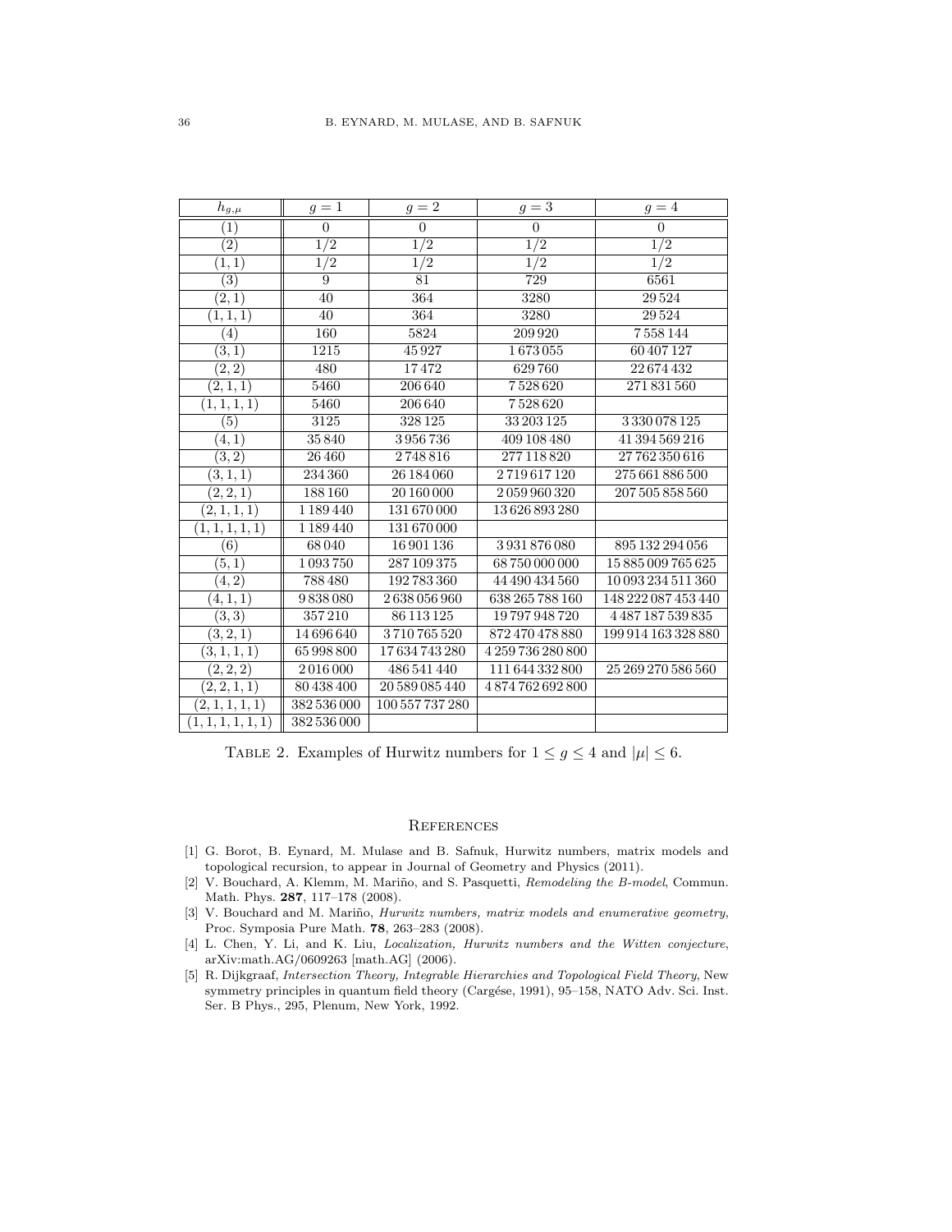| $h_{g,\mu}$ | $g=1$ | $g=2$ | $g=3$ | $g=4$ |
|---|---|---|---|---|
| $(1)$ | 0 | 0 | 0 | 0 |
| $(2)$ | $1/2$ | $1/2$ | $1/2$ | $1/2$ |
| $(1,1)$ | $1/2$ | $1/2$ | $1/2$ | $1/2$ |
| $(3)$ | 9 | 81 | 729 | 6561 |
| $(2,1)$ | 40 | 364 | 3280 | 29 524 |
| $(1,1,1)$ | 40 | 364 | 3280 | 29 524 |
| $(4)$ | 160 | 5824 | 209 920 | 7 558 144 |
| $(3,1)$ | 1215 | 45 927 | 1 673 055 | 60 407 127 |
| $(2,2)$ | 480 | 17 472 | 629 760 | 22 674 432 |
| $(2,1,1)$ | 5460 | 206 640 | 7 528 620 | 271 831 560 |
| $(1,1,1,1)$ | 5460 | 206 640 | 7 528 620 | |
| $(5)$ | 3125 | 328 125 | 33 203 125 | 3 330 078 125 |
| $(4,1)$ | 35 840 | 3 956 736 | 409 108 480 | 41 394 569 216 |
| $(3,2)$ | 26 460 | 2 748 816 | 277 118 820 | 27 762 350 616 |
| $(3,1,1)$ | 234 360 | 26 184 060 | 2 719 617 120 | 275 661 886 500 |
| $(2,2,1)$ | 188 160 | 20 160 000 | 2 059 960 320 | 207 505 858 560 |
| $(2,1,1,1)$ | 1 189 440 | 131 670 000 | 13 626 893 280 | |
| $(1,1,1,1,1)$ | 1 189 440 | 131 670 000 | | |
| $(6)$ | 68 040 | 16 901 136 | 3 931 876 080 | 895 132 294 056 |
| $(5,1)$ | 1 093 750 | 287 109 375 | 68 750 000 000 | 15 885 009 765 625 |
| $(4,2)$ | 788 480 | 192 783 360 | 44 490 434 560 | 10 093 234 511 360 |
| $(4,1,1)$ | 9 838 080 | 2 638 056 960 | 638 265 788 160 | 148 222 087 453 440 |
| $(3,3)$ | 357 210 | 86 113 125 | 19 797 948 720 | 4 487 187 539 835 |
| $(3,2,1)$ | 14 696 640 | 3 710 765 520 | 872 470 478 880 | 199 914 163 328 880 |
| $(3,1,1,1)$ | 65 998 800 | 17 634 743 280 | 4 259 736 280 800 | |
| $(2,2,2)$ | 2 016 000 | 486 541 440 | 111 644 332 800 | 25 269 270 586 560 |
| $(2,2,1,1)$ | 80 438 400 | 20 589 085 440 | 4 874 762 692 800 | |
| $(2,1,1,1,1)$ | 382 536 000 | 100 557 737 280 | | |
| $(1,1,1,1,1,1)$ | 382 536 000 | | | |

Table 2. Examples of Hurwitz numbers for $1 \le g \le 4$ and $|\mu| \le 6$.

## References

[1] G. Borot, B. Eynard, M. Mulase and B. Safnuk, Hurwitz numbers, matrix models and topological recursion, to appear in Journal of Geometry and Physics (2011).

[2] V. Bouchard, A. Klemm, M. Mariño, and S. Pasquetti, *Remodeling the B-model*, Commun. Math. Phys. **287**, 117–178 (2008).

[3] V. Bouchard and M. Mariño, *Hurwitz numbers, matrix models and enumerative geometry*, Proc. Symposia Pure Math. **78**, 263–283 (2008).

[4] L. Chen, Y. Li, and K. Liu, *Localization, Hurwitz numbers and the Witten conjecture*, arXiv:math.AG/0609263 [math.AG] (2006).

[5] R. Dijkgraaf, *Intersection Theory, Integrable Hierarchies and Topological Field Theory*, New symmetry principles in quantum field theory (Cargése, 1991), 95–158, NATO Adv. Sci. Inst. Ser. B Phys., 295, Plenum, New York, 1992.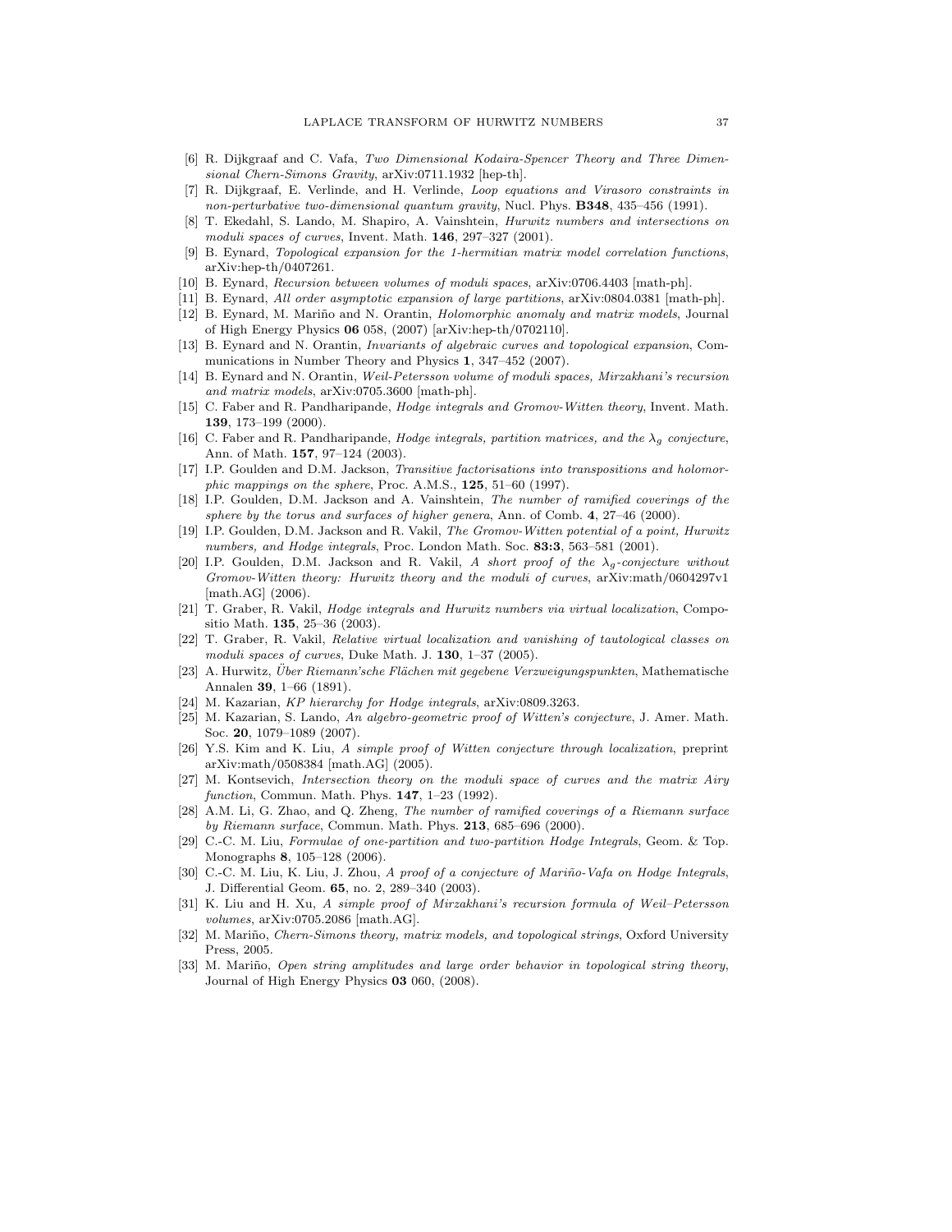[6] R. Dijkgraaf and C. Vafa, *Two Dimensional Kodaira-Spencer Theory and Three Dimensional Chern-Simons Gravity*, arXiv:0711.1932 [hep-th].

[7] R. Dijkgraaf, E. Verlinde, and H. Verlinde, *Loop equations and Virasoro constraints in non-perturbative two-dimensional quantum gravity*, Nucl. Phys. **B348**, 435–456 (1991).

[8] T. Ekedahl, S. Lando, M. Shapiro, A. Vainshtein, *Hurwitz numbers and intersections on moduli spaces of curves*, Invent. Math. **146**, 297–327 (2001).

[9] B. Eynard, *Topological expansion for the 1-hermitian matrix model correlation functions*, arXiv:hep-th/0407261.

[10] B. Eynard, *Recursion between volumes of moduli spaces*, arXiv:0706.4403 [math-ph].

[11] B. Eynard, *All order asymptotic expansion of large partitions*, arXiv:0804.0381 [math-ph].

[12] B. Eynard, M. Mariño and N. Orantin, *Holomorphic anomaly and matrix models*, Journal of High Energy Physics **06** 058, (2007) [arXiv:hep-th/0702110].

[13] B. Eynard and N. Orantin, *Invariants of algebraic curves and topological expansion*, Communications in Number Theory and Physics **1**, 347–452 (2007).

[14] B. Eynard and N. Orantin, *Weil-Petersson volume of moduli spaces, Mirzakhani's recursion and matrix models*, arXiv:0705.3600 [math-ph].

[15] C. Faber and R. Pandharipande, *Hodge integrals and Gromov-Witten theory*, Invent. Math. **139**, 173–199 (2000).

[16] C. Faber and R. Pandharipande, *Hodge integrals, partition matrices, and the $\lambda_g$ conjecture*, Ann. of Math. **157**, 97–124 (2003).

[17] I.P. Goulden and D.M. Jackson, *Transitive factorisations into transpositions and holomorphic mappings on the sphere*, Proc. A.M.S., **125**, 51–60 (1997).

[18] I.P. Goulden, D.M. Jackson and A. Vainshtein, *The number of ramified coverings of the sphere by the torus and surfaces of higher genera*, Ann. of Comb. **4**, 27–46 (2000).

[19] I.P. Goulden, D.M. Jackson and R. Vakil, *The Gromov-Witten potential of a point, Hurwitz numbers, and Hodge integrals*, Proc. London Math. Soc. **83:3**, 563–581 (2001).

[20] I.P. Goulden, D.M. Jackson and R. Vakil, *A short proof of the $\lambda_g$-conjecture without Gromov-Witten theory: Hurwitz theory and the moduli of curves*, arXiv:math/0604297v1 [math.AG] (2006).

[21] T. Graber, R. Vakil, *Hodge integrals and Hurwitz numbers via virtual localization*, Compositio Math. **135**, 25–36 (2003).

[22] T. Graber, R. Vakil, *Relative virtual localization and vanishing of tautological classes on moduli spaces of curves*, Duke Math. J. **130**, 1–37 (2005).

[23] A. Hurwitz, *Über Riemann'sche Flächen mit gegebene Verzweigungspunkten*, Mathematische Annalen **39**, 1–66 (1891).

[24] M. Kazarian, *KP hierarchy for Hodge integrals*, arXiv:0809.3263.

[25] M. Kazarian, S. Lando, *An algebro-geometric proof of Witten's conjecture*, J. Amer. Math. Soc. **20**, 1079–1089 (2007).

[26] Y.S. Kim and K. Liu, *A simple proof of Witten conjecture through localization*, preprint arXiv:math/0508384 [math.AG] (2005).

[27] M. Kontsevich, *Intersection theory on the moduli space of curves and the matrix Airy function*, Commun. Math. Phys. **147**, 1–23 (1992).

[28] A.M. Li, G. Zhao, and Q. Zheng, *The number of ramified coverings of a Riemann surface by Riemann surface*, Commun. Math. Phys. **213**, 685–696 (2000).

[29] C.-C. M. Liu, *Formulae of one-partition and two-partition Hodge Integrals*, Geom. & Top. Monographs **8**, 105–128 (2006).

[30] C.-C. M. Liu, K. Liu, J. Zhou, *A proof of a conjecture of Mariño-Vafa on Hodge Integrals*, J. Differential Geom. **65**, no. 2, 289–340 (2003).

[31] K. Liu and H. Xu, *A simple proof of Mirzakhani's recursion formula of Weil–Petersson volumes*, arXiv:0705.2086 [math.AG].

[32] M. Mariño, *Chern-Simons theory, matrix models, and topological strings*, Oxford University Press, 2005.

[33] M. Mariño, *Open string amplitudes and large order behavior in topological string theory*, Journal of High Energy Physics **03** 060, (2008).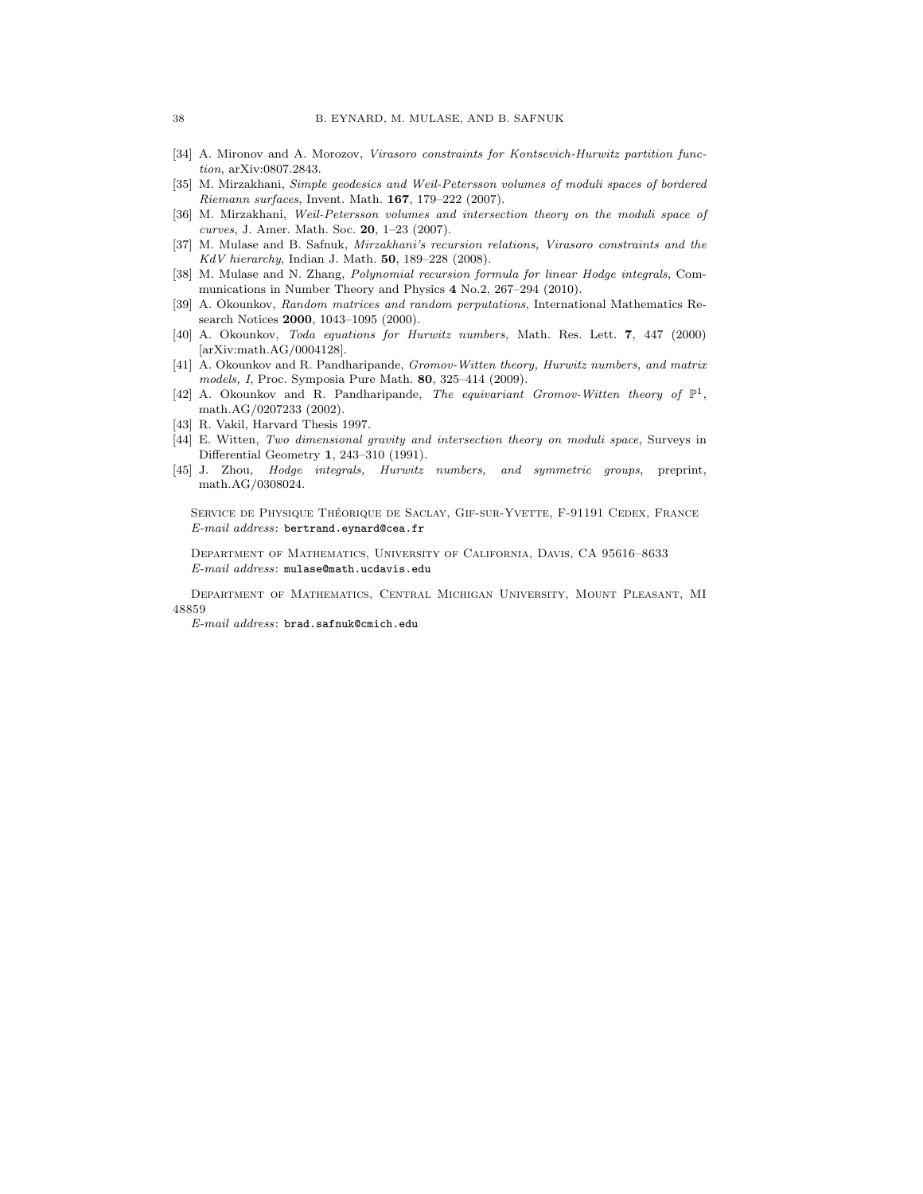[34] A. Mironov and A. Morozov, *Virasoro constraints for Kontsevich-Hurwitz partition function*, arXiv:0807.2843.

[35] M. Mirzakhani, *Simple geodesics and Weil-Petersson volumes of moduli spaces of bordered Riemann surfaces*, Invent. Math. **167**, 179–222 (2007).

[36] M. Mirzakhani, *Weil-Petersson volumes and intersection theory on the moduli space of curves*, J. Amer. Math. Soc. **20**, 1–23 (2007).

[37] M. Mulase and B. Safnuk, *Mirzakhani's recursion relations, Virasoro constraints and the KdV hierarchy*, Indian J. Math. **50**, 189–228 (2008).

[38] M. Mulase and N. Zhang, *Polynomial recursion formula for linear Hodge integrals*, Communications in Number Theory and Physics **4** No.2, 267–294 (2010).

[39] A. Okounkov, *Random matrices and random perputations*, International Mathematics Research Notices **2000**, 1043–1095 (2000).

[40] A. Okounkov, *Toda equations for Hurwitz numbers*, Math. Res. Lett. **7**, 447 (2000) [arXiv:math.AG/0004128].

[41] A. Okounkov and R. Pandharipande, *Gromov-Witten theory, Hurwitz numbers, and matrix models, I*, Proc. Symposia Pure Math. **80**, 325–414 (2009).

[42] A. Okounkov and R. Pandharipande, *The equivariant Gromov-Witten theory of* $\mathbb{P}^1$, math.AG/0207233 (2002).

[43] R. Vakil, Harvard Thesis 1997.

[44] E. Witten, *Two dimensional gravity and intersection theory on moduli space*, Surveys in Differential Geometry **1**, 243–310 (1991).

[45] J. Zhou, *Hodge integrals, Hurwitz numbers, and symmetric groups*, preprint, math.AG/0308024.

Service de Physique Théorique de Saclay, Gif-sur-Yvette, F-91191 Cedex, France
*E-mail address*: bertrand.eynard@cea.fr

Department of Mathematics, University of California, Davis, CA 95616–8633
*E-mail address*: mulase@math.ucdavis.edu

Department of Mathematics, Central Michigan University, Mount Pleasant, MI 48859
*E-mail address*: brad.safnuk@cmich.edu